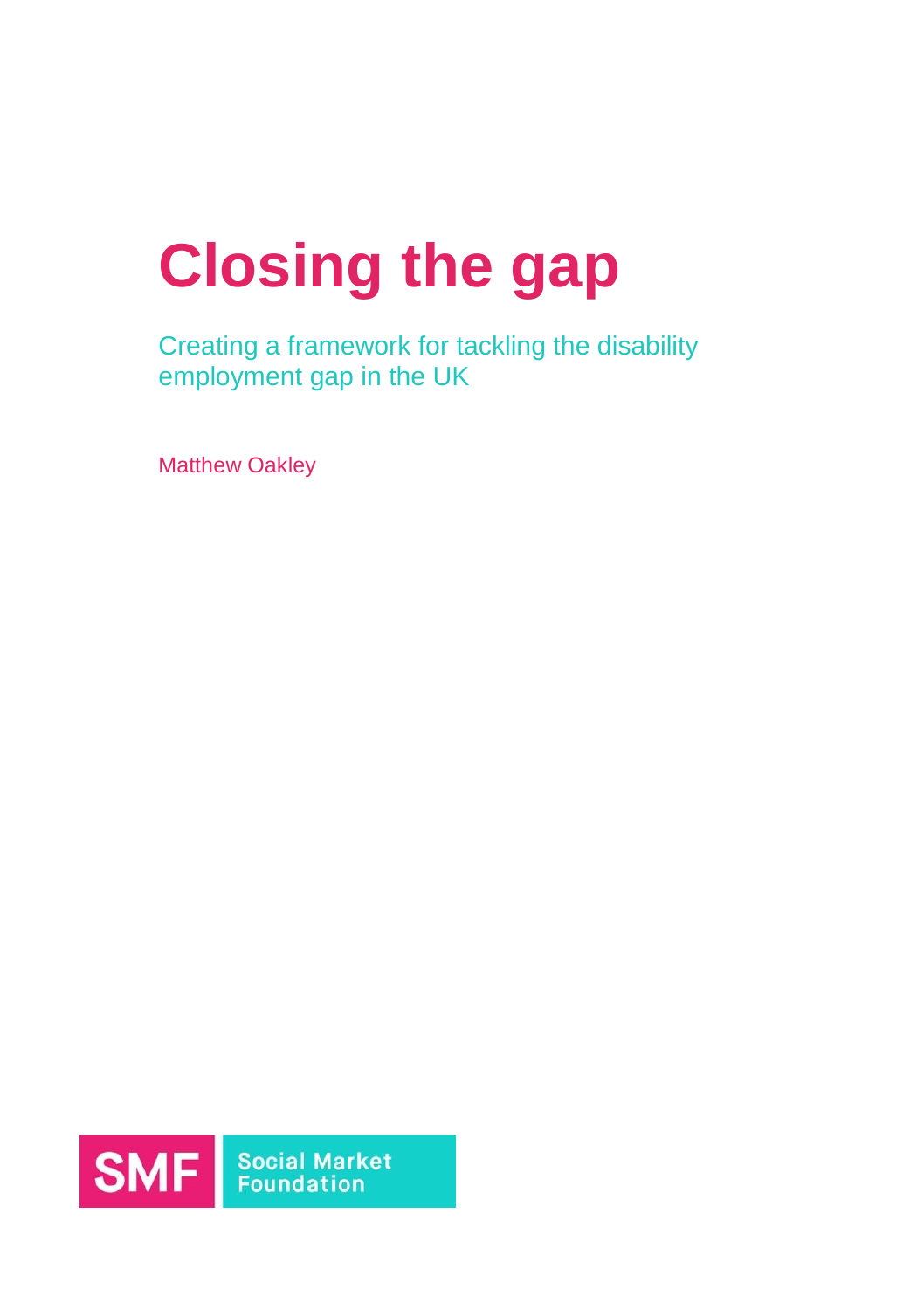# Closing the gap

## Creating a framework for tackling the disability employment gap in the UK

Matthew Oakley

SMF Social Market Foundation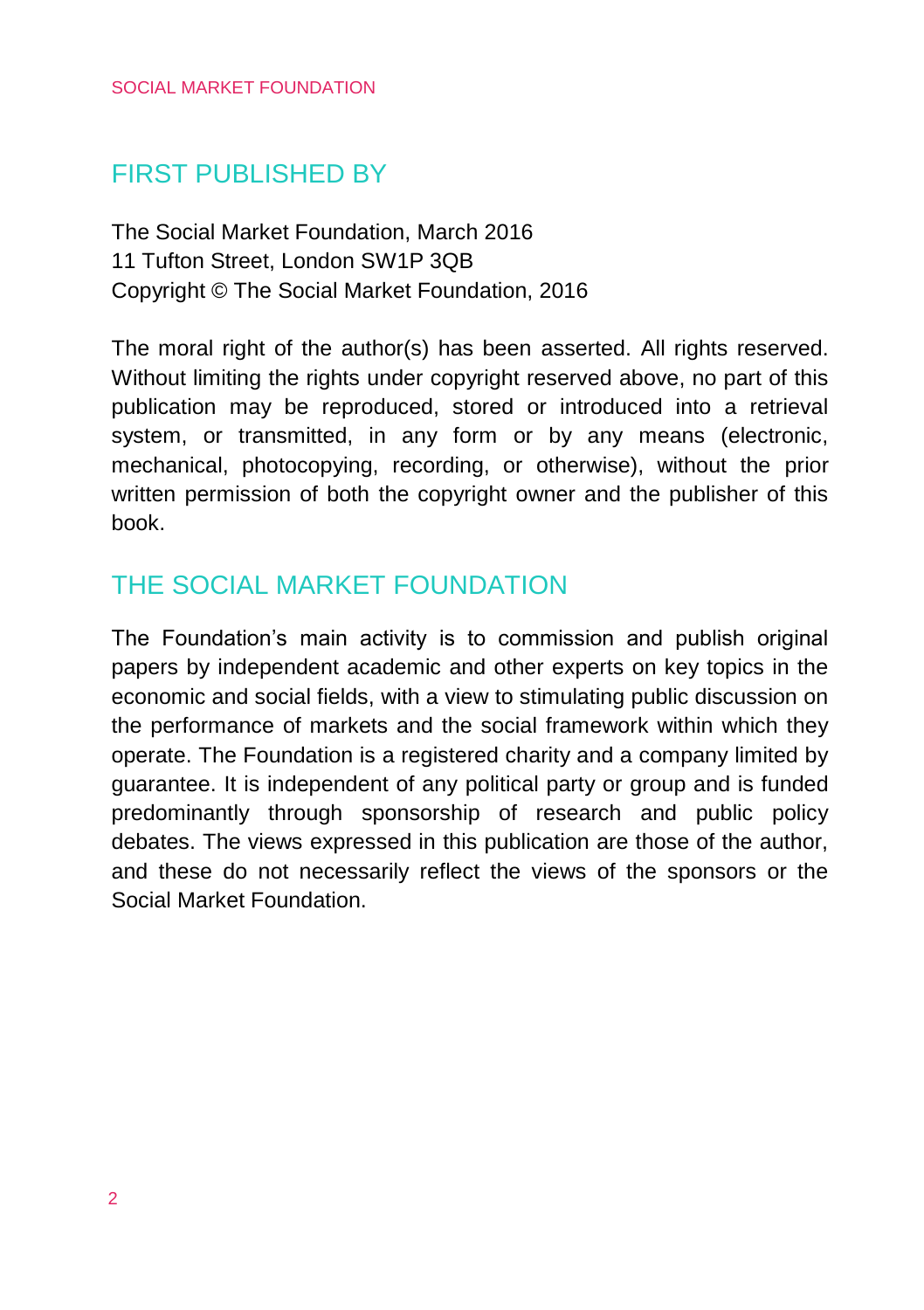## FIRST PUBLISHED BY

The Social Market Foundation, March 2016
11 Tufton Street, London SW1P 3QB
Copyright © The Social Market Foundation, 2016

The moral right of the author(s) has been asserted. All rights reserved. Without limiting the rights under copyright reserved above, no part of this publication may be reproduced, stored or introduced into a retrieval system, or transmitted, in any form or by any means (electronic, mechanical, photocopying, recording, or otherwise), without the prior written permission of both the copyright owner and the publisher of this book.

## THE SOCIAL MARKET FOUNDATION

The Foundation's main activity is to commission and publish original papers by independent academic and other experts on key topics in the economic and social fields, with a view to stimulating public discussion on the performance of markets and the social framework within which they operate. The Foundation is a registered charity and a company limited by guarantee. It is independent of any political party or group and is funded predominantly through sponsorship of research and public policy debates. The views expressed in this publication are those of the author, and these do not necessarily reflect the views of the sponsors or the Social Market Foundation.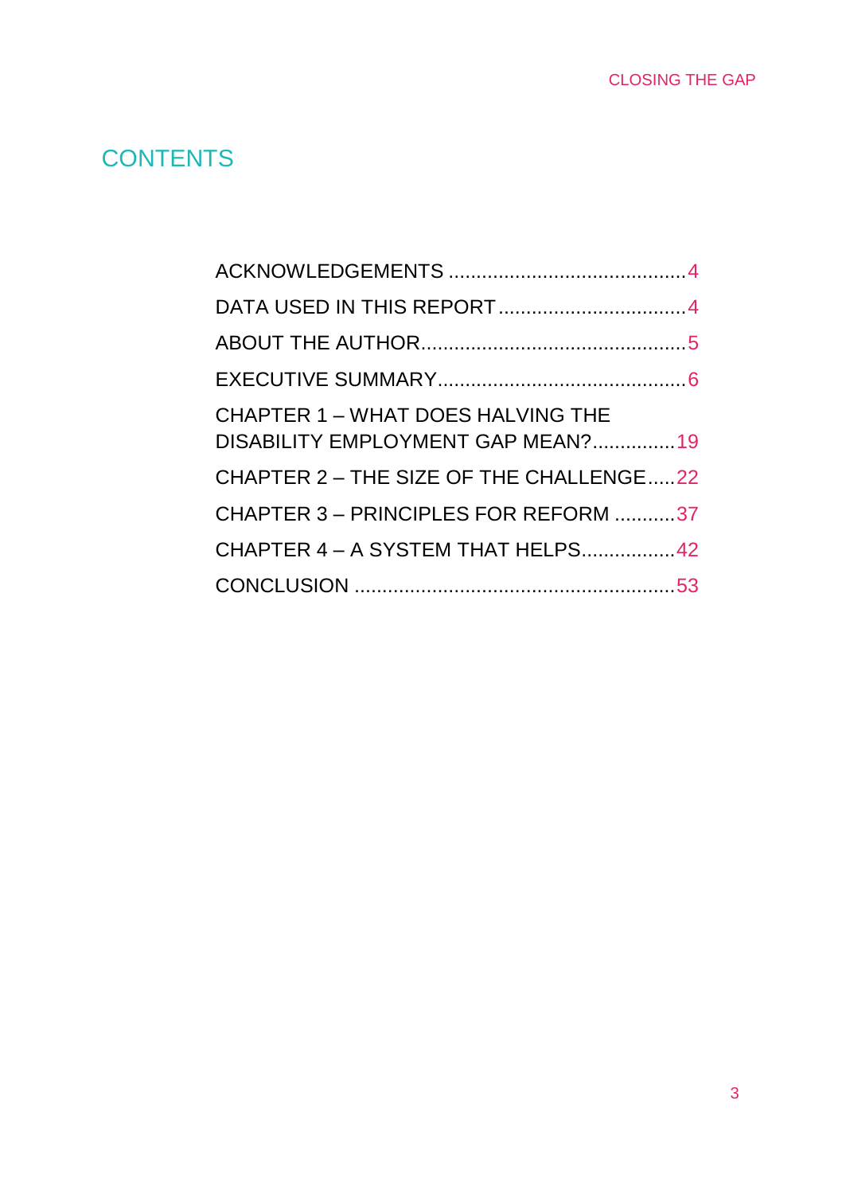# CONTENTS

ACKNOWLEDGEMENTS .......................................... 4

DATA USED IN THIS REPORT .................................. 4

ABOUT THE AUTHOR ............................................... 5

EXECUTIVE SUMMARY ............................................. 6

CHAPTER 1 – WHAT DOES HALVING THE DISABILITY EMPLOYMENT GAP MEAN? ............... 19

CHAPTER 2 – THE SIZE OF THE CHALLENGE ..... 22

CHAPTER 3 – PRINCIPLES FOR REFORM ........... 37

CHAPTER 4 – A SYSTEM THAT HELPS ................. 42

CONCLUSION .......................................................... 53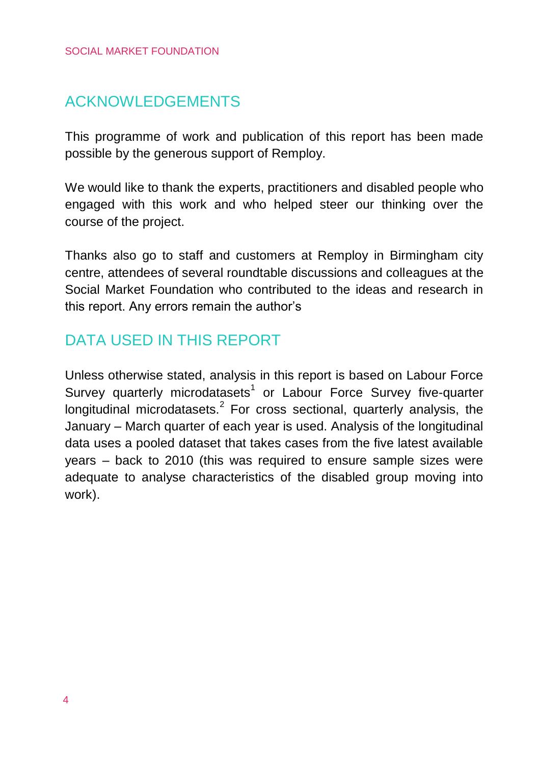## ACKNOWLEDGEMENTS

This programme of work and publication of this report has been made possible by the generous support of Remploy.

We would like to thank the experts, practitioners and disabled people who engaged with this work and who helped steer our thinking over the course of the project.

Thanks also go to staff and customers at Remploy in Birmingham city centre, attendees of several roundtable discussions and colleagues at the Social Market Foundation who contributed to the ideas and research in this report. Any errors remain the author's

## DATA USED IN THIS REPORT

Unless otherwise stated, analysis in this report is based on Labour Force Survey quarterly microdatasets[1] or Labour Force Survey five-quarter longitudinal microdatasets.[2] For cross sectional, quarterly analysis, the January – March quarter of each year is used. Analysis of the longitudinal data uses a pooled dataset that takes cases from the five latest available years – back to 2010 (this was required to ensure sample sizes were adequate to analyse characteristics of the disabled group moving into work).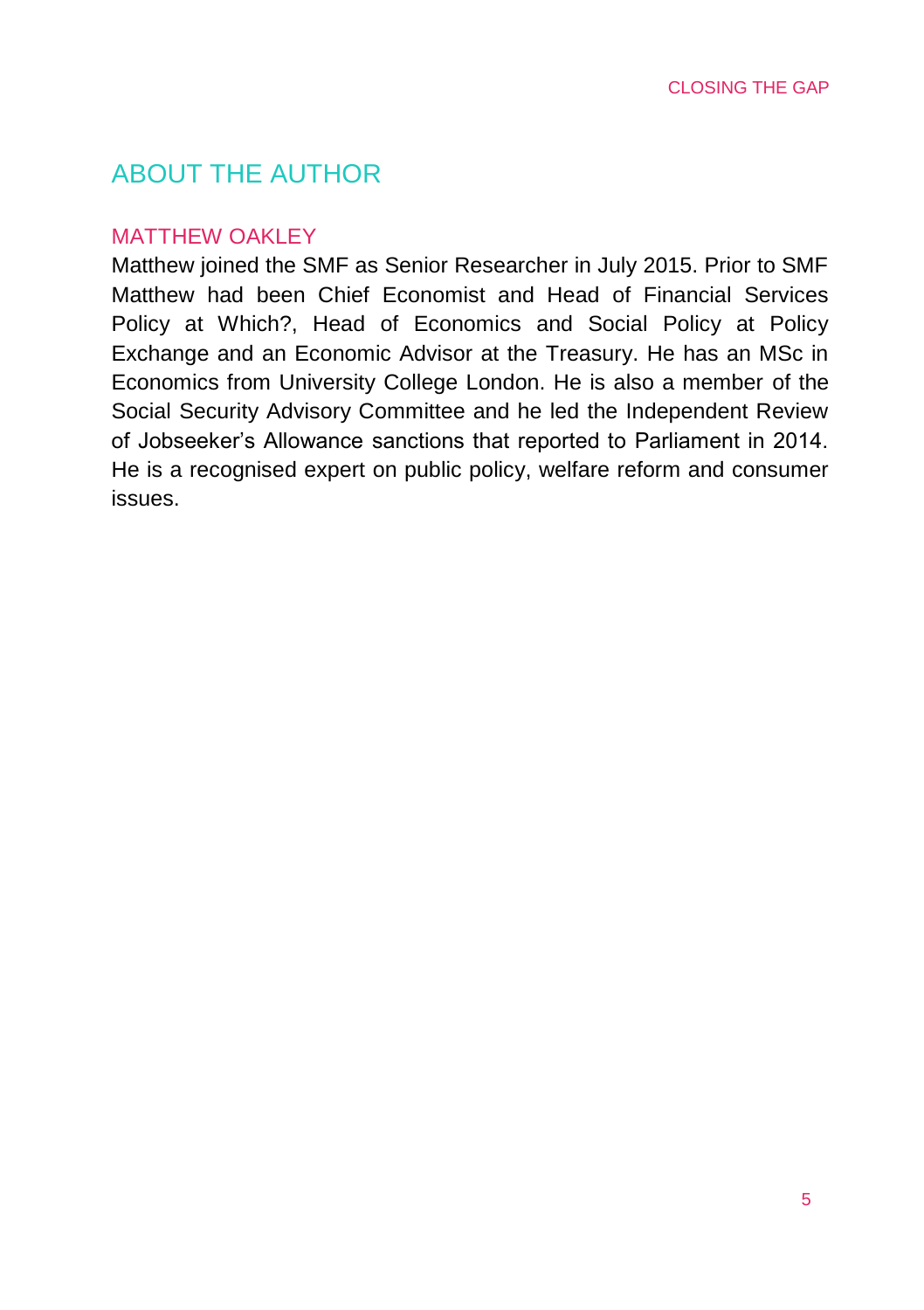# ABOUT THE AUTHOR

## MATTHEW OAKLEY

Matthew joined the SMF as Senior Researcher in July 2015. Prior to SMF Matthew had been Chief Economist and Head of Financial Services Policy at Which?, Head of Economics and Social Policy at Policy Exchange and an Economic Advisor at the Treasury. He has an MSc in Economics from University College London. He is also a member of the Social Security Advisory Committee and he led the Independent Review of Jobseeker's Allowance sanctions that reported to Parliament in 2014. He is a recognised expert on public policy, welfare reform and consumer issues.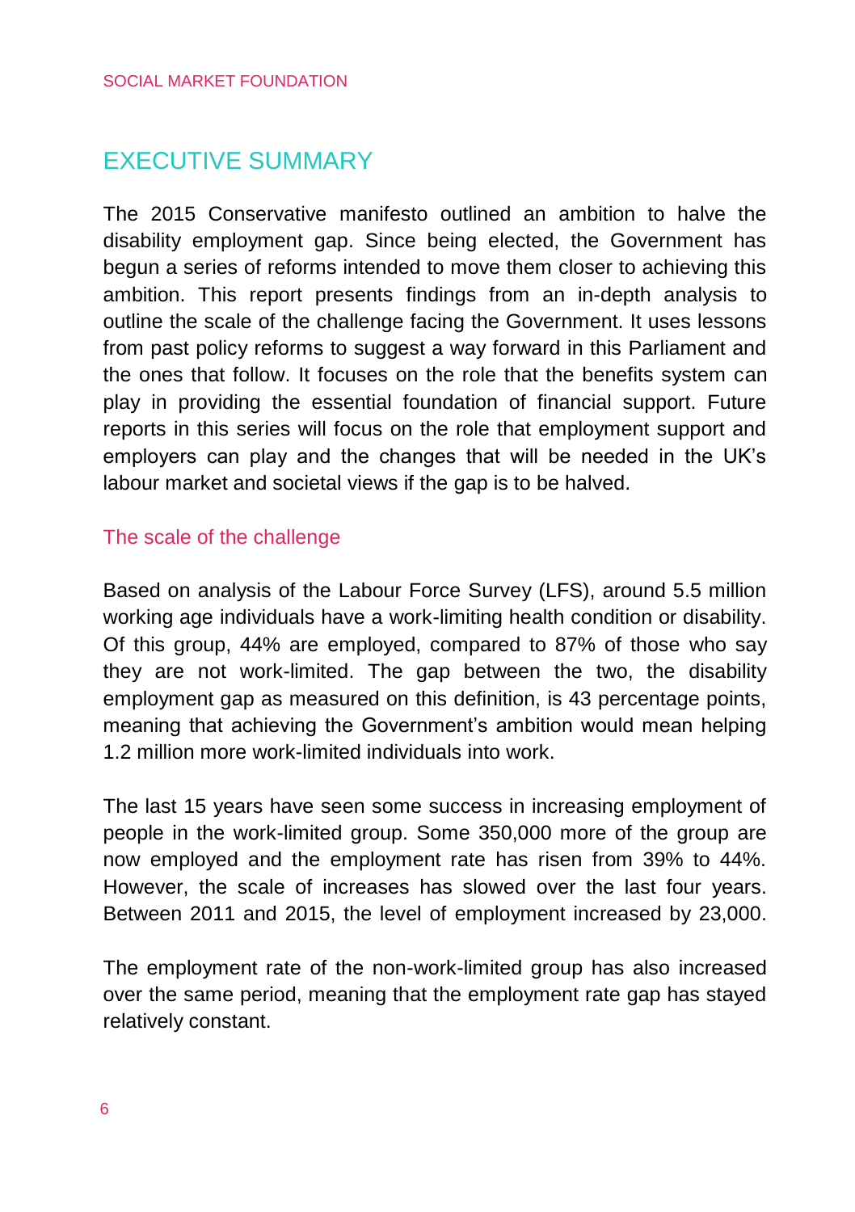# EXECUTIVE SUMMARY

The 2015 Conservative manifesto outlined an ambition to halve the disability employment gap. Since being elected, the Government has begun a series of reforms intended to move them closer to achieving this ambition. This report presents findings from an in-depth analysis to outline the scale of the challenge facing the Government. It uses lessons from past policy reforms to suggest a way forward in this Parliament and the ones that follow. It focuses on the role that the benefits system can play in providing the essential foundation of financial support. Future reports in this series will focus on the role that employment support and employers can play and the changes that will be needed in the UK's labour market and societal views if the gap is to be halved.

## The scale of the challenge

Based on analysis of the Labour Force Survey (LFS), around 5.5 million working age individuals have a work-limiting health condition or disability. Of this group, 44% are employed, compared to 87% of those who say they are not work-limited. The gap between the two, the disability employment gap as measured on this definition, is 43 percentage points, meaning that achieving the Government's ambition would mean helping 1.2 million more work-limited individuals into work.

The last 15 years have seen some success in increasing employment of people in the work-limited group. Some 350,000 more of the group are now employed and the employment rate has risen from 39% to 44%. However, the scale of increases has slowed over the last four years. Between 2011 and 2015, the level of employment increased by 23,000.

The employment rate of the non-work-limited group has also increased over the same period, meaning that the employment rate gap has stayed relatively constant.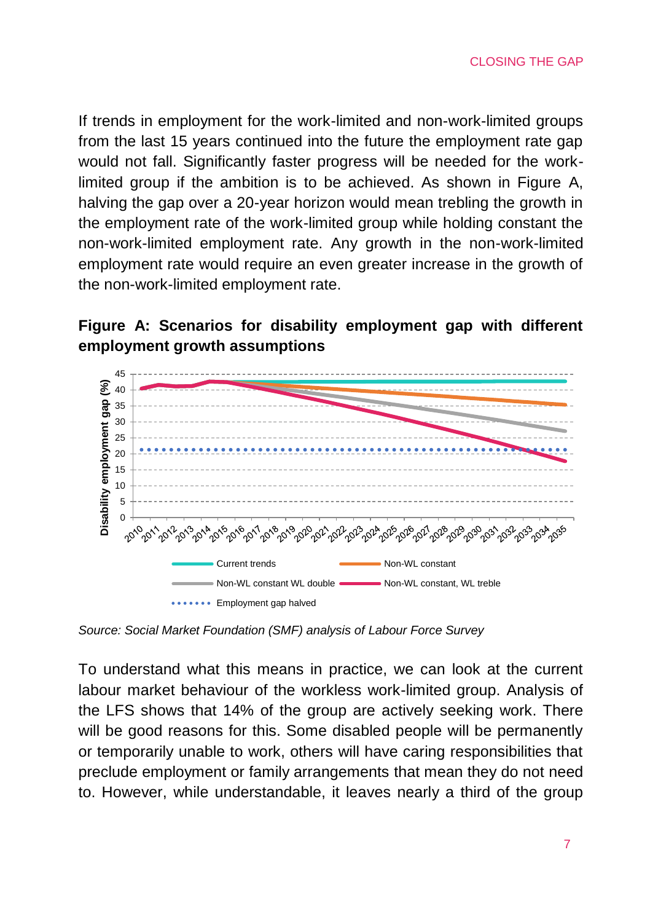If trends in employment for the work-limited and non-work-limited groups from the last 15 years continued into the future the employment rate gap would not fall. Significantly faster progress will be needed for the work-limited group if the ambition is to be achieved. As shown in Figure A, halving the gap over a 20-year horizon would mean trebling the growth in the employment rate of the work-limited group while holding constant the non-work-limited employment rate. Any growth in the non-work-limited employment rate would require an even greater increase in the growth of the non-work-limited employment rate.

**Figure A: Scenarios for disability employment gap with different employment growth assumptions**

*Source: Social Market Foundation (SMF) analysis of Labour Force Survey*

To understand what this means in practice, we can look at the current labour market behaviour of the workless work-limited group. Analysis of the LFS shows that 14% of the group are actively seeking work. There will be good reasons for this. Some disabled people will be permanently or temporarily unable to work, others will have caring responsibilities that preclude employment or family arrangements that mean they do not need to. However, while understandable, it leaves nearly a third of the group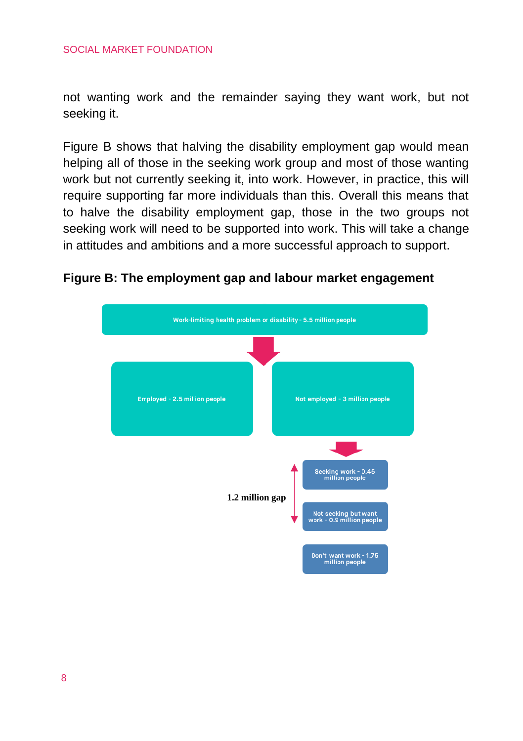not wanting work and the remainder saying they want work, but not seeking it.

Figure B shows that halving the disability employment gap would mean helping all of those in the seeking work group and most of those wanting work but not currently seeking it, into work. However, in practice, this will require supporting far more individuals than this. Overall this means that to halve the disability employment gap, those in the two groups not seeking work will need to be supported into work. This will take a change in attitudes and ambitions and a more successful approach to support.

**Figure B: The employment gap and labour market engagement**

Work-limiting health problem or disability - 5.5 million people

Employed - 2.5 million people

Not employed - 3 million people

Seeking work - 0.45 million people

Not seeking but want work - 0.9 million people

Don't want work - 1.75 million people

1.2 million gap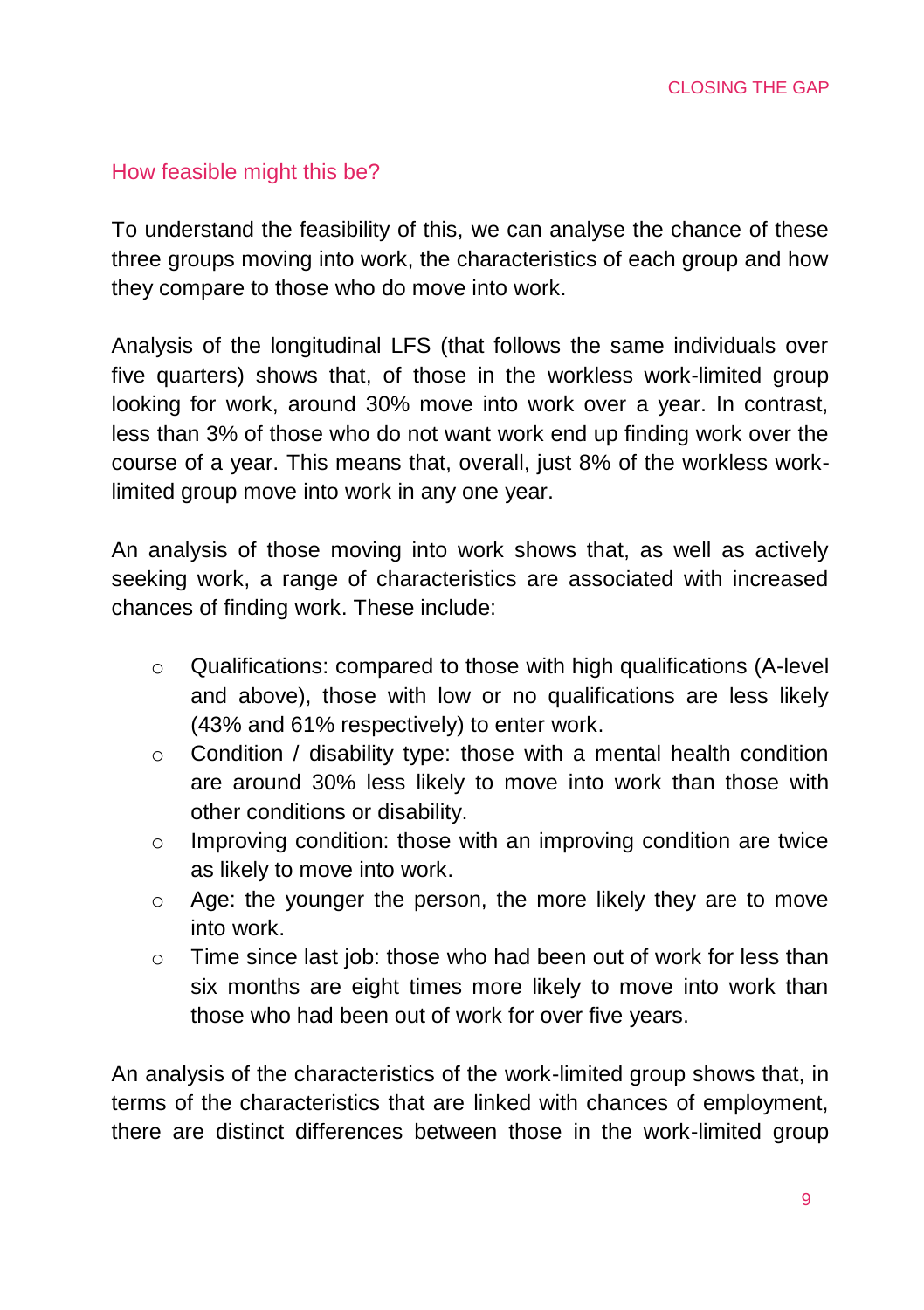## How feasible might this be?

To understand the feasibility of this, we can analyse the chance of these three groups moving into work, the characteristics of each group and how they compare to those who do move into work.

Analysis of the longitudinal LFS (that follows the same individuals over five quarters) shows that, of those in the workless work-limited group looking for work, around 30% move into work over a year. In contrast, less than 3% of those who do not want work end up finding work over the course of a year. This means that, overall, just 8% of the workless work-limited group move into work in any one year.

An analysis of those moving into work shows that, as well as actively seeking work, a range of characteristics are associated with increased chances of finding work. These include:

- Qualifications: compared to those with high qualifications (A-level and above), those with low or no qualifications are less likely (43% and 61% respectively) to enter work.
- Condition / disability type: those with a mental health condition are around 30% less likely to move into work than those with other conditions or disability.
- Improving condition: those with an improving condition are twice as likely to move into work.
- Age: the younger the person, the more likely they are to move into work.
- Time since last job: those who had been out of work for less than six months are eight times more likely to move into work than those who had been out of work for over five years.

An analysis of the characteristics of the work-limited group shows that, in terms of the characteristics that are linked with chances of employment, there are distinct differences between those in the work-limited group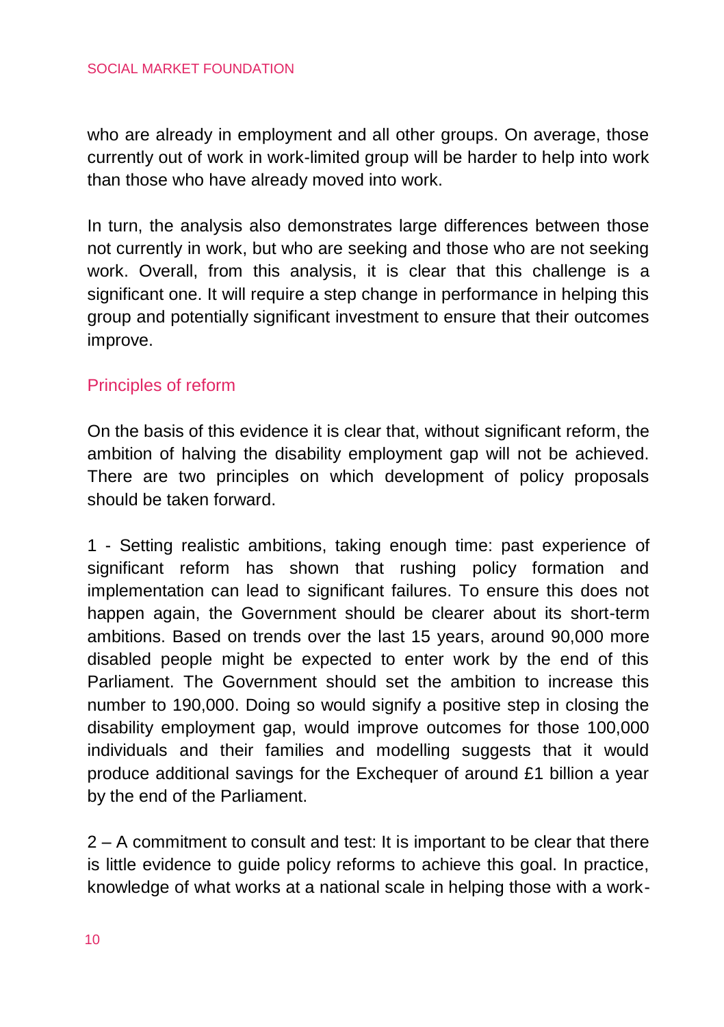who are already in employment and all other groups. On average, those currently out of work in work-limited group will be harder to help into work than those who have already moved into work.

In turn, the analysis also demonstrates large differences between those not currently in work, but who are seeking and those who are not seeking work. Overall, from this analysis, it is clear that this challenge is a significant one. It will require a step change in performance in helping this group and potentially significant investment to ensure that their outcomes improve.

## Principles of reform

On the basis of this evidence it is clear that, without significant reform, the ambition of halving the disability employment gap will not be achieved. There are two principles on which development of policy proposals should be taken forward.

1 - Setting realistic ambitions, taking enough time: past experience of significant reform has shown that rushing policy formation and implementation can lead to significant failures. To ensure this does not happen again, the Government should be clearer about its short-term ambitions. Based on trends over the last 15 years, around 90,000 more disabled people might be expected to enter work by the end of this Parliament. The Government should set the ambition to increase this number to 190,000. Doing so would signify a positive step in closing the disability employment gap, would improve outcomes for those 100,000 individuals and their families and modelling suggests that it would produce additional savings for the Exchequer of around £1 billion a year by the end of the Parliament.

2 – A commitment to consult and test: It is important to be clear that there is little evidence to guide policy reforms to achieve this goal. In practice, knowledge of what works at a national scale in helping those with a work-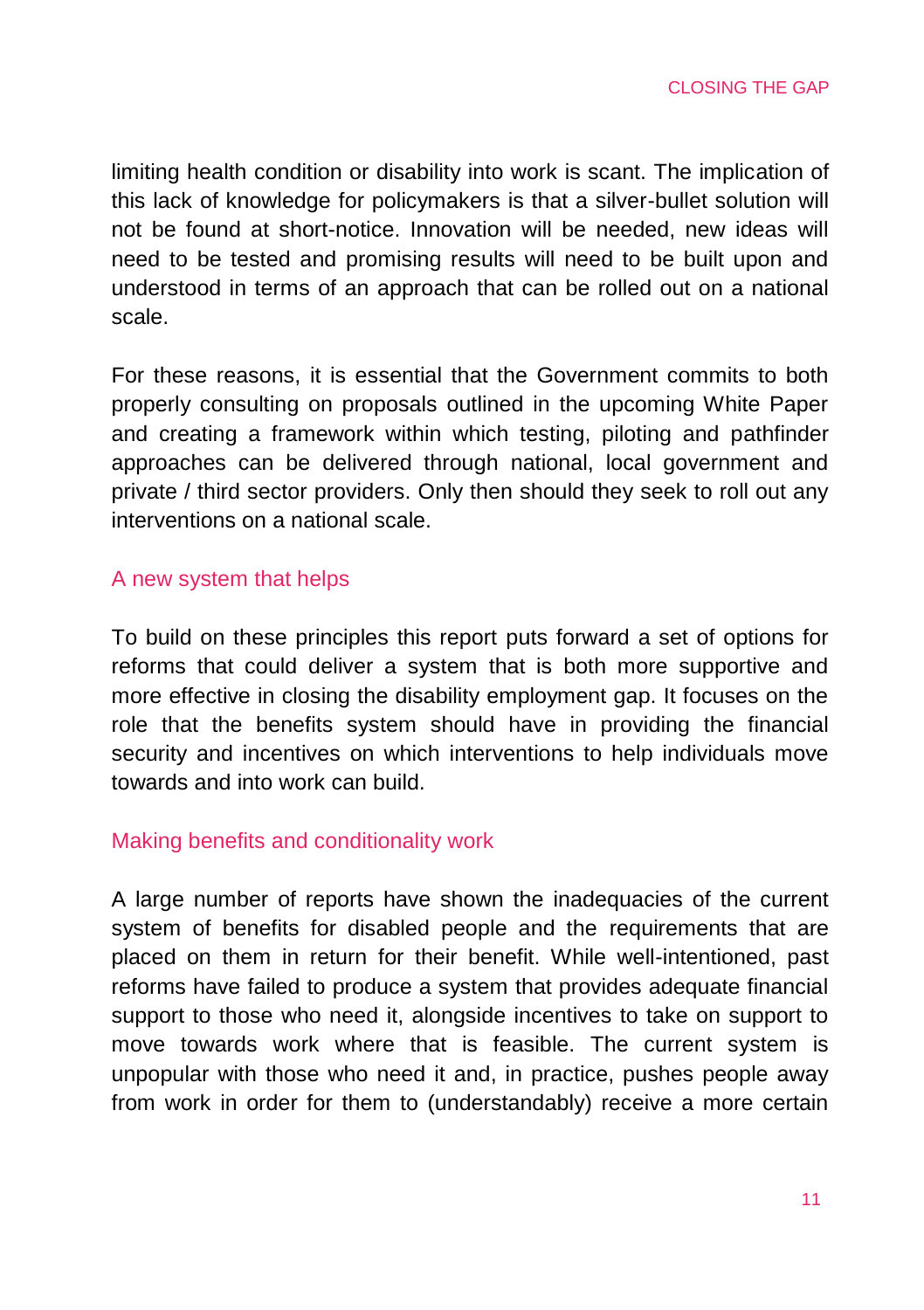limiting health condition or disability into work is scant. The implication of this lack of knowledge for policymakers is that a silver-bullet solution will not be found at short-notice. Innovation will be needed, new ideas will need to be tested and promising results will need to be built upon and understood in terms of an approach that can be rolled out on a national scale.

For these reasons, it is essential that the Government commits to both properly consulting on proposals outlined in the upcoming White Paper and creating a framework within which testing, piloting and pathfinder approaches can be delivered through national, local government and private / third sector providers. Only then should they seek to roll out any interventions on a national scale.

## A new system that helps

To build on these principles this report puts forward a set of options for reforms that could deliver a system that is both more supportive and more effective in closing the disability employment gap. It focuses on the role that the benefits system should have in providing the financial security and incentives on which interventions to help individuals move towards and into work can build.

## Making benefits and conditionality work

A large number of reports have shown the inadequacies of the current system of benefits for disabled people and the requirements that are placed on them in return for their benefit. While well-intentioned, past reforms have failed to produce a system that provides adequate financial support to those who need it, alongside incentives to take on support to move towards work where that is feasible. The current system is unpopular with those who need it and, in practice, pushes people away from work in order for them to (understandably) receive a more certain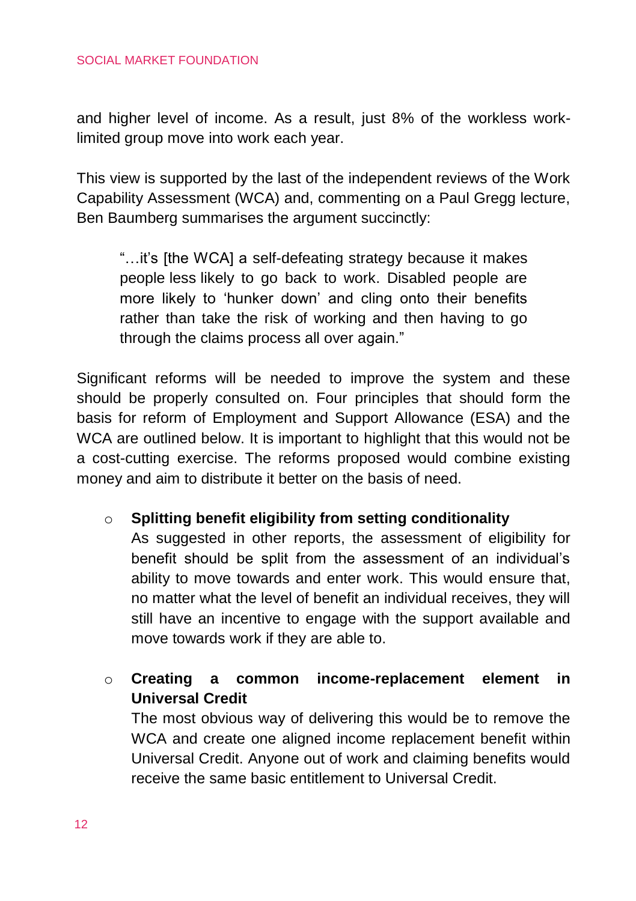and higher level of income. As a result, just 8% of the workless work-limited group move into work each year.

This view is supported by the last of the independent reviews of the Work Capability Assessment (WCA) and, commenting on a Paul Gregg lecture, Ben Baumberg summarises the argument succinctly:

> "…it's [the WCA] a self-defeating strategy because it makes people less likely to go back to work. Disabled people are more likely to 'hunker down' and cling onto their benefits rather than take the risk of working and then having to go through the claims process all over again."

Significant reforms will be needed to improve the system and these should be properly consulted on. Four principles that should form the basis for reform of Employment and Support Allowance (ESA) and the WCA are outlined below. It is important to highlight that this would not be a cost-cutting exercise. The reforms proposed would combine existing money and aim to distribute it better on the basis of need.

- **Splitting benefit eligibility from setting conditionality**
  As suggested in other reports, the assessment of eligibility for benefit should be split from the assessment of an individual's ability to move towards and enter work. This would ensure that, no matter what the level of benefit an individual receives, they will still have an incentive to engage with the support available and move towards work if they are able to.

- **Creating a common income-replacement element in Universal Credit**
  The most obvious way of delivering this would be to remove the WCA and create one aligned income replacement benefit within Universal Credit. Anyone out of work and claiming benefits would receive the same basic entitlement to Universal Credit.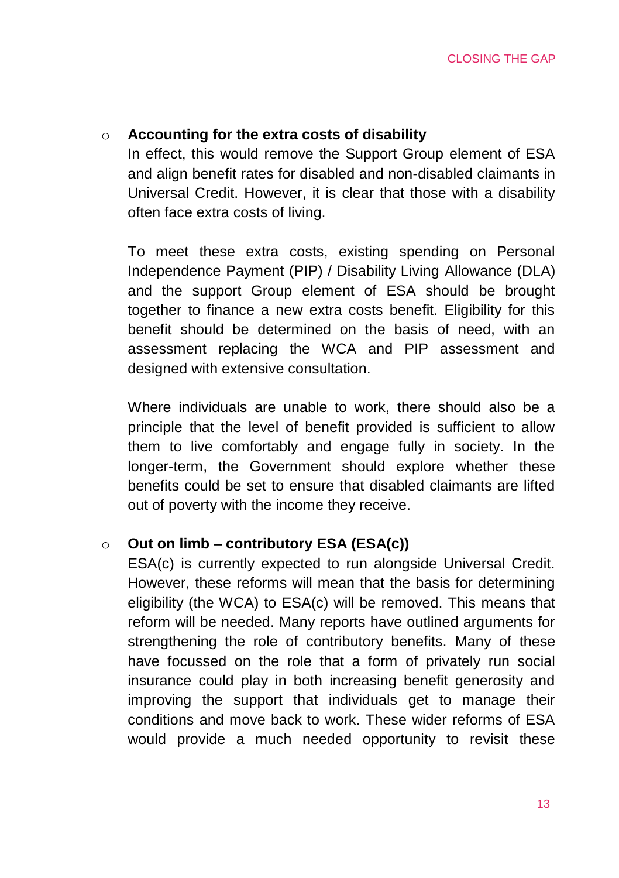- **Accounting for the extra costs of disability**

  In effect, this would remove the Support Group element of ESA and align benefit rates for disabled and non-disabled claimants in Universal Credit. However, it is clear that those with a disability often face extra costs of living.

  To meet these extra costs, existing spending on Personal Independence Payment (PIP) / Disability Living Allowance (DLA) and the support Group element of ESA should be brought together to finance a new extra costs benefit. Eligibility for this benefit should be determined on the basis of need, with an assessment replacing the WCA and PIP assessment and designed with extensive consultation.

  Where individuals are unable to work, there should also be a principle that the level of benefit provided is sufficient to allow them to live comfortably and engage fully in society. In the longer-term, the Government should explore whether these benefits could be set to ensure that disabled claimants are lifted out of poverty with the income they receive.

- **Out on limb – contributory ESA (ESA(c))**

  ESA(c) is currently expected to run alongside Universal Credit. However, these reforms will mean that the basis for determining eligibility (the WCA) to ESA(c) will be removed. This means that reform will be needed. Many reports have outlined arguments for strengthening the role of contributory benefits. Many of these have focussed on the role that a form of privately run social insurance could play in both increasing benefit generosity and improving the support that individuals get to manage their conditions and move back to work. These wider reforms of ESA would provide a much needed opportunity to revisit these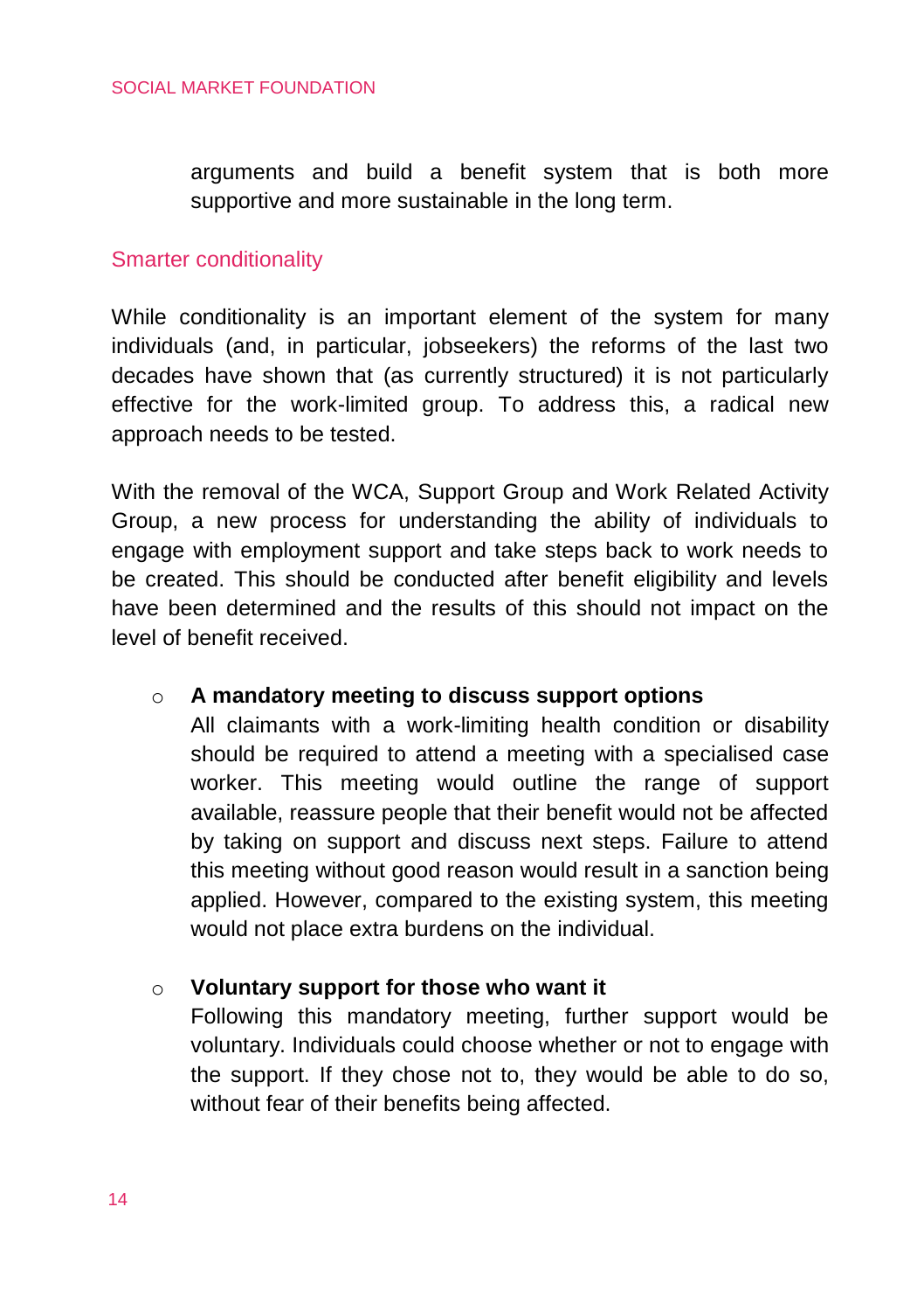arguments and build a benefit system that is both more supportive and more sustainable in the long term.

## Smarter conditionality

While conditionality is an important element of the system for many individuals (and, in particular, jobseekers) the reforms of the last two decades have shown that (as currently structured) it is not particularly effective for the work-limited group. To address this, a radical new approach needs to be tested.

With the removal of the WCA, Support Group and Work Related Activity Group, a new process for understanding the ability of individuals to engage with employment support and take steps back to work needs to be created. This should be conducted after benefit eligibility and levels have been determined and the results of this should not impact on the level of benefit received.

- **A mandatory meeting to discuss support options**
  All claimants with a work-limiting health condition or disability should be required to attend a meeting with a specialised case worker. This meeting would outline the range of support available, reassure people that their benefit would not be affected by taking on support and discuss next steps. Failure to attend this meeting without good reason would result in a sanction being applied. However, compared to the existing system, this meeting would not place extra burdens on the individual.

- **Voluntary support for those who want it**
  Following this mandatory meeting, further support would be voluntary. Individuals could choose whether or not to engage with the support. If they chose not to, they would be able to do so, without fear of their benefits being affected.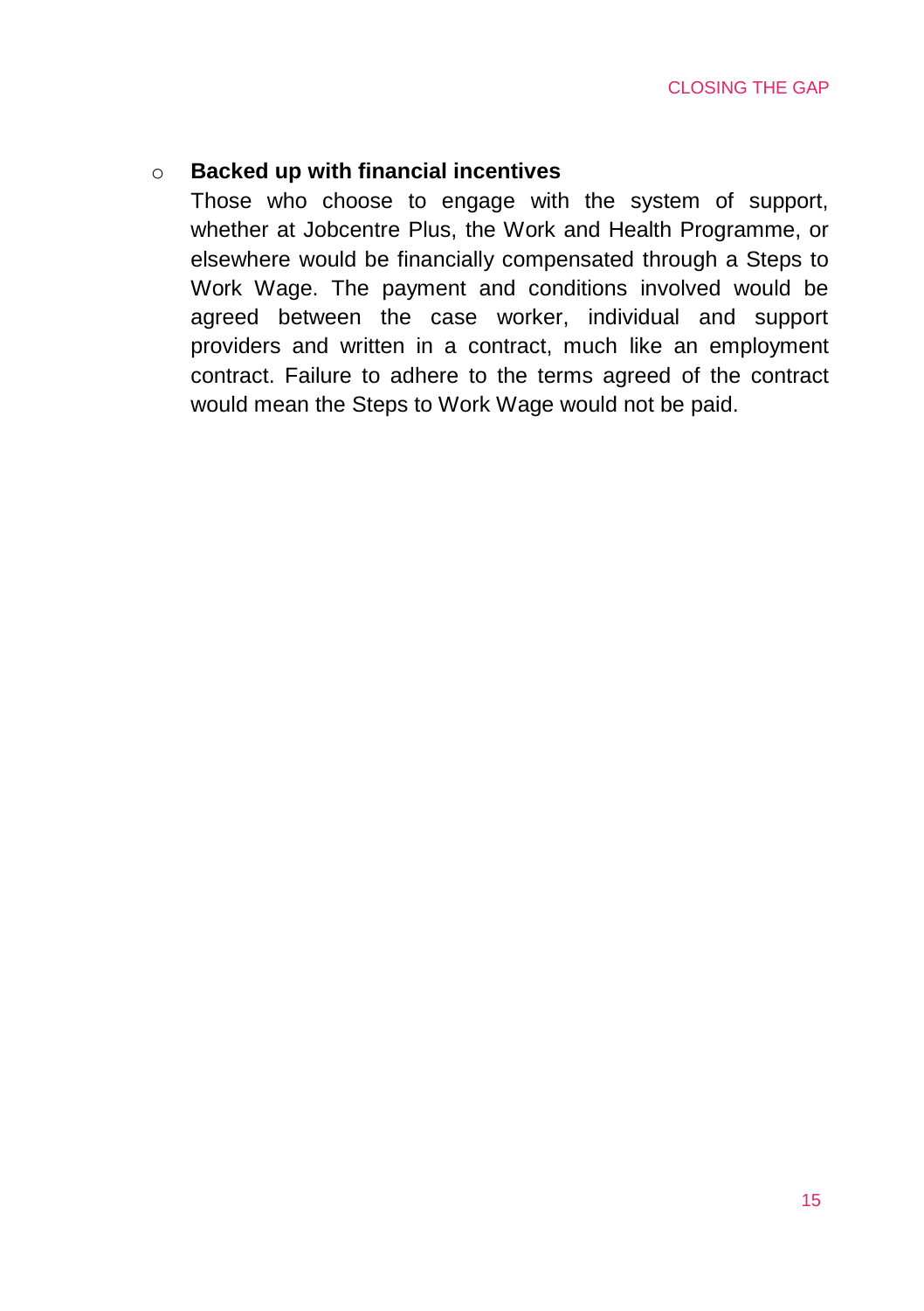- **Backed up with financial incentives**
  Those who choose to engage with the system of support, whether at Jobcentre Plus, the Work and Health Programme, or elsewhere would be financially compensated through a Steps to Work Wage. The payment and conditions involved would be agreed between the case worker, individual and support providers and written in a contract, much like an employment contract. Failure to adhere to the terms agreed of the contract would mean the Steps to Work Wage would not be paid.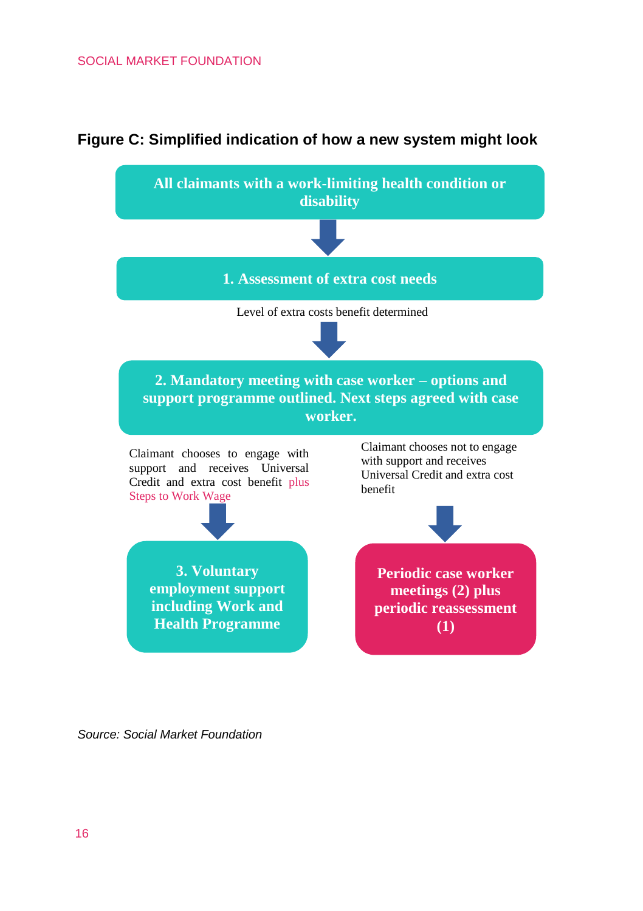**Figure C: Simplified indication of how a new system might look**

**All claimants with a work-limiting health condition or disability**

↓

**1. Assessment of extra cost needs**

Level of extra costs benefit determined

↓

**2. Mandatory meeting with case worker – options and support programme outlined. Next steps agreed with case worker.**

Claimant chooses to engage with support and receives Universal Credit and extra cost benefit plus Steps to Work Wage

↓

**3. Voluntary employment support including Work and Health Programme**

Claimant chooses not to engage with support and receives Universal Credit and extra cost benefit

↓

**Periodic case worker meetings (2) plus periodic reassessment (1)**

*Source: Social Market Foundation*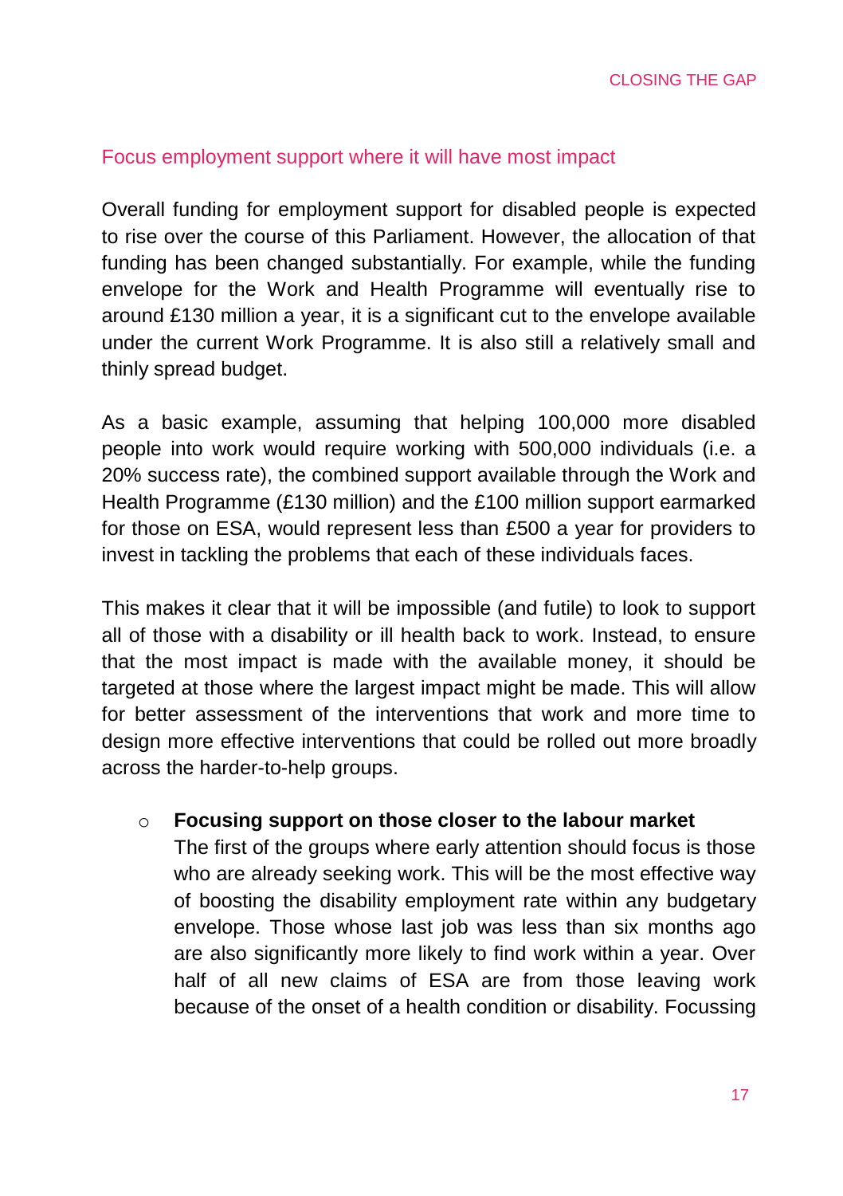## Focus employment support where it will have most impact

Overall funding for employment support for disabled people is expected to rise over the course of this Parliament. However, the allocation of that funding has been changed substantially. For example, while the funding envelope for the Work and Health Programme will eventually rise to around £130 million a year, it is a significant cut to the envelope available under the current Work Programme. It is also still a relatively small and thinly spread budget.

As a basic example, assuming that helping 100,000 more disabled people into work would require working with 500,000 individuals (i.e. a 20% success rate), the combined support available through the Work and Health Programme (£130 million) and the £100 million support earmarked for those on ESA, would represent less than £500 a year for providers to invest in tackling the problems that each of these individuals faces.

This makes it clear that it will be impossible (and futile) to look to support all of those with a disability or ill health back to work. Instead, to ensure that the most impact is made with the available money, it should be targeted at those where the largest impact might be made. This will allow for better assessment of the interventions that work and more time to design more effective interventions that could be rolled out more broadly across the harder-to-help groups.

- **Focusing support on those closer to the labour market**
  The first of the groups where early attention should focus is those who are already seeking work. This will be the most effective way of boosting the disability employment rate within any budgetary envelope. Those whose last job was less than six months ago are also significantly more likely to find work within a year. Over half of all new claims of ESA are from those leaving work because of the onset of a health condition or disability. Focussing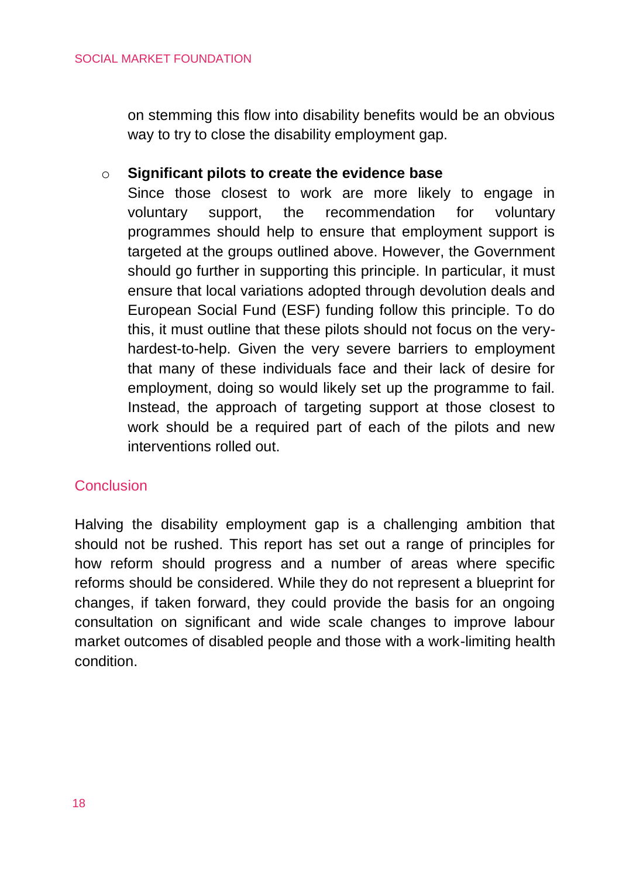on stemming this flow into disability benefits would be an obvious way to try to close the disability employment gap.

- **Significant pilots to create the evidence base**
  Since those closest to work are more likely to engage in voluntary support, the recommendation for voluntary programmes should help to ensure that employment support is targeted at the groups outlined above. However, the Government should go further in supporting this principle. In particular, it must ensure that local variations adopted through devolution deals and European Social Fund (ESF) funding follow this principle. To do this, it must outline that these pilots should not focus on the very-hardest-to-help. Given the very severe barriers to employment that many of these individuals face and their lack of desire for employment, doing so would likely set up the programme to fail. Instead, the approach of targeting support at those closest to work should be a required part of each of the pilots and new interventions rolled out.

## Conclusion

Halving the disability employment gap is a challenging ambition that should not be rushed. This report has set out a range of principles for how reform should progress and a number of areas where specific reforms should be considered. While they do not represent a blueprint for changes, if taken forward, they could provide the basis for an ongoing consultation on significant and wide scale changes to improve labour market outcomes of disabled people and those with a work-limiting health condition.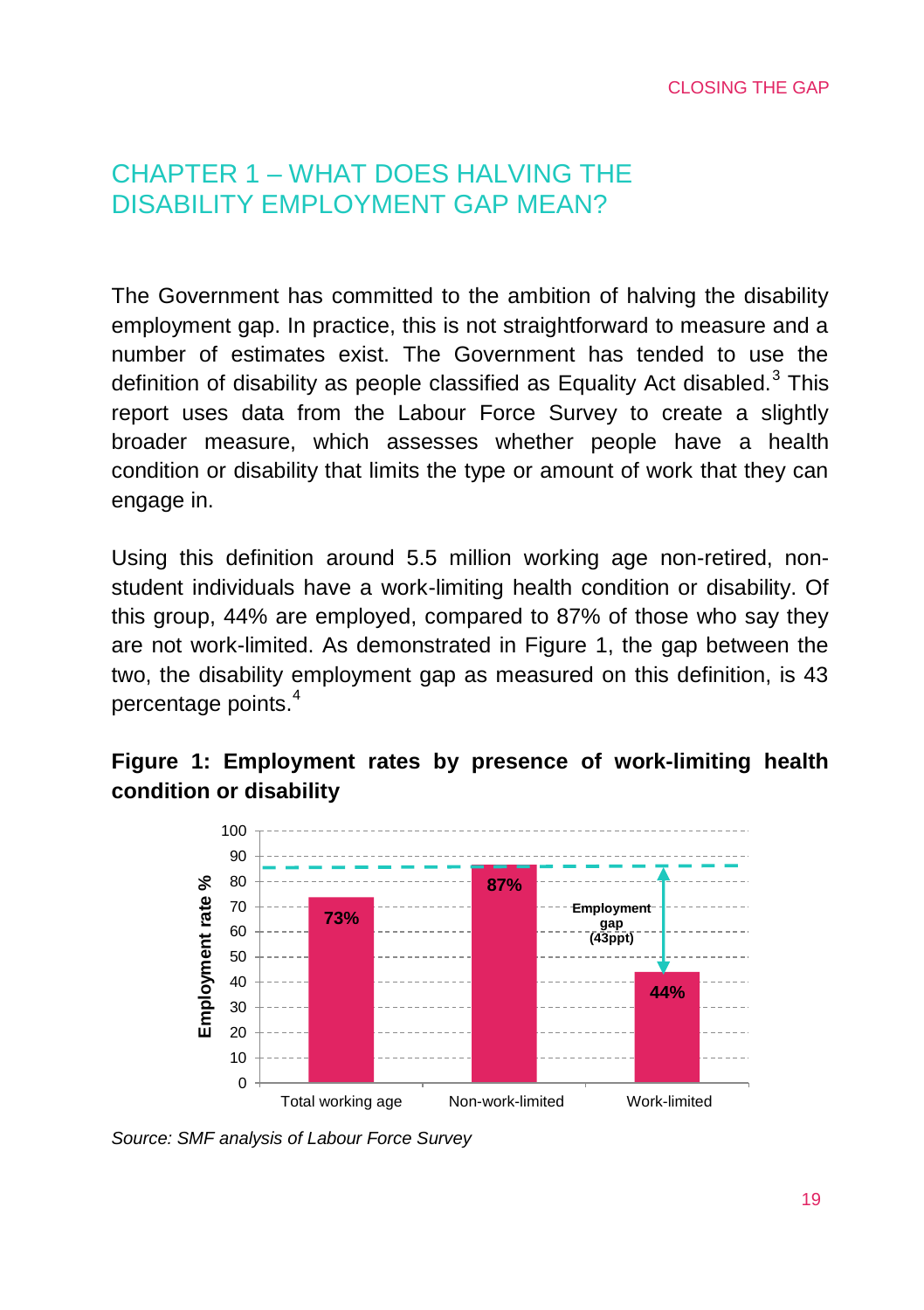# CHAPTER 1 – WHAT DOES HALVING THE DISABILITY EMPLOYMENT GAP MEAN?

The Government has committed to the ambition of halving the disability employment gap. In practice, this is not straightforward to measure and a number of estimates exist. The Government has tended to use the definition of disability as people classified as Equality Act disabled.[3] This report uses data from the Labour Force Survey to create a slightly broader measure, which assesses whether people have a health condition or disability that limits the type or amount of work that they can engage in.

Using this definition around 5.5 million working age non-retired, non-student individuals have a work-limiting health condition or disability. Of this group, 44% are employed, compared to 87% of those who say they are not work-limited. As demonstrated in Figure 1, the gap between the two, the disability employment gap as measured on this definition, is 43 percentage points.[4]

**Figure 1: Employment rates by presence of work-limiting health condition or disability**

| | Employment rate % |
|---|---|
| Total working age | 73% |
| Non-work-limited | 87% |
| Work-limited | 44% |

Employment gap (43ppt)

*Source: SMF analysis of Labour Force Survey*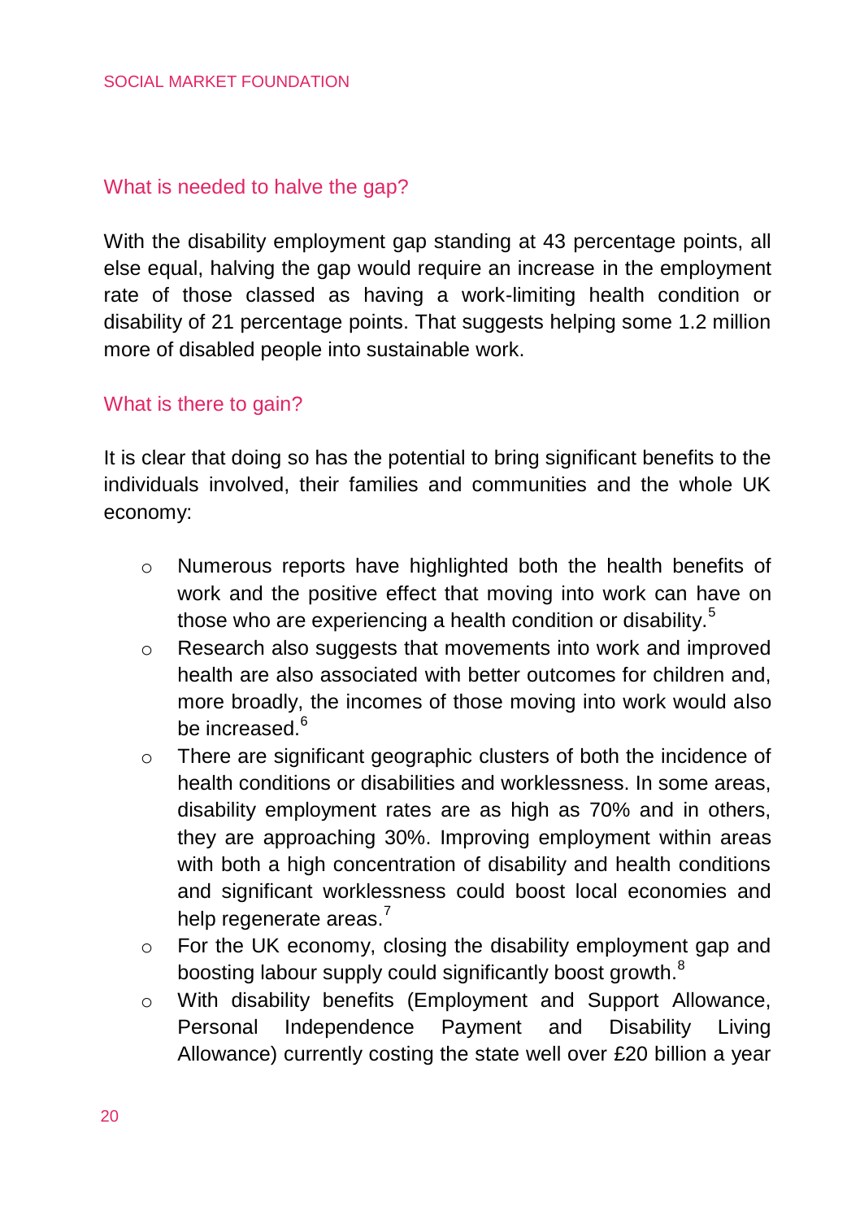## What is needed to halve the gap?

With the disability employment gap standing at 43 percentage points, all else equal, halving the gap would require an increase in the employment rate of those classed as having a work-limiting health condition or disability of 21 percentage points. That suggests helping some 1.2 million more of disabled people into sustainable work.

## What is there to gain?

It is clear that doing so has the potential to bring significant benefits to the individuals involved, their families and communities and the whole UK economy:

- Numerous reports have highlighted both the health benefits of work and the positive effect that moving into work can have on those who are experiencing a health condition or disability.[5]
- Research also suggests that movements into work and improved health are also associated with better outcomes for children and, more broadly, the incomes of those moving into work would also be increased.[6]
- There are significant geographic clusters of both the incidence of health conditions or disabilities and worklessness. In some areas, disability employment rates are as high as 70% and in others, they are approaching 30%. Improving employment within areas with both a high concentration of disability and health conditions and significant worklessness could boost local economies and help regenerate areas.[7]
- For the UK economy, closing the disability employment gap and boosting labour supply could significantly boost growth.[8]
- With disability benefits (Employment and Support Allowance, Personal Independence Payment and Disability Living Allowance) currently costing the state well over £20 billion a year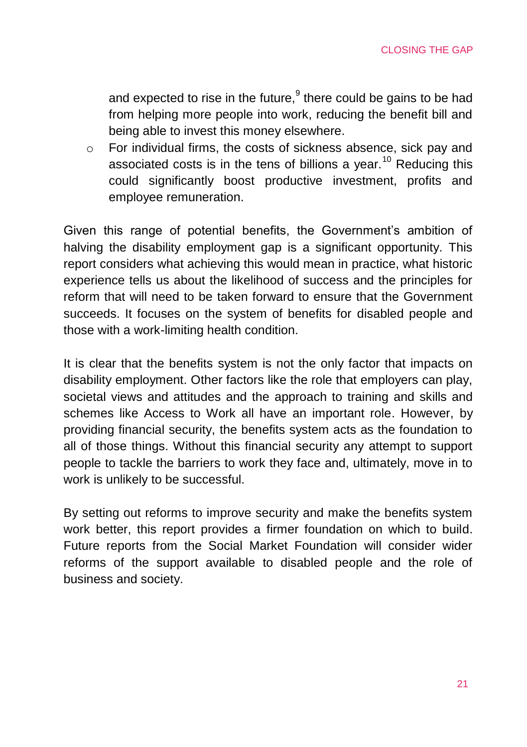and expected to rise in the future,[9] there could be gains to be had from helping more people into work, reducing the benefit bill and being able to invest this money elsewhere.

- For individual firms, the costs of sickness absence, sick pay and associated costs is in the tens of billions a year.[10] Reducing this could significantly boost productive investment, profits and employee remuneration.

Given this range of potential benefits, the Government's ambition of halving the disability employment gap is a significant opportunity. This report considers what achieving this would mean in practice, what historic experience tells us about the likelihood of success and the principles for reform that will need to be taken forward to ensure that the Government succeeds. It focuses on the system of benefits for disabled people and those with a work-limiting health condition.

It is clear that the benefits system is not the only factor that impacts on disability employment. Other factors like the role that employers can play, societal views and attitudes and the approach to training and skills and schemes like Access to Work all have an important role. However, by providing financial security, the benefits system acts as the foundation to all of those things. Without this financial security any attempt to support people to tackle the barriers to work they face and, ultimately, move in to work is unlikely to be successful.

By setting out reforms to improve security and make the benefits system work better, this report provides a firmer foundation on which to build. Future reports from the Social Market Foundation will consider wider reforms of the support available to disabled people and the role of business and society.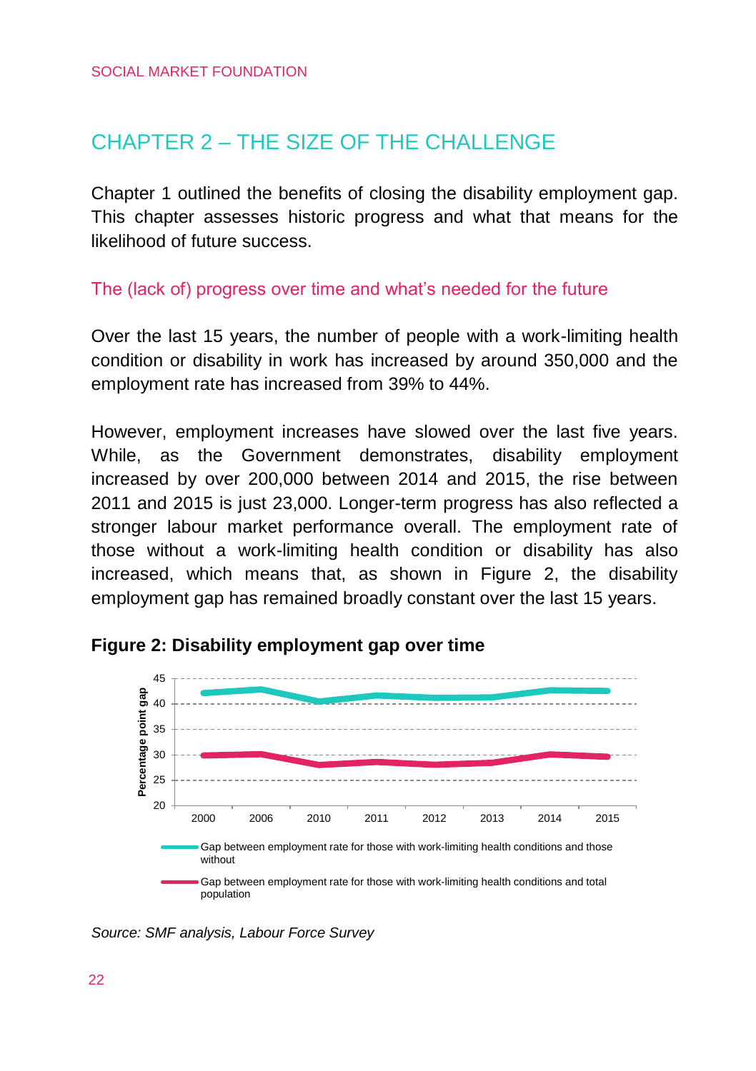## CHAPTER 2 – THE SIZE OF THE CHALLENGE

Chapter 1 outlined the benefits of closing the disability employment gap. This chapter assesses historic progress and what that means for the likelihood of future success.

### The (lack of) progress over time and what's needed for the future

Over the last 15 years, the number of people with a work-limiting health condition or disability in work has increased by around 350,000 and the employment rate has increased from 39% to 44%.

However, employment increases have slowed over the last five years. While, as the Government demonstrates, disability employment increased by over 200,000 between 2014 and 2015, the rise between 2011 and 2015 is just 23,000. Longer-term progress has also reflected a stronger labour market performance overall. The employment rate of those without a work-limiting health condition or disability has also increased, which means that, as shown in Figure 2, the disability employment gap has remained broadly constant over the last 15 years.

**Figure 2: Disability employment gap over time**

*Source: SMF analysis, Labour Force Survey*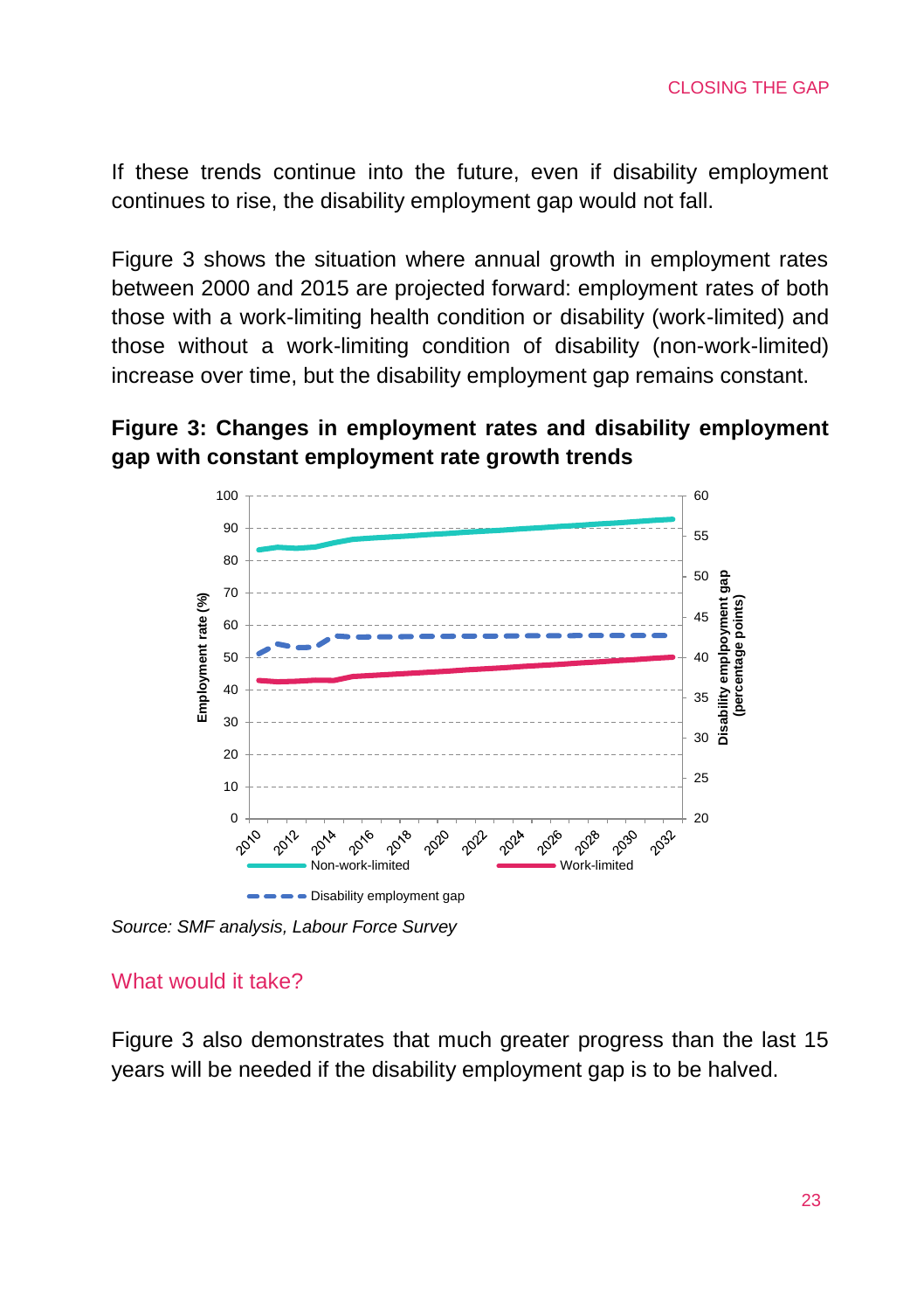If these trends continue into the future, even if disability employment continues to rise, the disability employment gap would not fall.

Figure 3 shows the situation where annual growth in employment rates between 2000 and 2015 are projected forward: employment rates of both those with a work-limiting health condition or disability (work-limited) and those without a work-limiting condition of disability (non-work-limited) increase over time, but the disability employment gap remains constant.

**Figure 3: Changes in employment rates and disability employment gap with constant employment rate growth trends**

*Source: SMF analysis, Labour Force Survey*

## What would it take?

Figure 3 also demonstrates that much greater progress than the last 15 years will be needed if the disability employment gap is to be halved.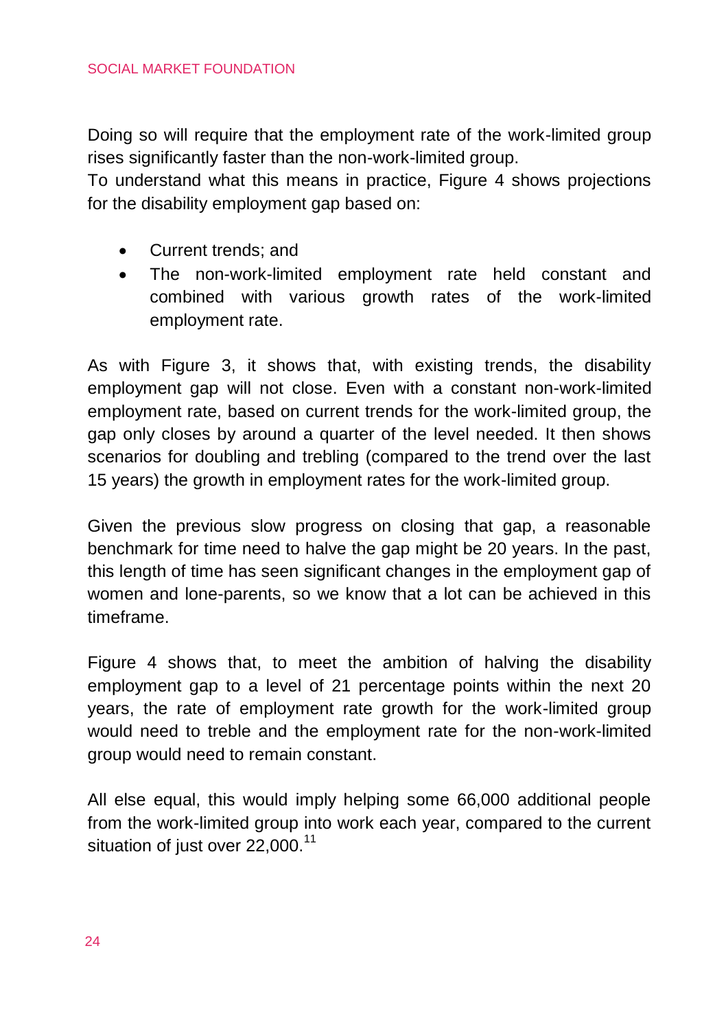Doing so will require that the employment rate of the work-limited group rises significantly faster than the non-work-limited group.
To understand what this means in practice, Figure 4 shows projections for the disability employment gap based on:

- Current trends; and
- The non-work-limited employment rate held constant and combined with various growth rates of the work-limited employment rate.

As with Figure 3, it shows that, with existing trends, the disability employment gap will not close. Even with a constant non-work-limited employment rate, based on current trends for the work-limited group, the gap only closes by around a quarter of the level needed. It then shows scenarios for doubling and trebling (compared to the trend over the last 15 years) the growth in employment rates for the work-limited group.

Given the previous slow progress on closing that gap, a reasonable benchmark for time need to halve the gap might be 20 years. In the past, this length of time has seen significant changes in the employment gap of women and lone-parents, so we know that a lot can be achieved in this timeframe.

Figure 4 shows that, to meet the ambition of halving the disability employment gap to a level of 21 percentage points within the next 20 years, the rate of employment rate growth for the work-limited group would need to treble and the employment rate for the non-work-limited group would need to remain constant.

All else equal, this would imply helping some 66,000 additional people from the work-limited group into work each year, compared to the current situation of just over 22,000.[11]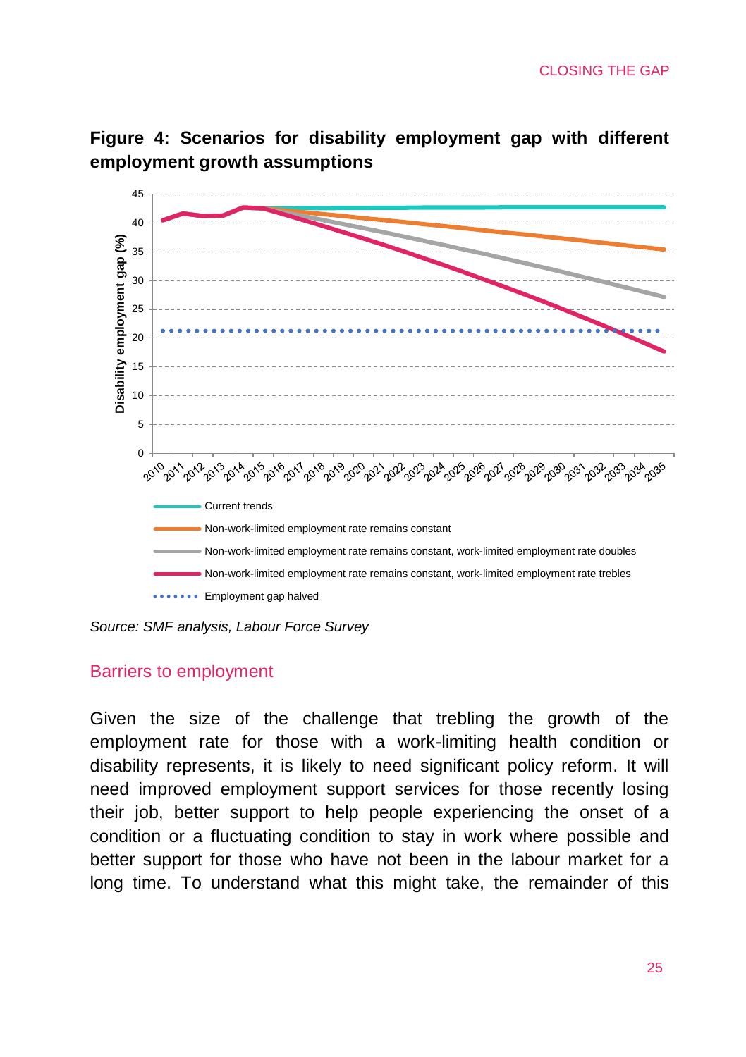**Figure 4: Scenarios for disability employment gap with different employment growth assumptions**

*Source: SMF analysis, Labour Force Survey*

## Barriers to employment

Given the size of the challenge that trebling the growth of the employment rate for those with a work-limiting health condition or disability represents, it is likely to need significant policy reform. It will need improved employment support services for those recently losing their job, better support to help people experiencing the onset of a condition or a fluctuating condition to stay in work where possible and better support for those who have not been in the labour market for a long time. To understand what this might take, the remainder of this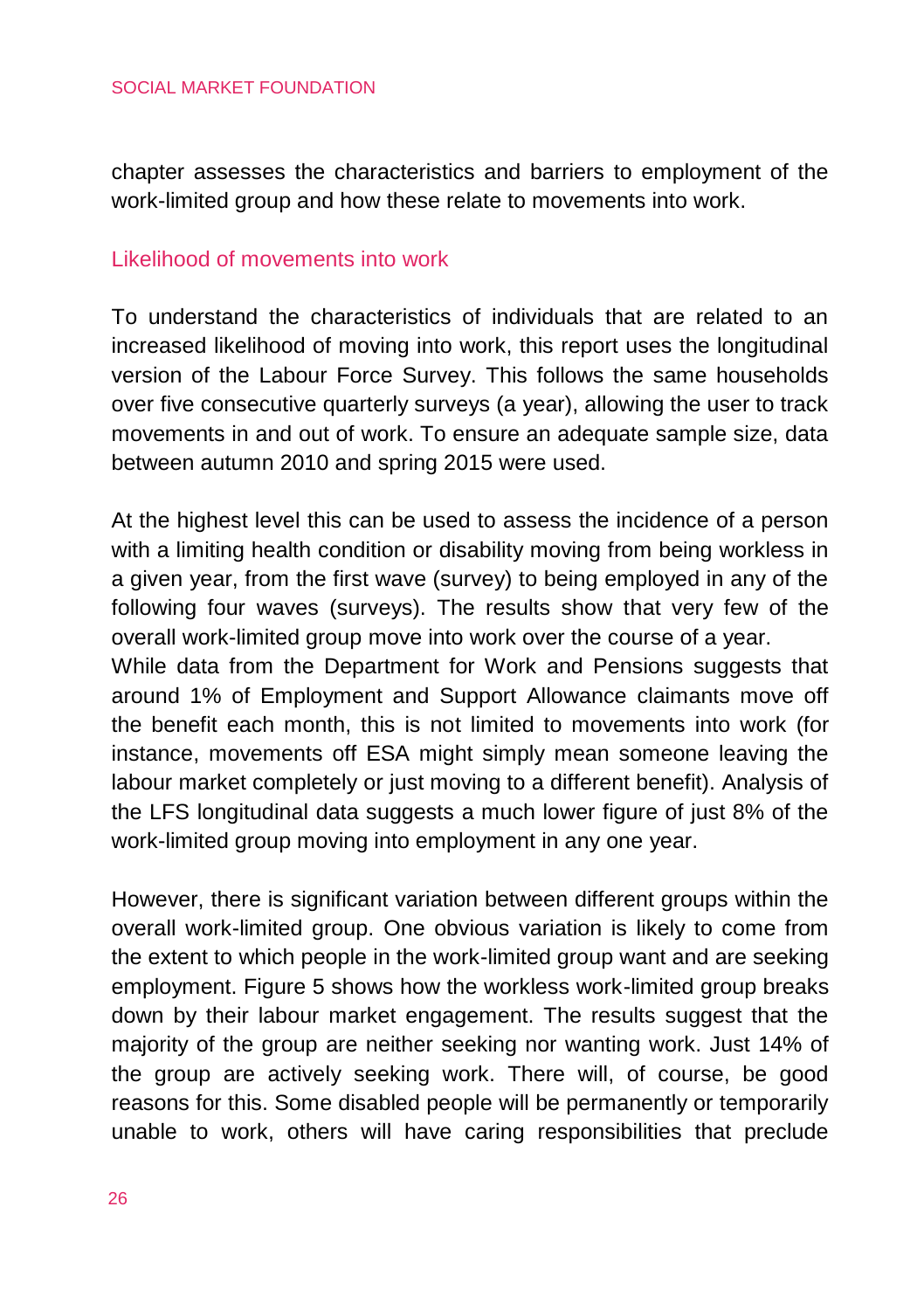chapter assesses the characteristics and barriers to employment of the work-limited group and how these relate to movements into work.

## Likelihood of movements into work

To understand the characteristics of individuals that are related to an increased likelihood of moving into work, this report uses the longitudinal version of the Labour Force Survey. This follows the same households over five consecutive quarterly surveys (a year), allowing the user to track movements in and out of work. To ensure an adequate sample size, data between autumn 2010 and spring 2015 were used.

At the highest level this can be used to assess the incidence of a person with a limiting health condition or disability moving from being workless in a given year, from the first wave (survey) to being employed in any of the following four waves (surveys). The results show that very few of the overall work-limited group move into work over the course of a year.

While data from the Department for Work and Pensions suggests that around 1% of Employment and Support Allowance claimants move off the benefit each month, this is not limited to movements into work (for instance, movements off ESA might simply mean someone leaving the labour market completely or just moving to a different benefit). Analysis of the LFS longitudinal data suggests a much lower figure of just 8% of the work-limited group moving into employment in any one year.

However, there is significant variation between different groups within the overall work-limited group. One obvious variation is likely to come from the extent to which people in the work-limited group want and are seeking employment. Figure 5 shows how the workless work-limited group breaks down by their labour market engagement. The results suggest that the majority of the group are neither seeking nor wanting work. Just 14% of the group are actively seeking work. There will, of course, be good reasons for this. Some disabled people will be permanently or temporarily unable to work, others will have caring responsibilities that preclude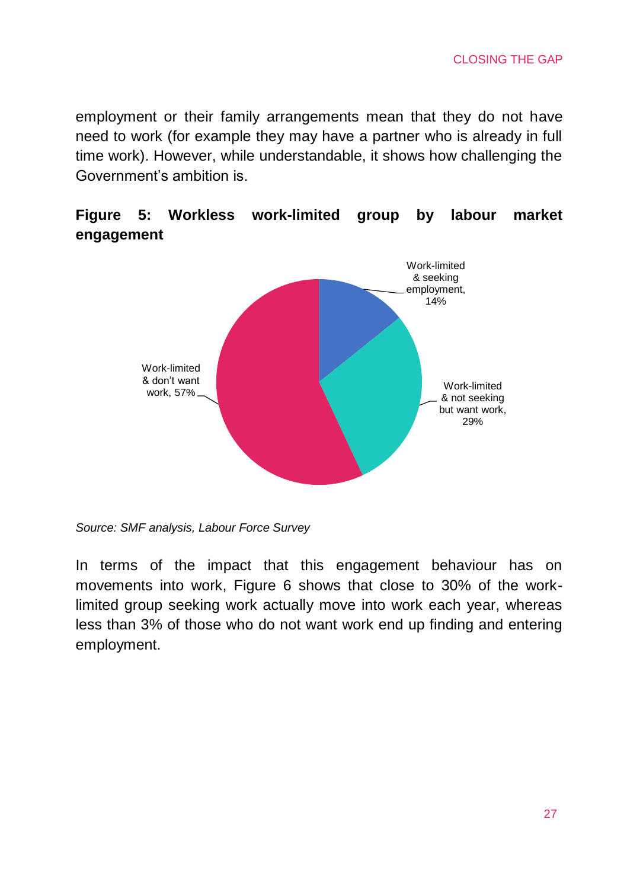employment or their family arrangements mean that they do not have need to work (for example they may have a partner who is already in full time work). However, while understandable, it shows how challenging the Government's ambition is.

**Figure 5: Workless work-limited group by labour market engagement**

Work-limited & seeking employment, 14%

Work-limited & not seeking but want work, 29%

Work-limited & don't want work, 57%

*Source: SMF analysis, Labour Force Survey*

In terms of the impact that this engagement behaviour has on movements into work, Figure 6 shows that close to 30% of the work-limited group seeking work actually move into work each year, whereas less than 3% of those who do not want work end up finding and entering employment.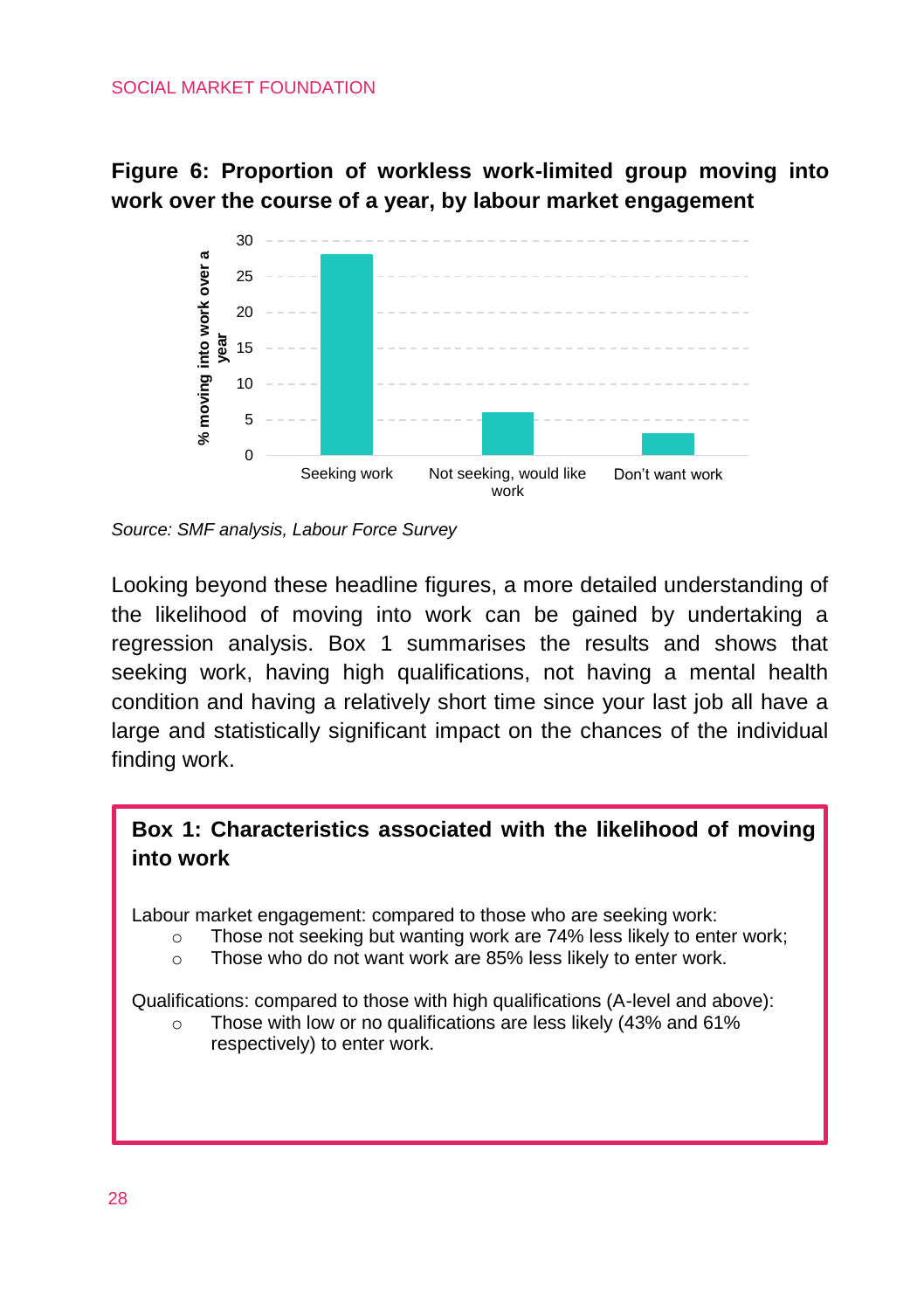**Figure 6: Proportion of workless work-limited group moving into work over the course of a year, by labour market engagement**

*Source: SMF analysis, Labour Force Survey*

Looking beyond these headline figures, a more detailed understanding of the likelihood of moving into work can be gained by undertaking a regression analysis. Box 1 summarises the results and shows that seeking work, having high qualifications, not having a mental health condition and having a relatively short time since your last job all have a large and statistically significant impact on the chances of the individual finding work.

**Box 1: Characteristics associated with the likelihood of moving into work**

Labour market engagement: compared to those who are seeking work:

- Those not seeking but wanting work are 74% less likely to enter work;
- Those who do not want work are 85% less likely to enter work.

Qualifications: compared to those with high qualifications (A-level and above):

- Those with low or no qualifications are less likely (43% and 61% respectively) to enter work.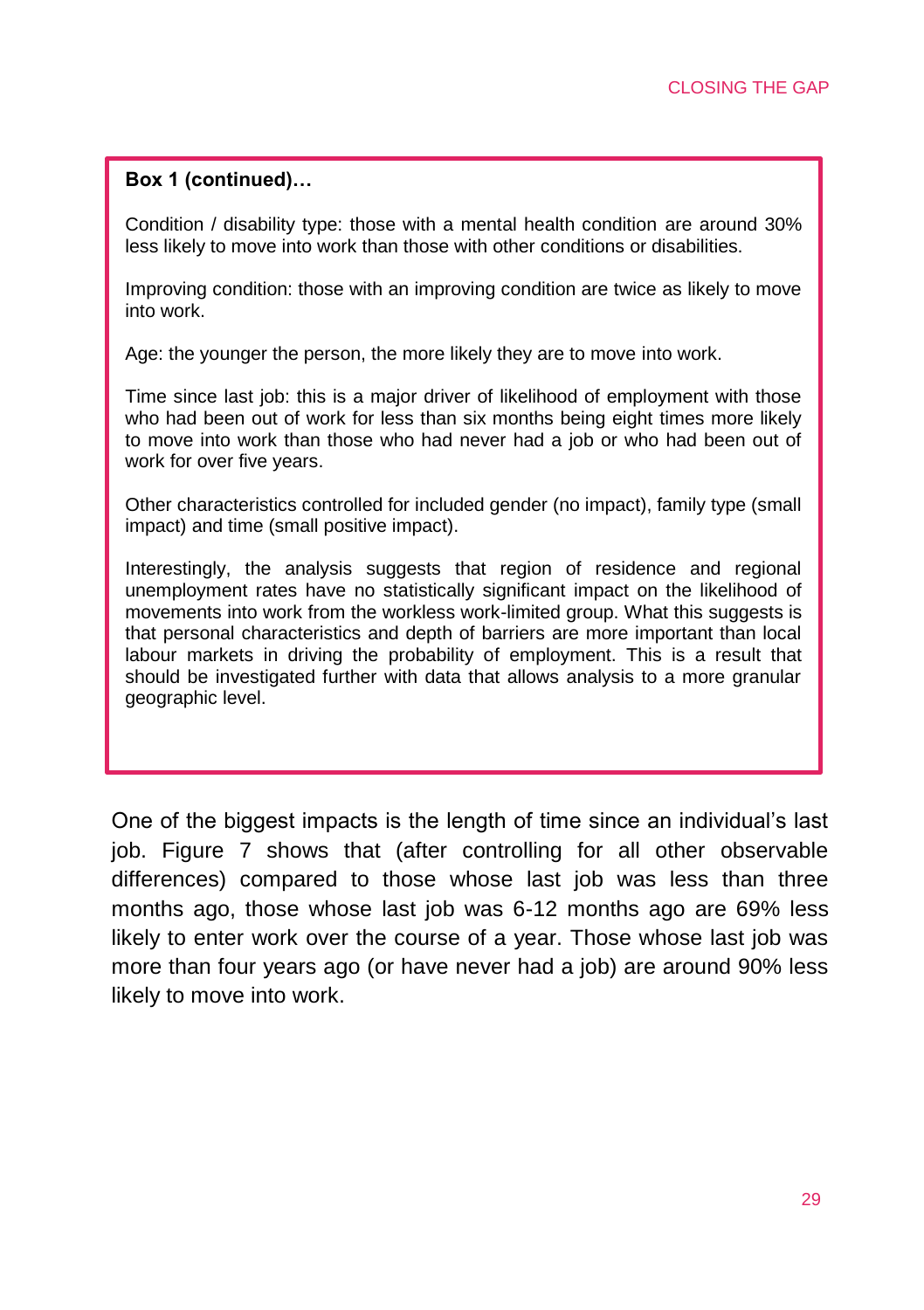**Box 1 (continued)…**

Condition / disability type: those with a mental health condition are around 30% less likely to move into work than those with other conditions or disabilities.

Improving condition: those with an improving condition are twice as likely to move into work.

Age: the younger the person, the more likely they are to move into work.

Time since last job: this is a major driver of likelihood of employment with those who had been out of work for less than six months being eight times more likely to move into work than those who had never had a job or who had been out of work for over five years.

Other characteristics controlled for included gender (no impact), family type (small impact) and time (small positive impact).

Interestingly, the analysis suggests that region of residence and regional unemployment rates have no statistically significant impact on the likelihood of movements into work from the workless work-limited group. What this suggests is that personal characteristics and depth of barriers are more important than local labour markets in driving the probability of employment. This is a result that should be investigated further with data that allows analysis to a more granular geographic level.

One of the biggest impacts is the length of time since an individual's last job. Figure 7 shows that (after controlling for all other observable differences) compared to those whose last job was less than three months ago, those whose last job was 6-12 months ago are 69% less likely to enter work over the course of a year. Those whose last job was more than four years ago (or have never had a job) are around 90% less likely to move into work.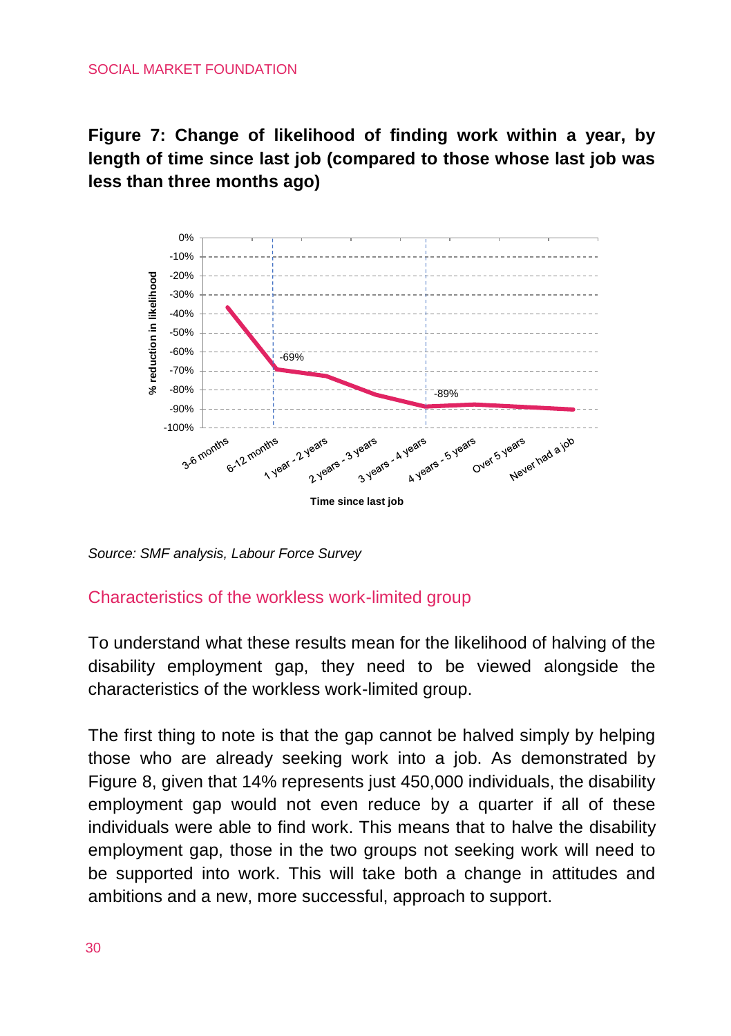**Figure 7: Change of likelihood of finding work within a year, by length of time since last job (compared to those whose last job was less than three months ago)**

*Source: SMF analysis, Labour Force Survey*

## Characteristics of the workless work-limited group

To understand what these results mean for the likelihood of halving of the disability employment gap, they need to be viewed alongside the characteristics of the workless work-limited group.

The first thing to note is that the gap cannot be halved simply by helping those who are already seeking work into a job. As demonstrated by Figure 8, given that 14% represents just 450,000 individuals, the disability employment gap would not even reduce by a quarter if all of these individuals were able to find work. This means that to halve the disability employment gap, those in the two groups not seeking work will need to be supported into work. This will take both a change in attitudes and ambitions and a new, more successful, approach to support.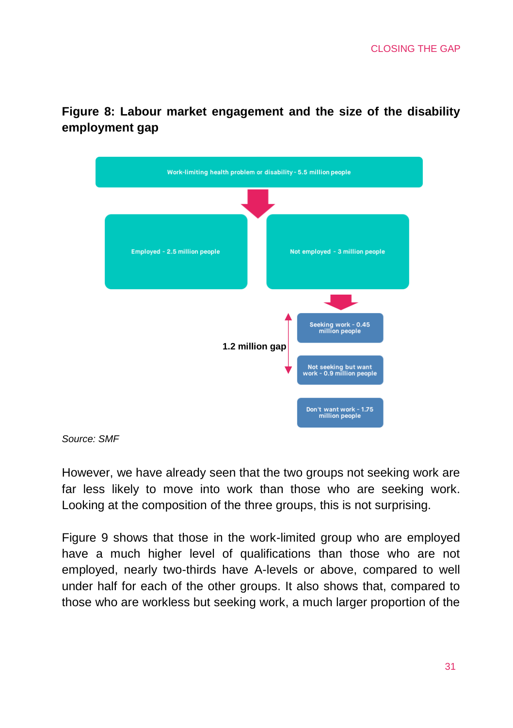**Figure 8: Labour market engagement and the size of the disability employment gap**

Work-limiting health problem or disability - 5.5 million people

Employed - 2.5 million people

Not employed - 3 million people

Seeking work - 0.45 million people

Not seeking but want work - 0.9 million people

Don't want work - 1.75 million people

1.2 million gap

*Source: SMF*

However, we have already seen that the two groups not seeking work are far less likely to move into work than those who are seeking work. Looking at the composition of the three groups, this is not surprising.

Figure 9 shows that those in the work-limited group who are employed have a much higher level of qualifications than those who are not employed, nearly two-thirds have A-levels or above, compared to well under half for each of the other groups. It also shows that, compared to those who are workless but seeking work, a much larger proportion of the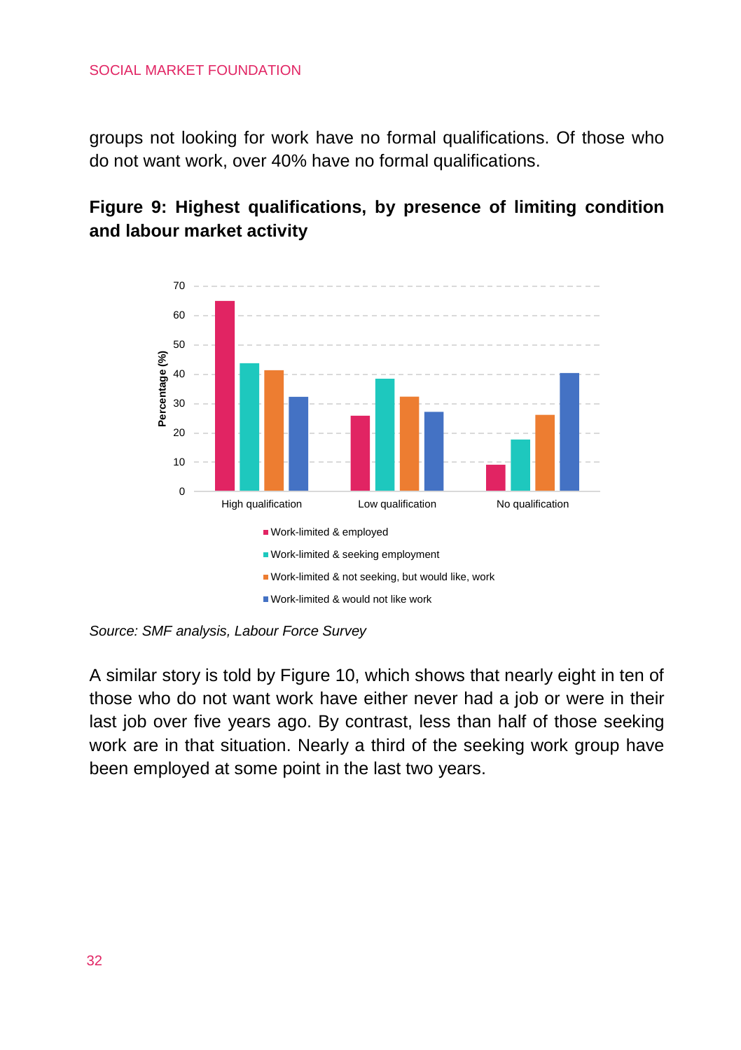groups not looking for work have no formal qualifications. Of those who do not want work, over 40% have no formal qualifications.

**Figure 9: Highest qualifications, by presence of limiting condition and labour market activity**

*Source: SMF analysis, Labour Force Survey*

A similar story is told by Figure 10, which shows that nearly eight in ten of those who do not want work have either never had a job or were in their last job over five years ago. By contrast, less than half of those seeking work are in that situation. Nearly a third of the seeking work group have been employed at some point in the last two years.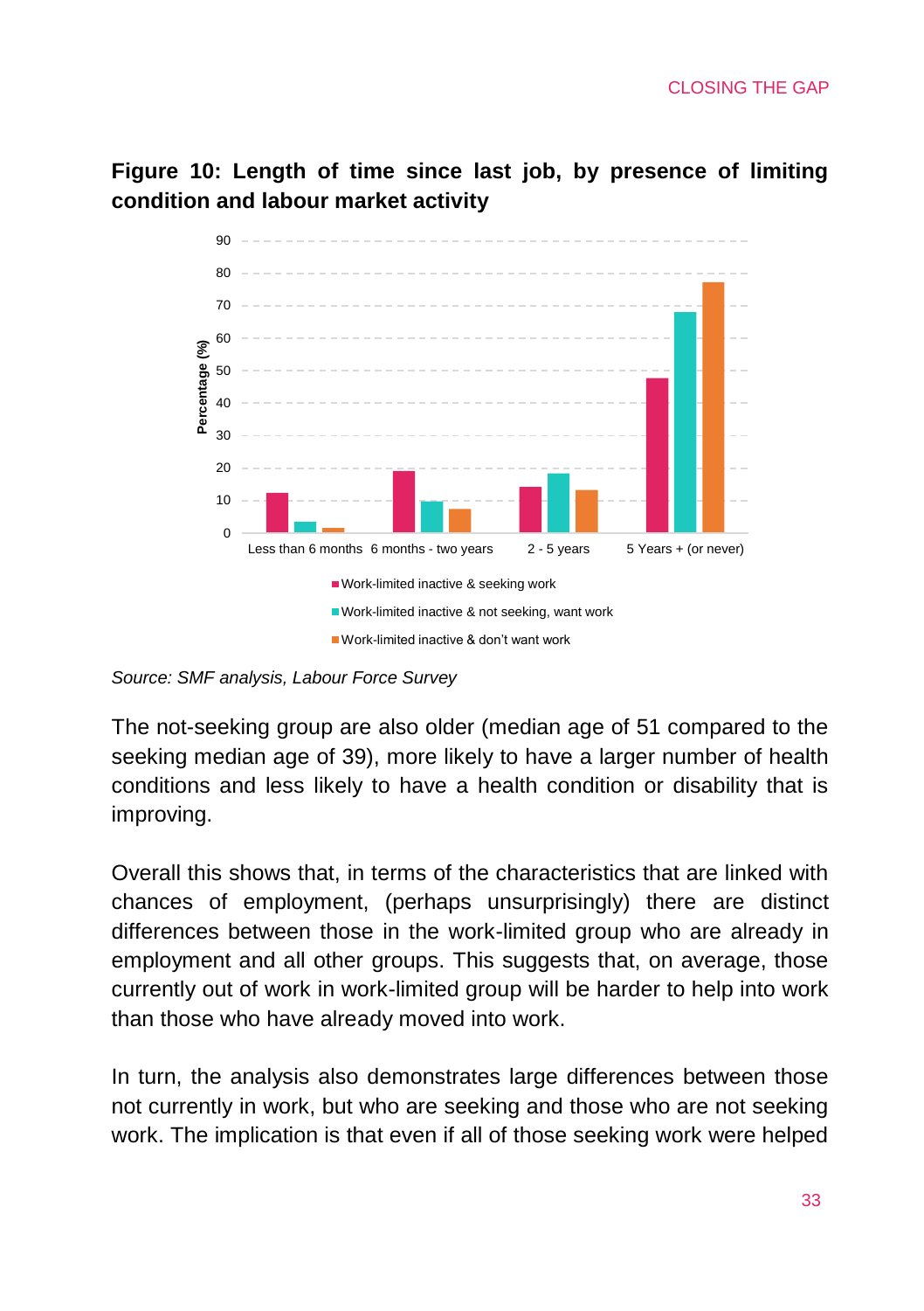**Figure 10: Length of time since last job, by presence of limiting condition and labour market activity**

Source: SMF analysis, Labour Force Survey

The not-seeking group are also older (median age of 51 compared to the seeking median age of 39), more likely to have a larger number of health conditions and less likely to have a health condition or disability that is improving.

Overall this shows that, in terms of the characteristics that are linked with chances of employment, (perhaps unsurprisingly) there are distinct differences between those in the work-limited group who are already in employment and all other groups. This suggests that, on average, those currently out of work in work-limited group will be harder to help into work than those who have already moved into work.

In turn, the analysis also demonstrates large differences between those not currently in work, but who are seeking and those who are not seeking work. The implication is that even if all of those seeking work were helped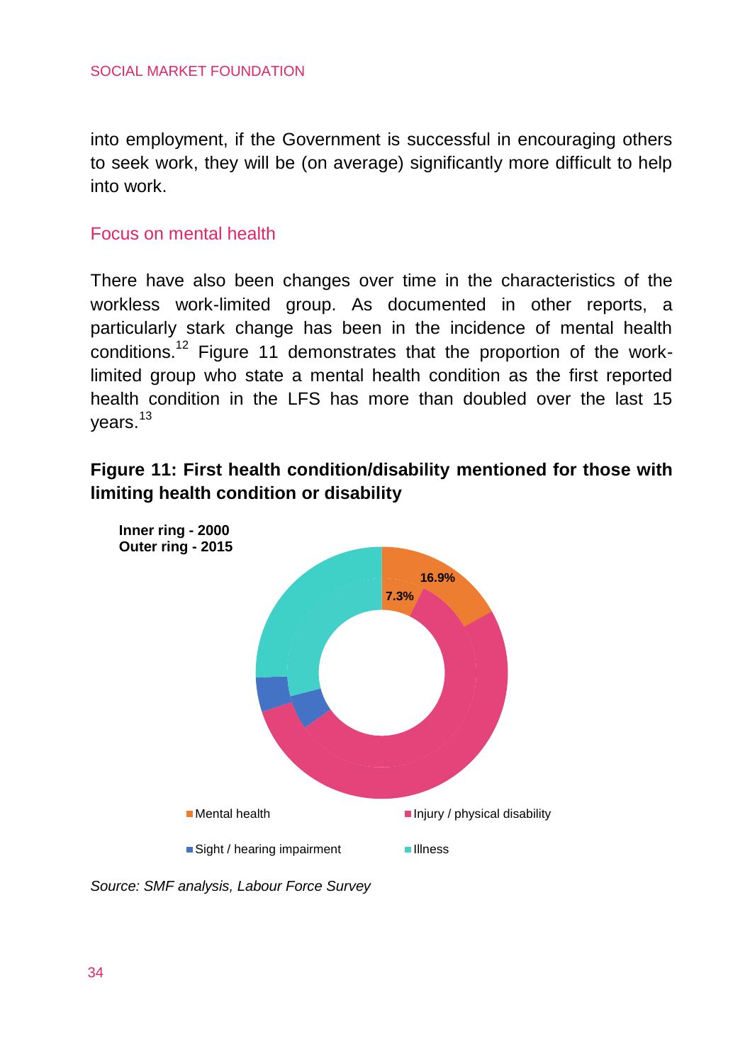into employment, if the Government is successful in encouraging others to seek work, they will be (on average) significantly more difficult to help into work.

## Focus on mental health

There have also been changes over time in the characteristics of the workless work-limited group. As documented in other reports, a particularly stark change has been in the incidence of mental health conditions.[12] Figure 11 demonstrates that the proportion of the work-limited group who state a mental health condition as the first reported health condition in the LFS has more than doubled over the last 15 years.[13]

**Figure 11: First health condition/disability mentioned for those with limiting health condition or disability**

**Inner ring - 2000**
**Outer ring - 2015**

16.9%
7.3%

Mental health
Injury / physical disability
Sight / hearing impairment
Illness

*Source: SMF analysis, Labour Force Survey*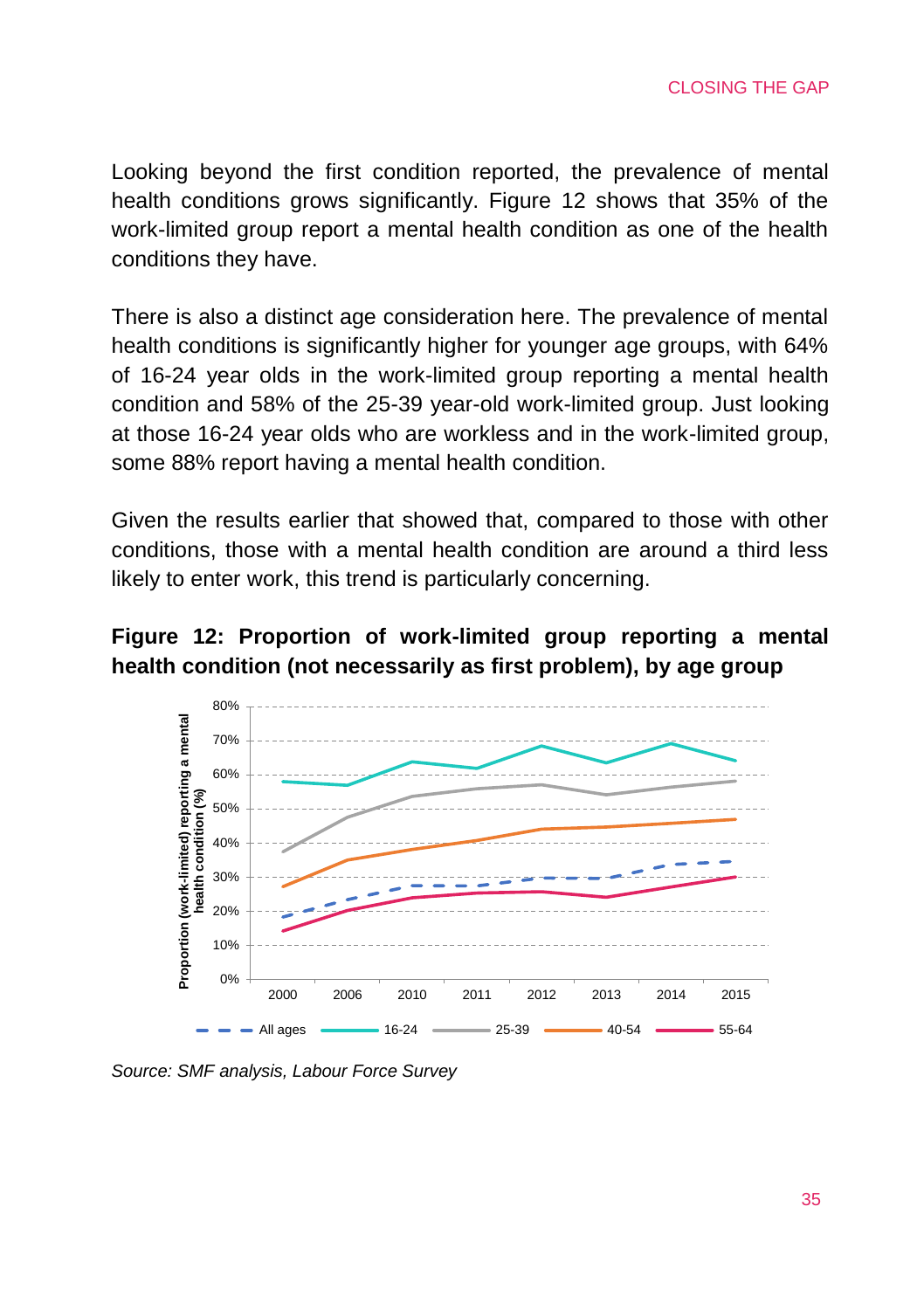Looking beyond the first condition reported, the prevalence of mental health conditions grows significantly. Figure 12 shows that 35% of the work-limited group report a mental health condition as one of the health conditions they have.

There is also a distinct age consideration here. The prevalence of mental health conditions is significantly higher for younger age groups, with 64% of 16-24 year olds in the work-limited group reporting a mental health condition and 58% of the 25-39 year-old work-limited group. Just looking at those 16-24 year olds who are workless and in the work-limited group, some 88% report having a mental health condition.

Given the results earlier that showed that, compared to those with other conditions, those with a mental health condition are around a third less likely to enter work, this trend is particularly concerning.

**Figure 12: Proportion of work-limited group reporting a mental health condition (not necessarily as first problem), by age group**

*Source: SMF analysis, Labour Force Survey*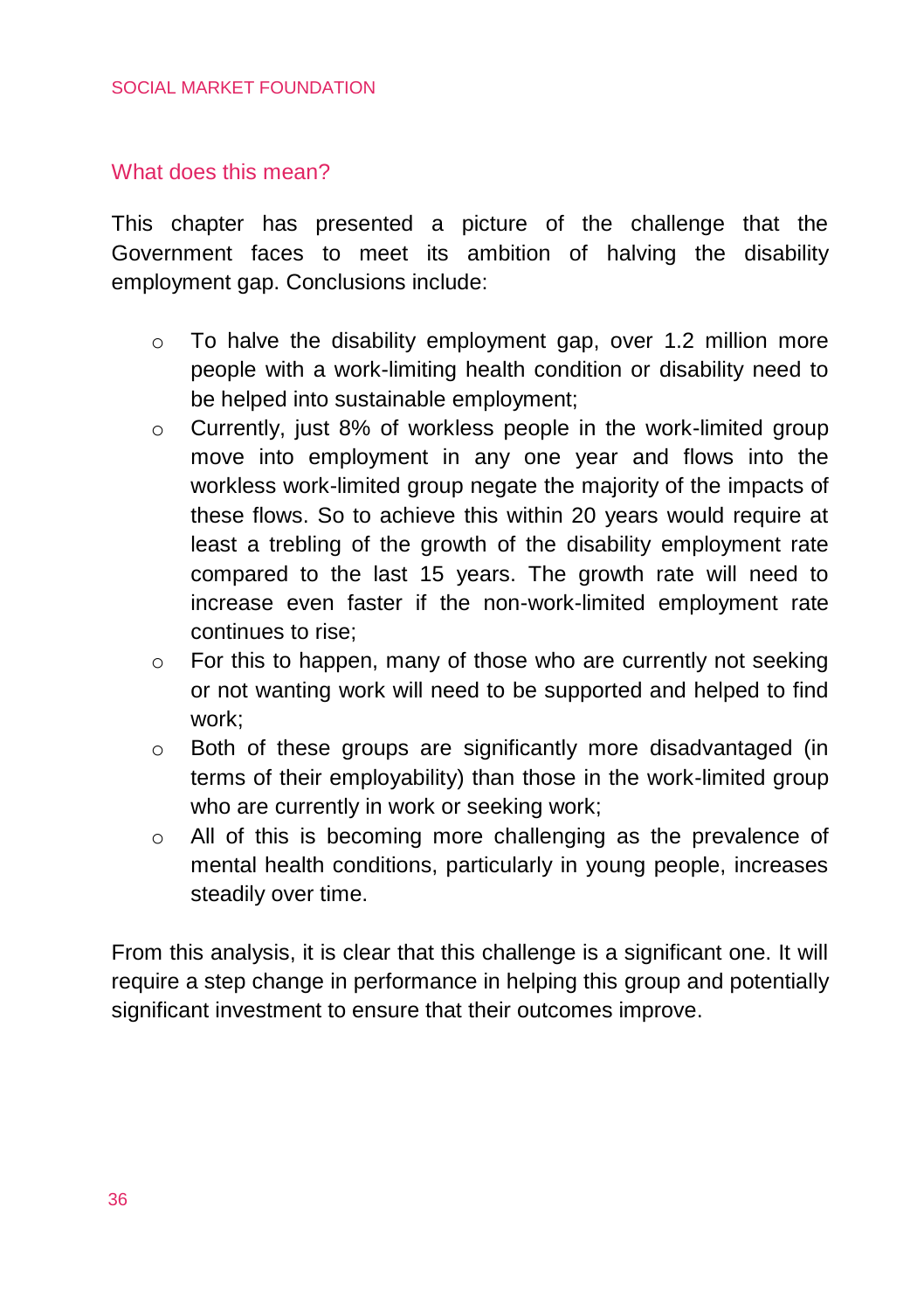## What does this mean?

This chapter has presented a picture of the challenge that the Government faces to meet its ambition of halving the disability employment gap. Conclusions include:

- To halve the disability employment gap, over 1.2 million more people with a work-limiting health condition or disability need to be helped into sustainable employment;
- Currently, just 8% of workless people in the work-limited group move into employment in any one year and flows into the workless work-limited group negate the majority of the impacts of these flows. So to achieve this within 20 years would require at least a trebling of the growth of the disability employment rate compared to the last 15 years. The growth rate will need to increase even faster if the non-work-limited employment rate continues to rise;
- For this to happen, many of those who are currently not seeking or not wanting work will need to be supported and helped to find work;
- Both of these groups are significantly more disadvantaged (in terms of their employability) than those in the work-limited group who are currently in work or seeking work;
- All of this is becoming more challenging as the prevalence of mental health conditions, particularly in young people, increases steadily over time.

From this analysis, it is clear that this challenge is a significant one. It will require a step change in performance in helping this group and potentially significant investment to ensure that their outcomes improve.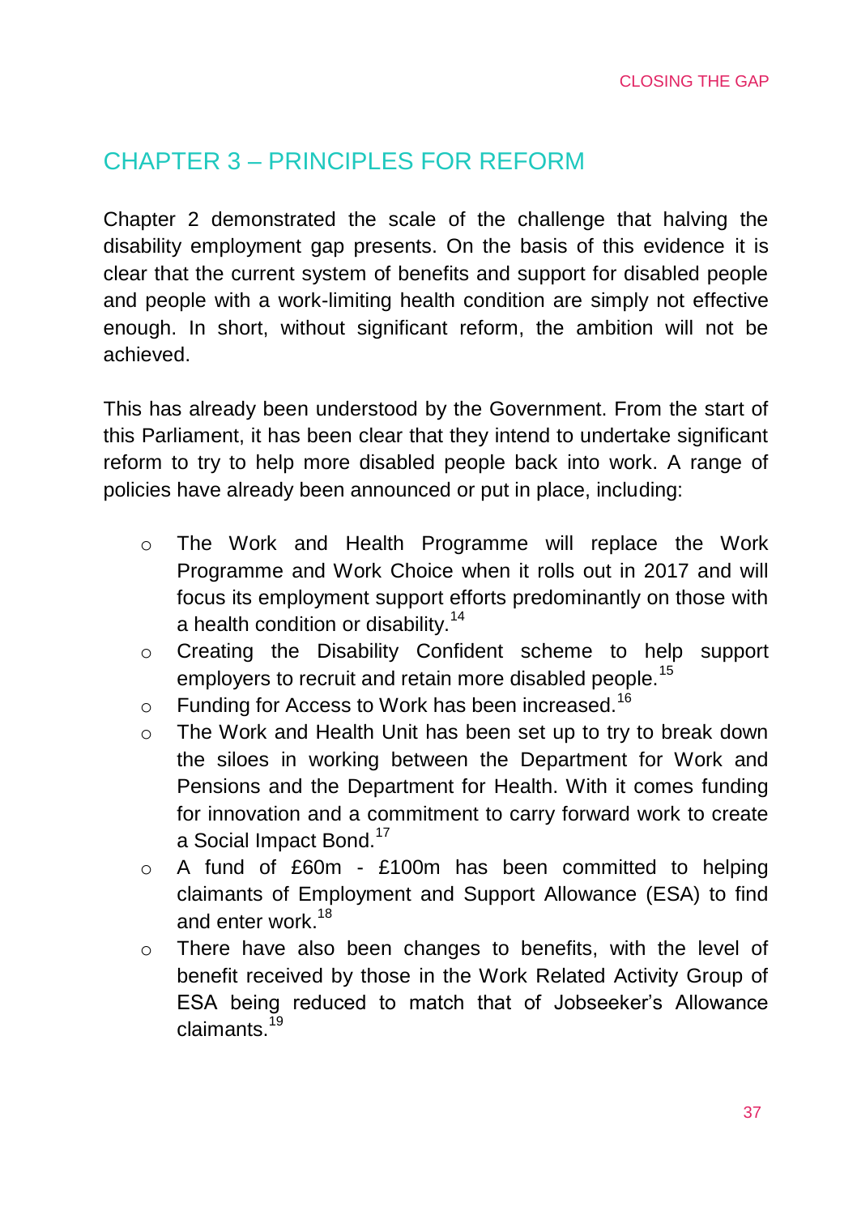# CHAPTER 3 – PRINCIPLES FOR REFORM

Chapter 2 demonstrated the scale of the challenge that halving the disability employment gap presents. On the basis of this evidence it is clear that the current system of benefits and support for disabled people and people with a work-limiting health condition are simply not effective enough. In short, without significant reform, the ambition will not be achieved.

This has already been understood by the Government. From the start of this Parliament, it has been clear that they intend to undertake significant reform to try to help more disabled people back into work. A range of policies have already been announced or put in place, including:

- The Work and Health Programme will replace the Work Programme and Work Choice when it rolls out in 2017 and will focus its employment support efforts predominantly on those with a health condition or disability.[14]
- Creating the Disability Confident scheme to help support employers to recruit and retain more disabled people.[15]
- Funding for Access to Work has been increased.[16]
- The Work and Health Unit has been set up to try to break down the siloes in working between the Department for Work and Pensions and the Department for Health. With it comes funding for innovation and a commitment to carry forward work to create a Social Impact Bond.[17]
- A fund of £60m - £100m has been committed to helping claimants of Employment and Support Allowance (ESA) to find and enter work.[18]
- There have also been changes to benefits, with the level of benefit received by those in the Work Related Activity Group of ESA being reduced to match that of Jobseeker's Allowance claimants.[19]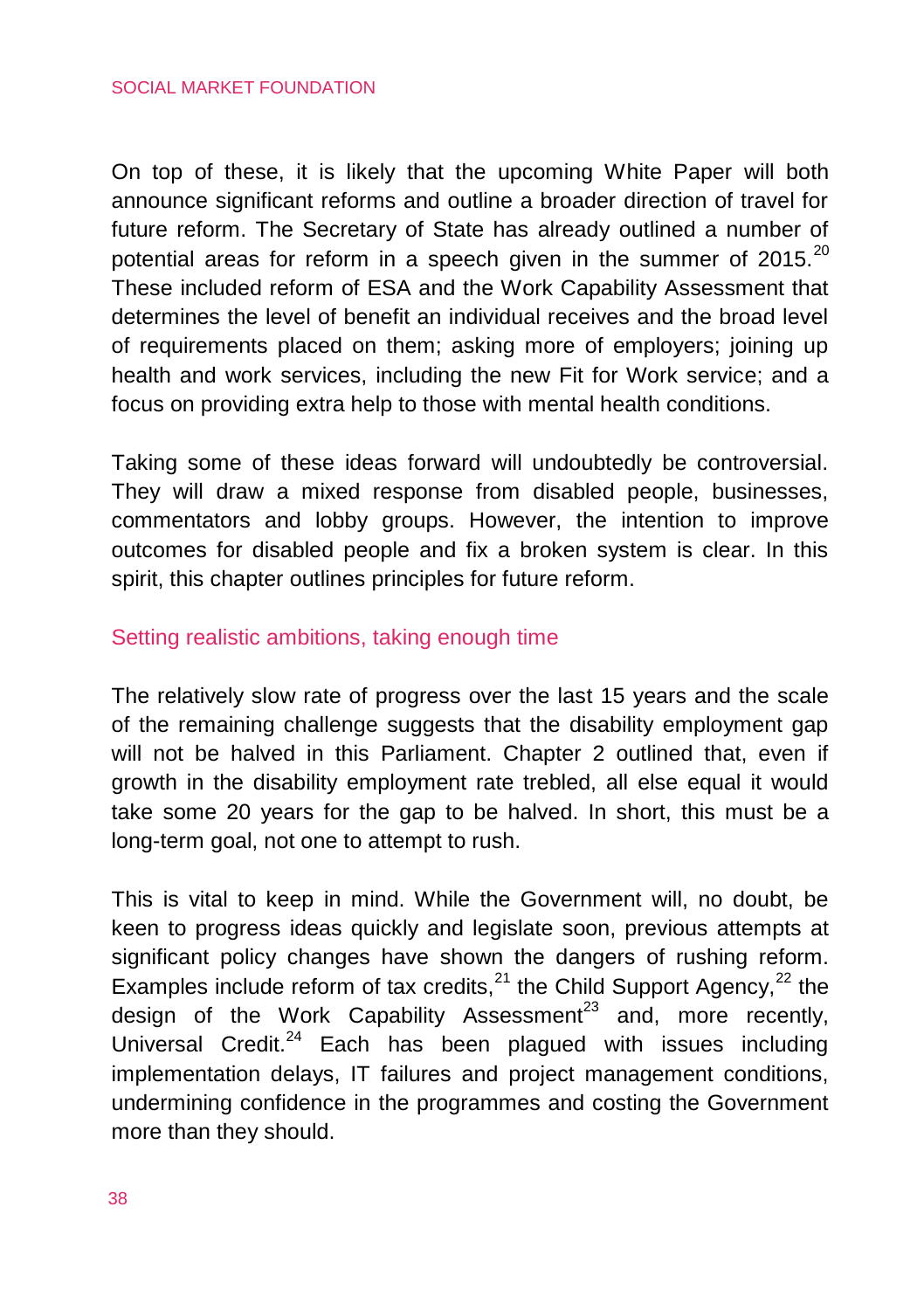On top of these, it is likely that the upcoming White Paper will both announce significant reforms and outline a broader direction of travel for future reform. The Secretary of State has already outlined a number of potential areas for reform in a speech given in the summer of 2015.[20] These included reform of ESA and the Work Capability Assessment that determines the level of benefit an individual receives and the broad level of requirements placed on them; asking more of employers; joining up health and work services, including the new Fit for Work service; and a focus on providing extra help to those with mental health conditions.

Taking some of these ideas forward will undoubtedly be controversial. They will draw a mixed response from disabled people, businesses, commentators and lobby groups. However, the intention to improve outcomes for disabled people and fix a broken system is clear. In this spirit, this chapter outlines principles for future reform.

## Setting realistic ambitions, taking enough time

The relatively slow rate of progress over the last 15 years and the scale of the remaining challenge suggests that the disability employment gap will not be halved in this Parliament. Chapter 2 outlined that, even if growth in the disability employment rate trebled, all else equal it would take some 20 years for the gap to be halved. In short, this must be a long-term goal, not one to attempt to rush.

This is vital to keep in mind. While the Government will, no doubt, be keen to progress ideas quickly and legislate soon, previous attempts at significant policy changes have shown the dangers of rushing reform. Examples include reform of tax credits,[21] the Child Support Agency,[22] the design of the Work Capability Assessment[23] and, more recently, Universal Credit.[24] Each has been plagued with issues including implementation delays, IT failures and project management conditions, undermining confidence in the programmes and costing the Government more than they should.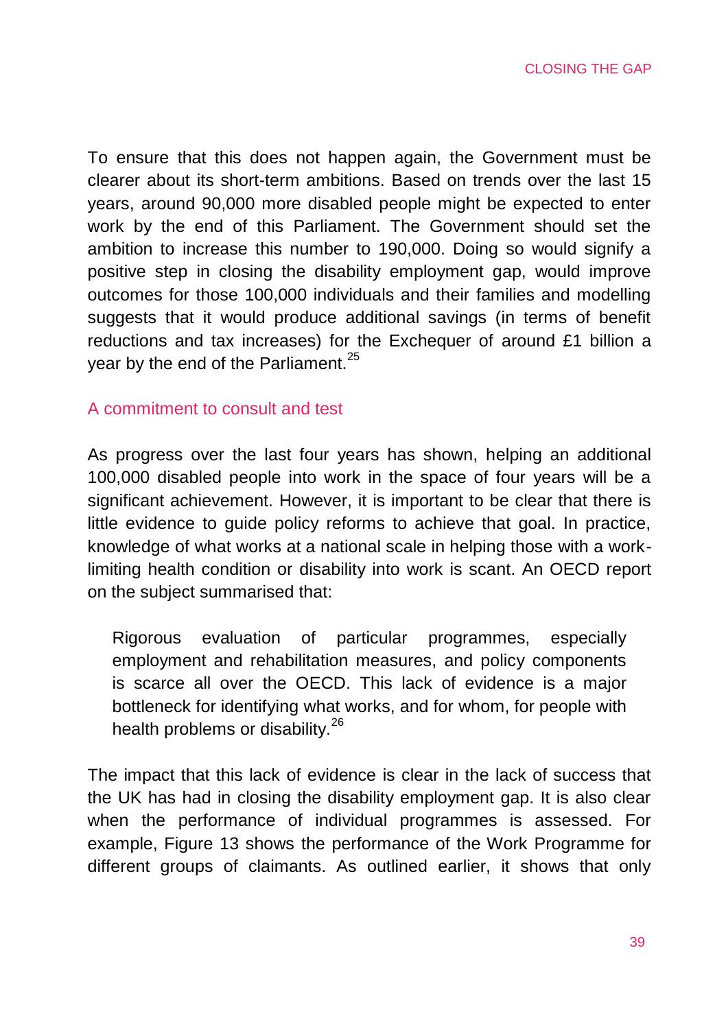To ensure that this does not happen again, the Government must be clearer about its short-term ambitions. Based on trends over the last 15 years, around 90,000 more disabled people might be expected to enter work by the end of this Parliament. The Government should set the ambition to increase this number to 190,000. Doing so would signify a positive step in closing the disability employment gap, would improve outcomes for those 100,000 individuals and their families and modelling suggests that it would produce additional savings (in terms of benefit reductions and tax increases) for the Exchequer of around £1 billion a year by the end of the Parliament.[25]

## A commitment to consult and test

As progress over the last four years has shown, helping an additional 100,000 disabled people into work in the space of four years will be a significant achievement. However, it is important to be clear that there is little evidence to guide policy reforms to achieve that goal. In practice, knowledge of what works at a national scale in helping those with a work-limiting health condition or disability into work is scant. An OECD report on the subject summarised that:

> Rigorous evaluation of particular programmes, especially employment and rehabilitation measures, and policy components is scarce all over the OECD. This lack of evidence is a major bottleneck for identifying what works, and for whom, for people with health problems or disability.[26]

The impact that this lack of evidence is clear in the lack of success that the UK has had in closing the disability employment gap. It is also clear when the performance of individual programmes is assessed. For example, Figure 13 shows the performance of the Work Programme for different groups of claimants. As outlined earlier, it shows that only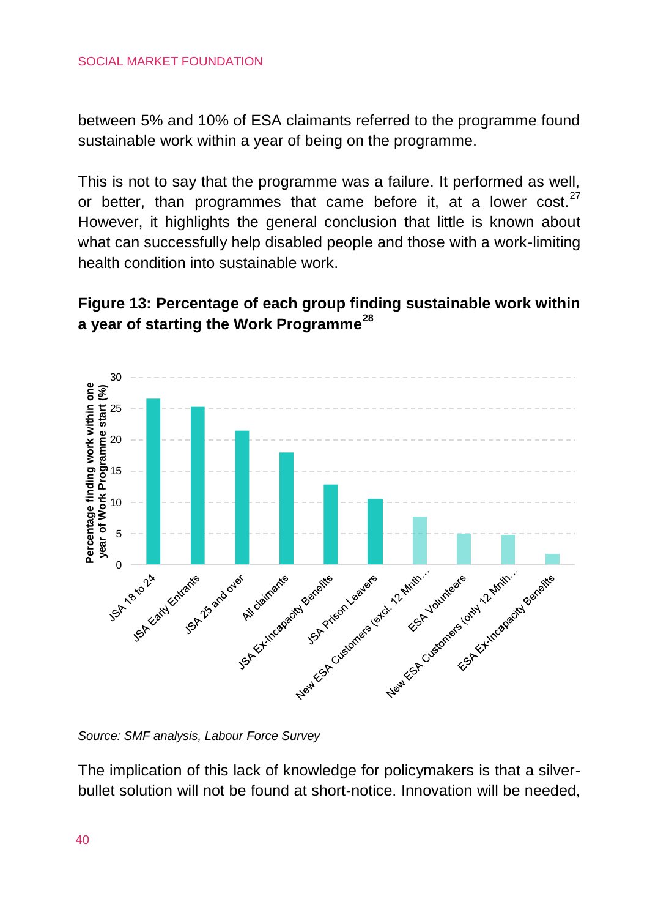between 5% and 10% of ESA claimants referred to the programme found sustainable work within a year of being on the programme.

This is not to say that the programme was a failure. It performed as well, or better, than programmes that came before it, at a lower cost.[27] However, it highlights the general conclusion that little is known about what can successfully help disabled people and those with a work-limiting health condition into sustainable work.

**Figure 13: Percentage of each group finding sustainable work within a year of starting the Work Programme[28]**

| Group | Percentage finding work within one year of Work Programme start (%) |
|---|---|
| JSA 18 to 24 | 26.5 |
| JSA Early Entrants | 25.2 |
| JSA 25 and over | 21.4 |
| All claimants | 17.9 |
| JSA Ex-Incapacity Benefits | 12.8 |
| JSA Prison Leavers | 10.5 |
| New ESA Customers (excl. 12 Mnth... | 7.7 |
| ESA Volunteers | 4.9 |
| New ESA Customers (only 12 Mnth... | 4.7 |
| ESA Ex-Incapacity Benefits | 1.7 |

*Source: SMF analysis, Labour Force Survey*

The implication of this lack of knowledge for policymakers is that a silver-bullet solution will not be found at short-notice. Innovation will be needed,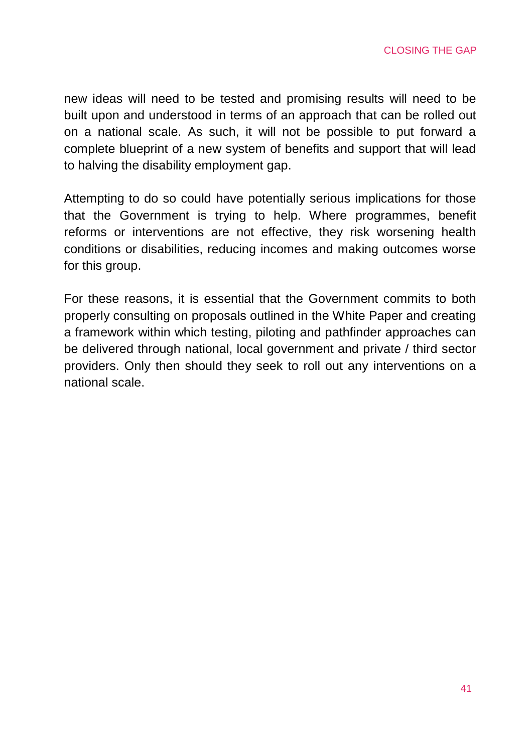new ideas will need to be tested and promising results will need to be built upon and understood in terms of an approach that can be rolled out on a national scale. As such, it will not be possible to put forward a complete blueprint of a new system of benefits and support that will lead to halving the disability employment gap.

Attempting to do so could have potentially serious implications for those that the Government is trying to help. Where programmes, benefit reforms or interventions are not effective, they risk worsening health conditions or disabilities, reducing incomes and making outcomes worse for this group.

For these reasons, it is essential that the Government commits to both properly consulting on proposals outlined in the White Paper and creating a framework within which testing, piloting and pathfinder approaches can be delivered through national, local government and private / third sector providers. Only then should they seek to roll out any interventions on a national scale.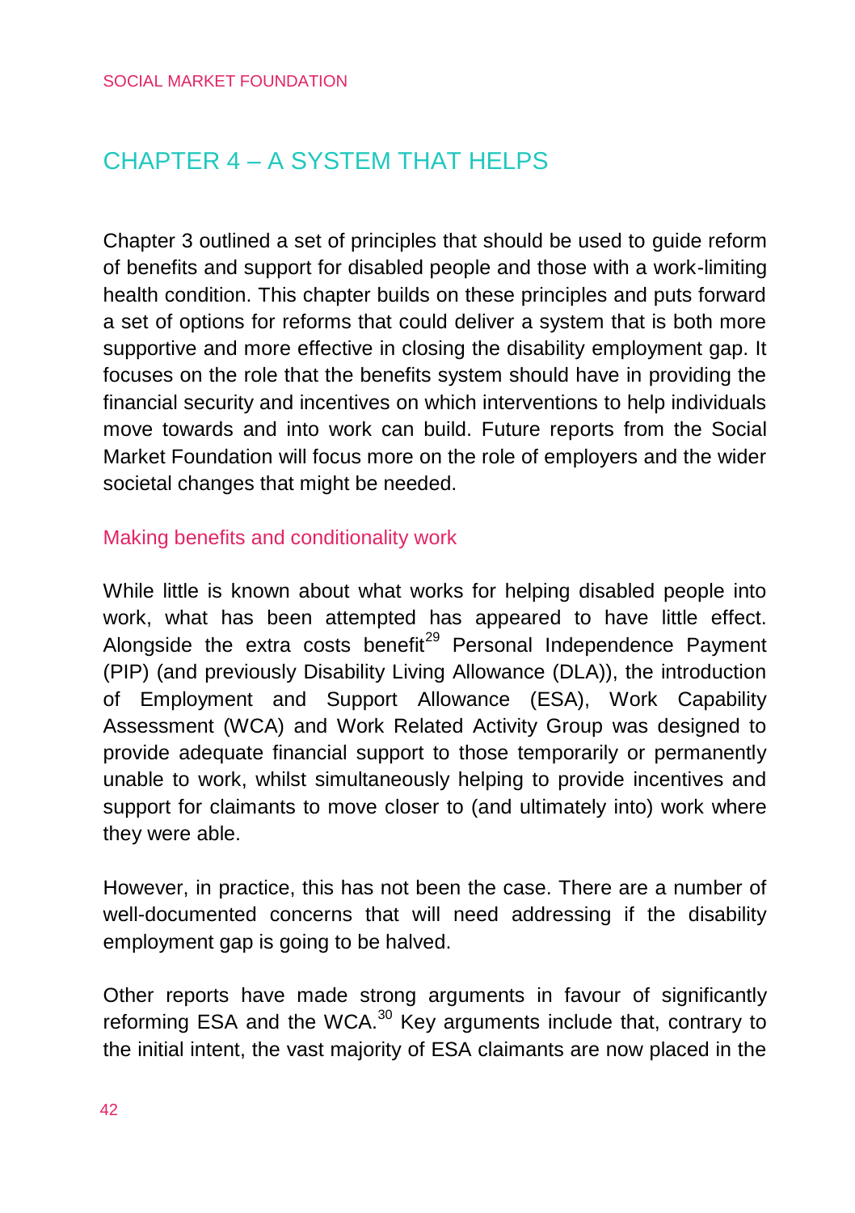# CHAPTER 4 – A SYSTEM THAT HELPS

Chapter 3 outlined a set of principles that should be used to guide reform of benefits and support for disabled people and those with a work-limiting health condition. This chapter builds on these principles and puts forward a set of options for reforms that could deliver a system that is both more supportive and more effective in closing the disability employment gap. It focuses on the role that the benefits system should have in providing the financial security and incentives on which interventions to help individuals move towards and into work can build. Future reports from the Social Market Foundation will focus more on the role of employers and the wider societal changes that might be needed.

## Making benefits and conditionality work

While little is known about what works for helping disabled people into work, what has been attempted has appeared to have little effect. Alongside the extra costs benefit[29] Personal Independence Payment (PIP) (and previously Disability Living Allowance (DLA)), the introduction of Employment and Support Allowance (ESA), Work Capability Assessment (WCA) and Work Related Activity Group was designed to provide adequate financial support to those temporarily or permanently unable to work, whilst simultaneously helping to provide incentives and support for claimants to move closer to (and ultimately into) work where they were able.

However, in practice, this has not been the case. There are a number of well-documented concerns that will need addressing if the disability employment gap is going to be halved.

Other reports have made strong arguments in favour of significantly reforming ESA and the WCA.[30] Key arguments include that, contrary to the initial intent, the vast majority of ESA claimants are now placed in the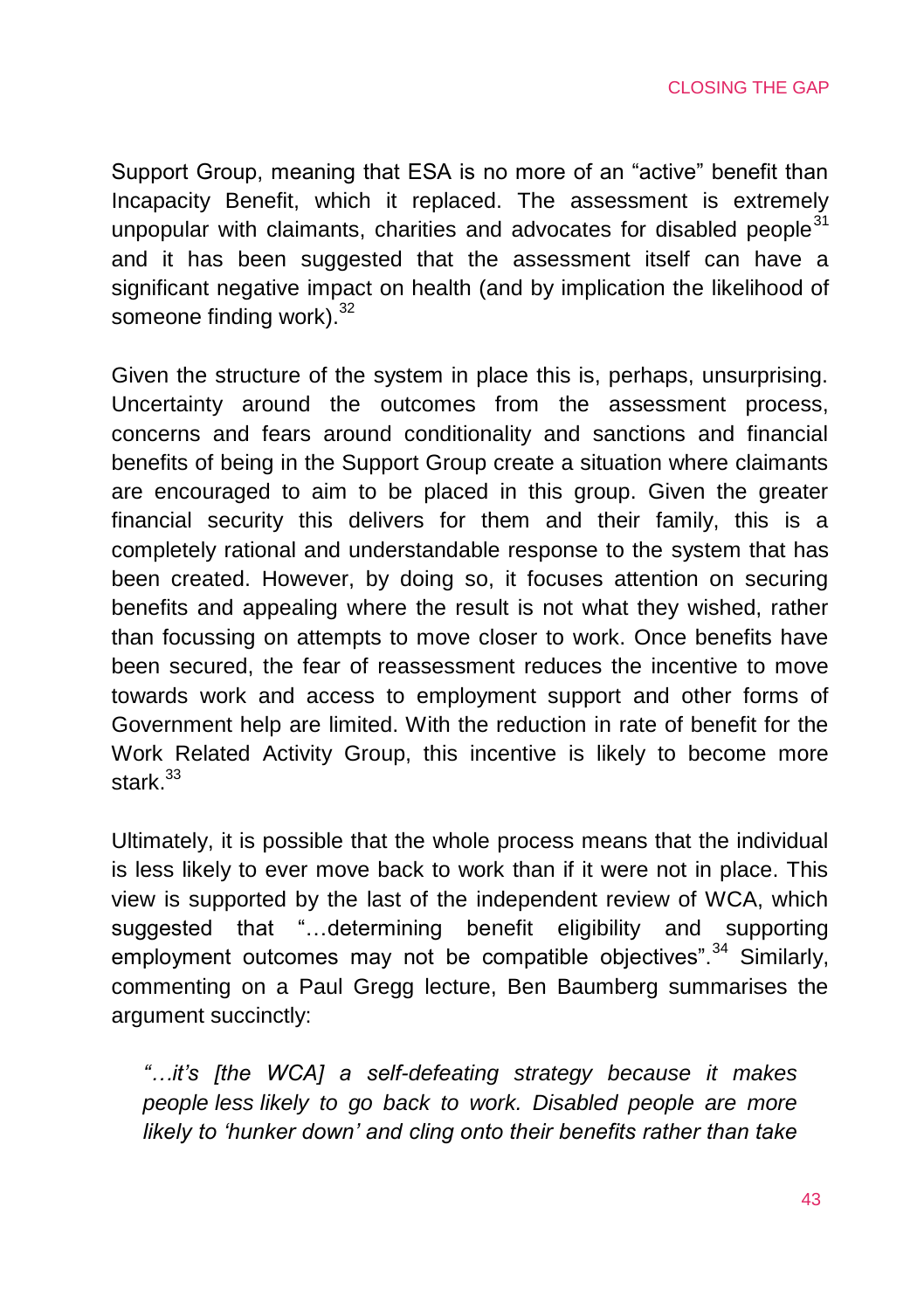Support Group, meaning that ESA is no more of an "active" benefit than Incapacity Benefit, which it replaced. The assessment is extremely unpopular with claimants, charities and advocates for disabled people[31] and it has been suggested that the assessment itself can have a significant negative impact on health (and by implication the likelihood of someone finding work).[32]

Given the structure of the system in place this is, perhaps, unsurprising. Uncertainty around the outcomes from the assessment process, concerns and fears around conditionality and sanctions and financial benefits of being in the Support Group create a situation where claimants are encouraged to aim to be placed in this group. Given the greater financial security this delivers for them and their family, this is a completely rational and understandable response to the system that has been created. However, by doing so, it focuses attention on securing benefits and appealing where the result is not what they wished, rather than focussing on attempts to move closer to work. Once benefits have been secured, the fear of reassessment reduces the incentive to move towards work and access to employment support and other forms of Government help are limited. With the reduction in rate of benefit for the Work Related Activity Group, this incentive is likely to become more stark.[33]

Ultimately, it is possible that the whole process means that the individual is less likely to ever move back to work than if it were not in place. This view is supported by the last of the independent review of WCA, which suggested that "…determining benefit eligibility and supporting employment outcomes may not be compatible objectives".[34] Similarly, commenting on a Paul Gregg lecture, Ben Baumberg summarises the argument succinctly:

> *"…it's [the WCA] a self-defeating strategy because it makes people less likely to go back to work. Disabled people are more likely to 'hunker down' and cling onto their benefits rather than take*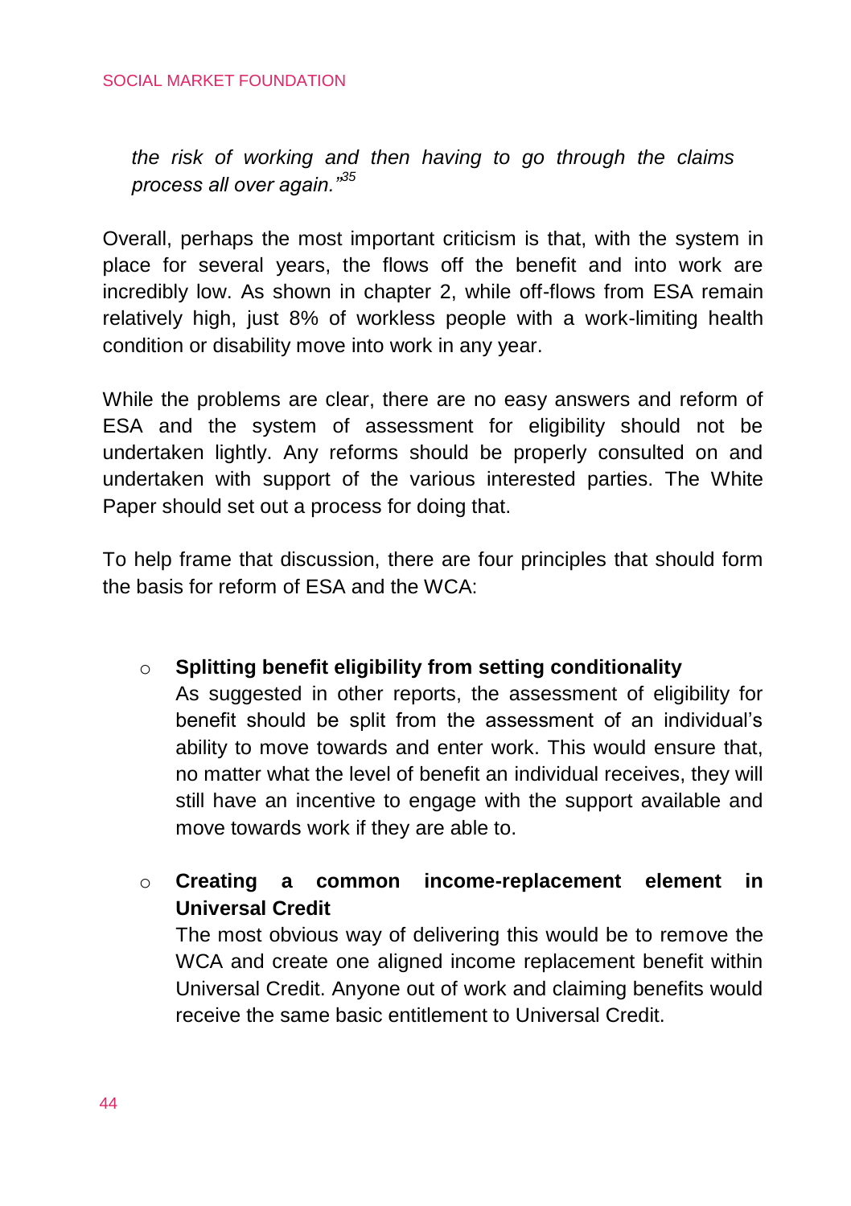*the risk of working and then having to go through the claims process all over again."*[35]

Overall, perhaps the most important criticism is that, with the system in place for several years, the flows off the benefit and into work are incredibly low. As shown in chapter 2, while off-flows from ESA remain relatively high, just 8% of workless people with a work-limiting health condition or disability move into work in any year.

While the problems are clear, there are no easy answers and reform of ESA and the system of assessment for eligibility should not be undertaken lightly. Any reforms should be properly consulted on and undertaken with support of the various interested parties. The White Paper should set out a process for doing that.

To help frame that discussion, there are four principles that should form the basis for reform of ESA and the WCA:

- **Splitting benefit eligibility from setting conditionality**
  As suggested in other reports, the assessment of eligibility for benefit should be split from the assessment of an individual's ability to move towards and enter work. This would ensure that, no matter what the level of benefit an individual receives, they will still have an incentive to engage with the support available and move towards work if they are able to.

- **Creating a common income-replacement element in Universal Credit**
  The most obvious way of delivering this would be to remove the WCA and create one aligned income replacement benefit within Universal Credit. Anyone out of work and claiming benefits would receive the same basic entitlement to Universal Credit.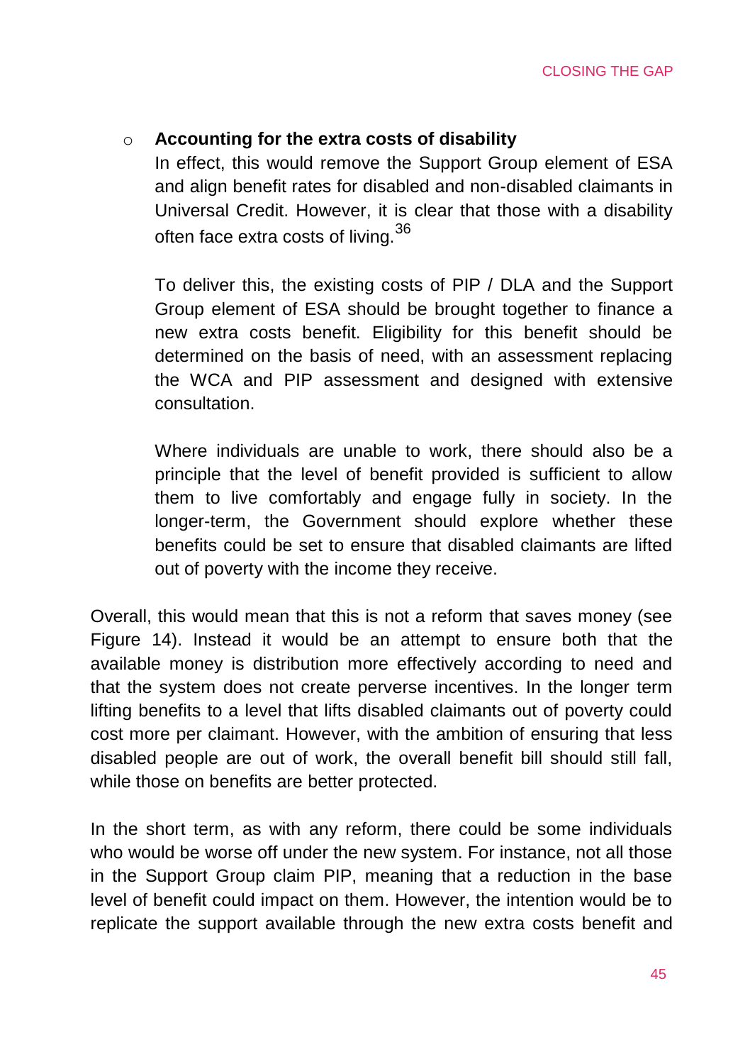- **Accounting for the extra costs of disability**

  In effect, this would remove the Support Group element of ESA and align benefit rates for disabled and non-disabled claimants in Universal Credit. However, it is clear that those with a disability often face extra costs of living.[36]

  To deliver this, the existing costs of PIP / DLA and the Support Group element of ESA should be brought together to finance a new extra costs benefit. Eligibility for this benefit should be determined on the basis of need, with an assessment replacing the WCA and PIP assessment and designed with extensive consultation.

  Where individuals are unable to work, there should also be a principle that the level of benefit provided is sufficient to allow them to live comfortably and engage fully in society. In the longer-term, the Government should explore whether these benefits could be set to ensure that disabled claimants are lifted out of poverty with the income they receive.

Overall, this would mean that this is not a reform that saves money (see Figure 14). Instead it would be an attempt to ensure both that the available money is distribution more effectively according to need and that the system does not create perverse incentives. In the longer term lifting benefits to a level that lifts disabled claimants out of poverty could cost more per claimant. However, with the ambition of ensuring that less disabled people are out of work, the overall benefit bill should still fall, while those on benefits are better protected.

In the short term, as with any reform, there could be some individuals who would be worse off under the new system. For instance, not all those in the Support Group claim PIP, meaning that a reduction in the base level of benefit could impact on them. However, the intention would be to replicate the support available through the new extra costs benefit and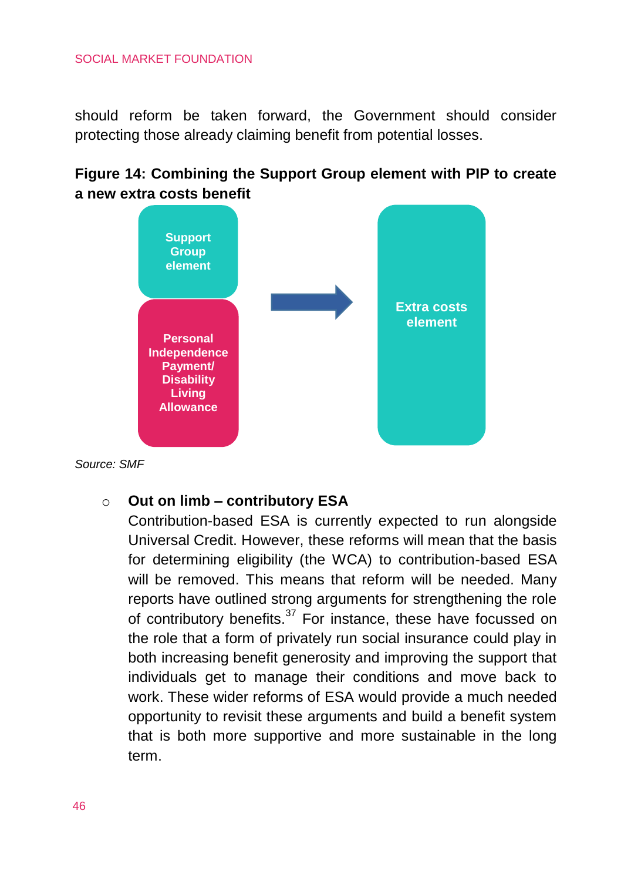should reform be taken forward, the Government should consider protecting those already claiming benefit from potential losses.

**Figure 14: Combining the Support Group element with PIP to create a new extra costs benefit**

Support Group element

Personal Independence Payment/ Disability Living Allowance

Extra costs element

*Source: SMF*

- **Out on limb – contributory ESA**

  Contribution-based ESA is currently expected to run alongside Universal Credit. However, these reforms will mean that the basis for determining eligibility (the WCA) to contribution-based ESA will be removed. This means that reform will be needed. Many reports have outlined strong arguments for strengthening the role of contributory benefits.[37] For instance, these have focussed on the role that a form of privately run social insurance could play in both increasing benefit generosity and improving the support that individuals get to manage their conditions and move back to work. These wider reforms of ESA would provide a much needed opportunity to revisit these arguments and build a benefit system that is both more supportive and more sustainable in the long term.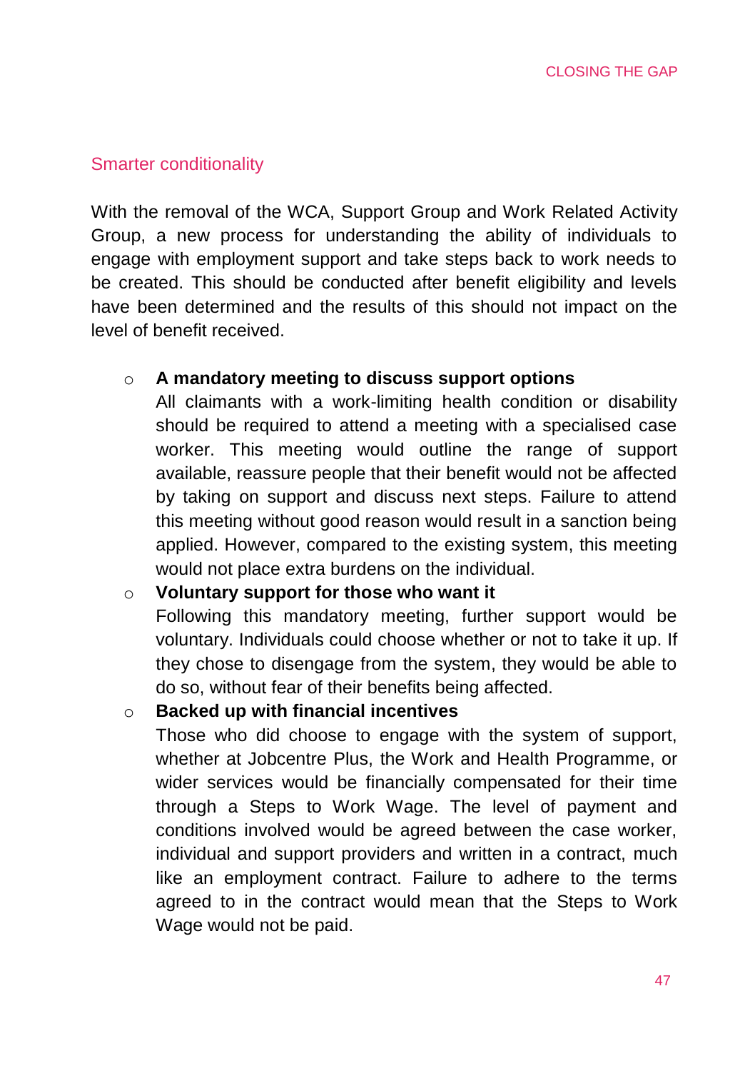## Smarter conditionality

With the removal of the WCA, Support Group and Work Related Activity Group, a new process for understanding the ability of individuals to engage with employment support and take steps back to work needs to be created. This should be conducted after benefit eligibility and levels have been determined and the results of this should not impact on the level of benefit received.

- **A mandatory meeting to discuss support options**
  All claimants with a work-limiting health condition or disability should be required to attend a meeting with a specialised case worker. This meeting would outline the range of support available, reassure people that their benefit would not be affected by taking on support and discuss next steps. Failure to attend this meeting without good reason would result in a sanction being applied. However, compared to the existing system, this meeting would not place extra burdens on the individual.
- **Voluntary support for those who want it**
  Following this mandatory meeting, further support would be voluntary. Individuals could choose whether or not to take it up. If they chose to disengage from the system, they would be able to do so, without fear of their benefits being affected.
- **Backed up with financial incentives**
  Those who did choose to engage with the system of support, whether at Jobcentre Plus, the Work and Health Programme, or wider services would be financially compensated for their time through a Steps to Work Wage. The level of payment and conditions involved would be agreed between the case worker, individual and support providers and written in a contract, much like an employment contract. Failure to adhere to the terms agreed to in the contract would mean that the Steps to Work Wage would not be paid.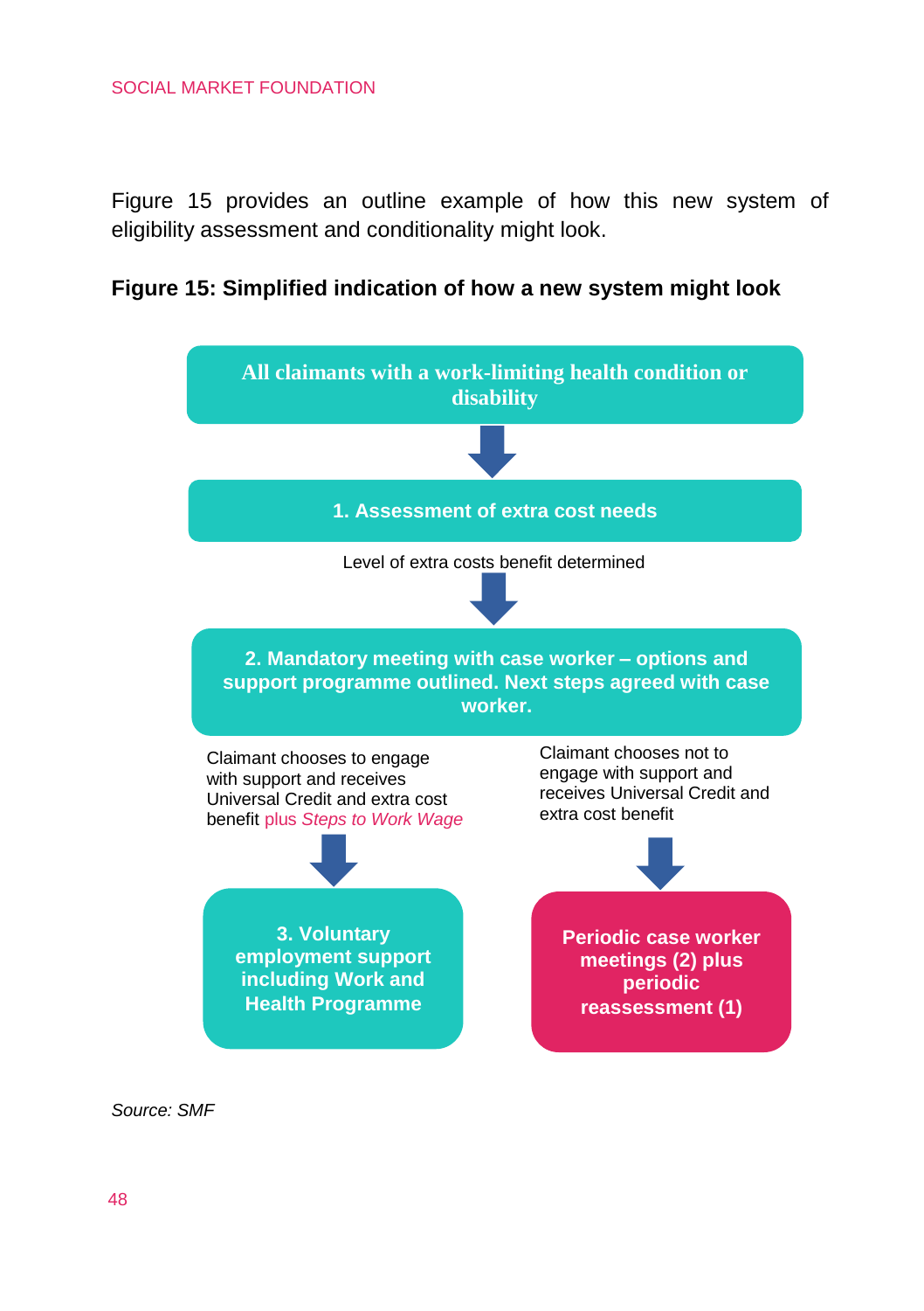Figure 15 provides an outline example of how this new system of eligibility assessment and conditionality might look.

**Figure 15: Simplified indication of how a new system might look**

**All claimants with a work-limiting health condition or disability**

↓

**1. Assessment of extra cost needs**

Level of extra costs benefit determined

↓

**2. Mandatory meeting with case worker – options and support programme outlined. Next steps agreed with case worker.**

Claimant chooses to engage with support and receives Universal Credit and extra cost benefit plus *Steps to Work Wage*

↓

**3. Voluntary employment support including Work and Health Programme**

Claimant chooses not to engage with support and receives Universal Credit and extra cost benefit

↓

**Periodic case worker meetings (2) plus periodic reassessment (1)**

*Source: SMF*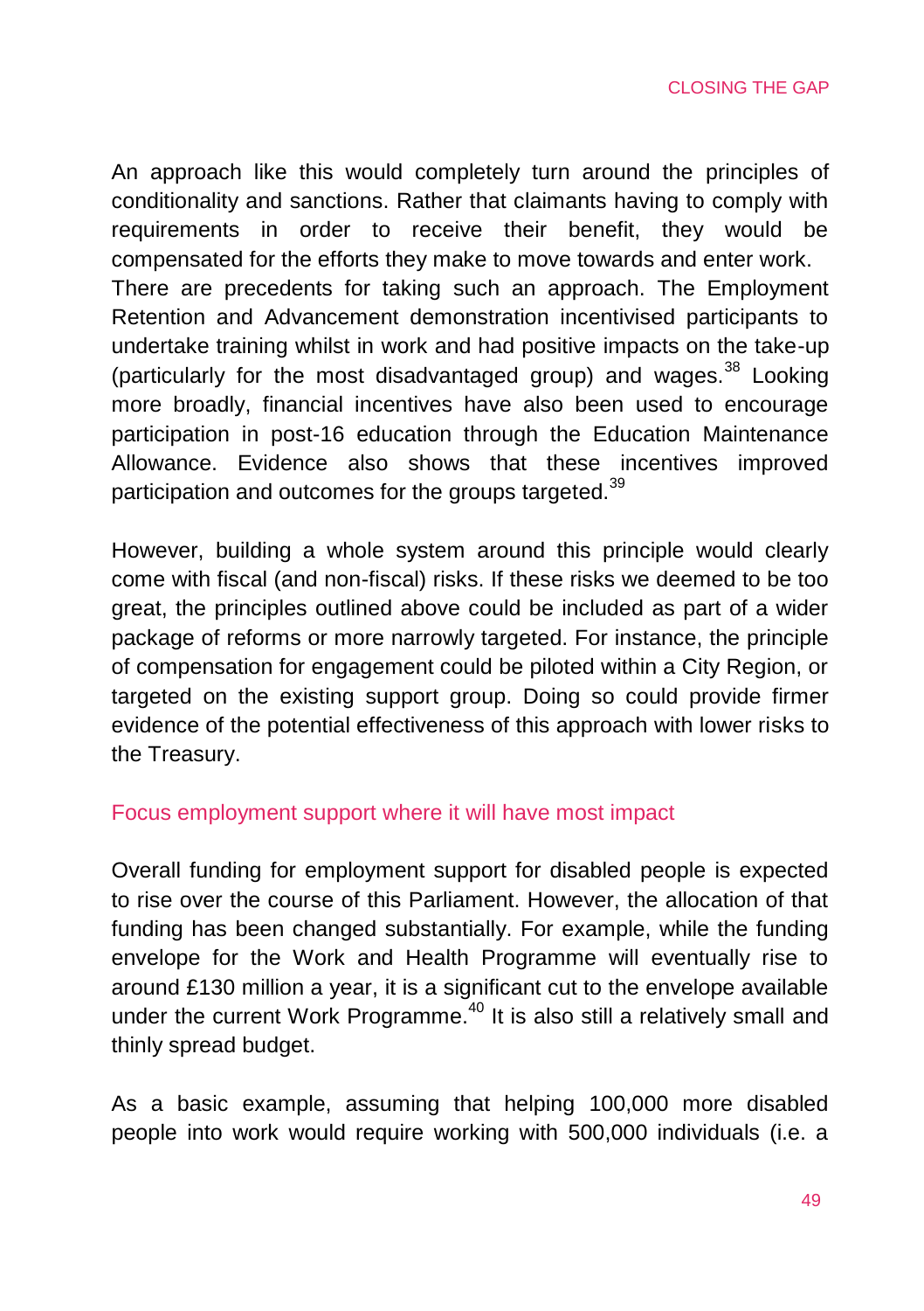An approach like this would completely turn around the principles of conditionality and sanctions. Rather that claimants having to comply with requirements in order to receive their benefit, they would be compensated for the efforts they make to move towards and enter work. There are precedents for taking such an approach. The Employment Retention and Advancement demonstration incentivised participants to undertake training whilst in work and had positive impacts on the take-up (particularly for the most disadvantaged group) and wages.[38] Looking more broadly, financial incentives have also been used to encourage participation in post-16 education through the Education Maintenance Allowance. Evidence also shows that these incentives improved participation and outcomes for the groups targeted.[39]

However, building a whole system around this principle would clearly come with fiscal (and non-fiscal) risks. If these risks we deemed to be too great, the principles outlined above could be included as part of a wider package of reforms or more narrowly targeted. For instance, the principle of compensation for engagement could be piloted within a City Region, or targeted on the existing support group. Doing so could provide firmer evidence of the potential effectiveness of this approach with lower risks to the Treasury.

## Focus employment support where it will have most impact

Overall funding for employment support for disabled people is expected to rise over the course of this Parliament. However, the allocation of that funding has been changed substantially. For example, while the funding envelope for the Work and Health Programme will eventually rise to around £130 million a year, it is a significant cut to the envelope available under the current Work Programme.[40] It is also still a relatively small and thinly spread budget.

As a basic example, assuming that helping 100,000 more disabled people into work would require working with 500,000 individuals (i.e. a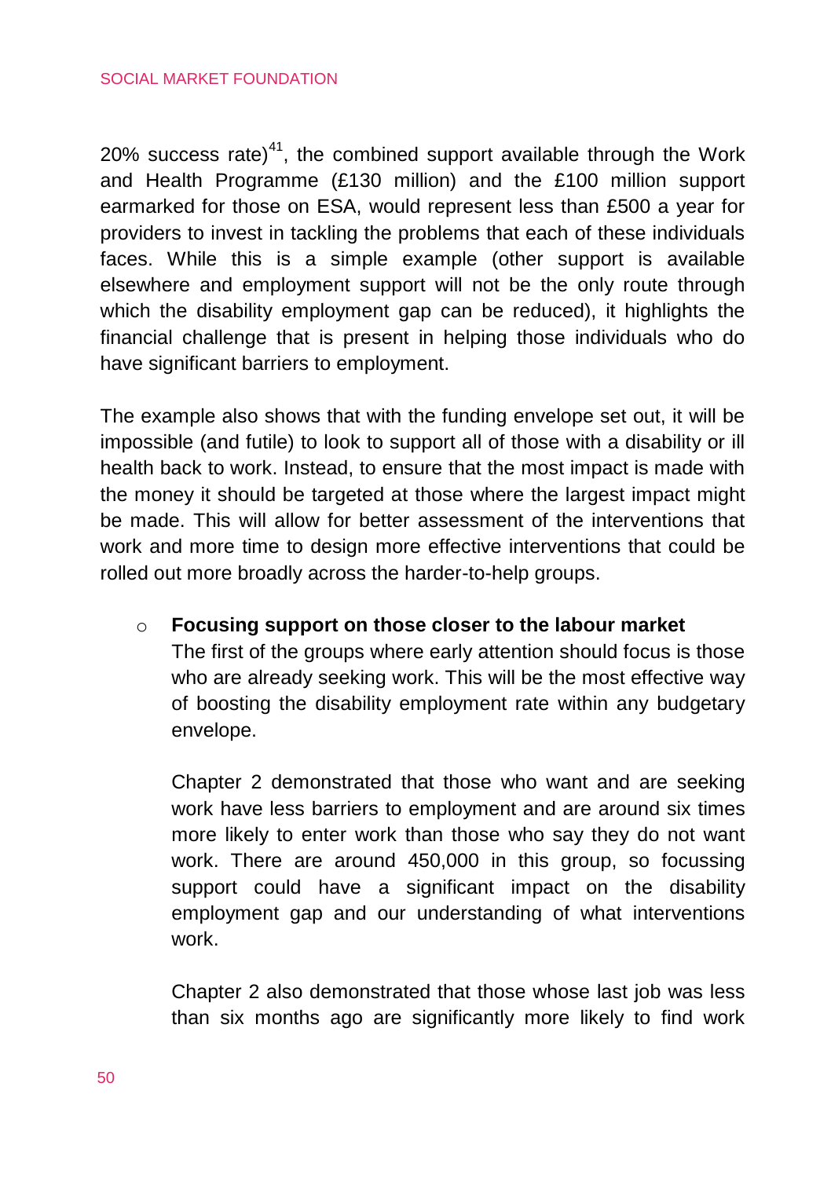20% success rate)[41], the combined support available through the Work and Health Programme (£130 million) and the £100 million support earmarked for those on ESA, would represent less than £500 a year for providers to invest in tackling the problems that each of these individuals faces. While this is a simple example (other support is available elsewhere and employment support will not be the only route through which the disability employment gap can be reduced), it highlights the financial challenge that is present in helping those individuals who do have significant barriers to employment.

The example also shows that with the funding envelope set out, it will be impossible (and futile) to look to support all of those with a disability or ill health back to work. Instead, to ensure that the most impact is made with the money it should be targeted at those where the largest impact might be made. This will allow for better assessment of the interventions that work and more time to design more effective interventions that could be rolled out more broadly across the harder-to-help groups.

- **Focusing support on those closer to the labour market**

  The first of the groups where early attention should focus is those who are already seeking work. This will be the most effective way of boosting the disability employment rate within any budgetary envelope.

  Chapter 2 demonstrated that those who want and are seeking work have less barriers to employment and are around six times more likely to enter work than those who say they do not want work. There are around 450,000 in this group, so focussing support could have a significant impact on the disability employment gap and our understanding of what interventions work.

  Chapter 2 also demonstrated that those whose last job was less than six months ago are significantly more likely to find work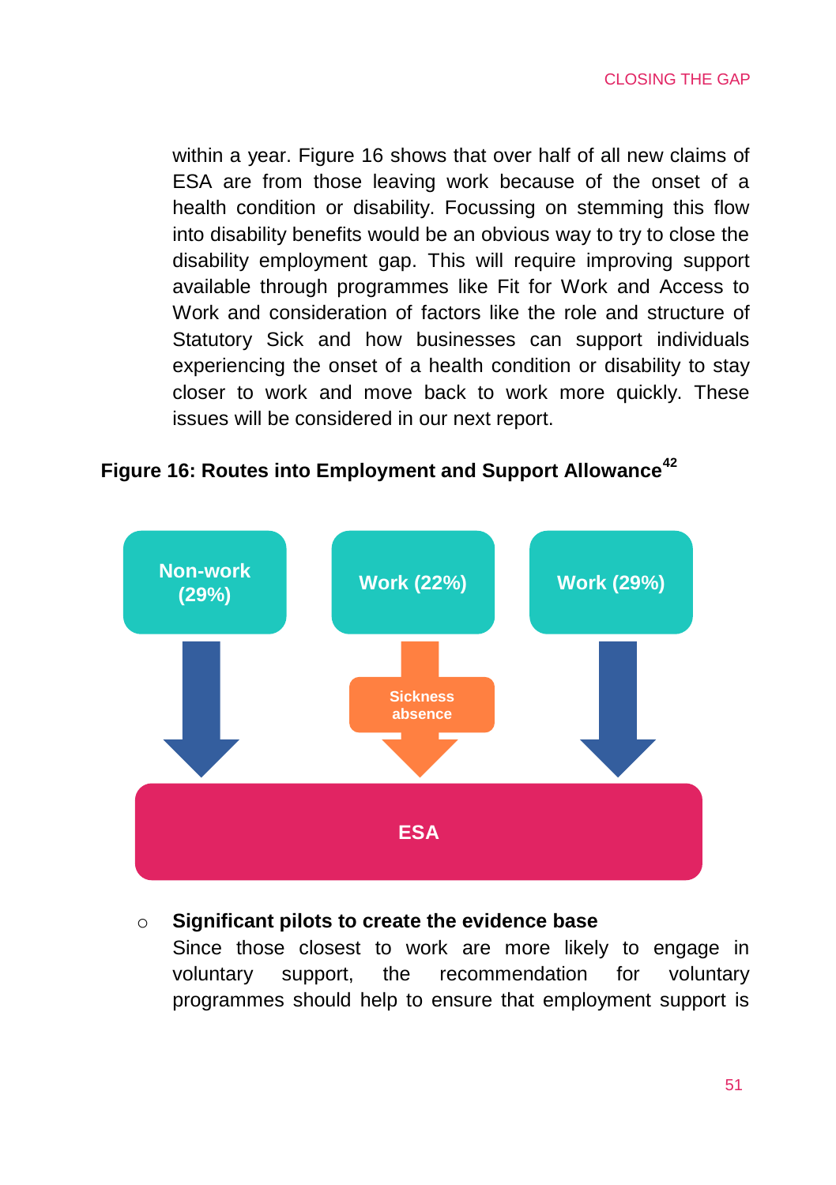within a year. Figure 16 shows that over half of all new claims of ESA are from those leaving work because of the onset of a health condition or disability. Focussing on stemming this flow into disability benefits would be an obvious way to try to close the disability employment gap. This will require improving support available through programmes like Fit for Work and Access to Work and consideration of factors like the role and structure of Statutory Sick and how businesses can support individuals experiencing the onset of a health condition or disability to stay closer to work and move back to work more quickly. These issues will be considered in our next report.

**Figure 16: Routes into Employment and Support Allowance**[42]

Non-work (29%)

Work (22%)

Work (29%)

Sickness absence

ESA

- **Significant pilots to create the evidence base**
  Since those closest to work are more likely to engage in voluntary support, the recommendation for voluntary programmes should help to ensure that employment support is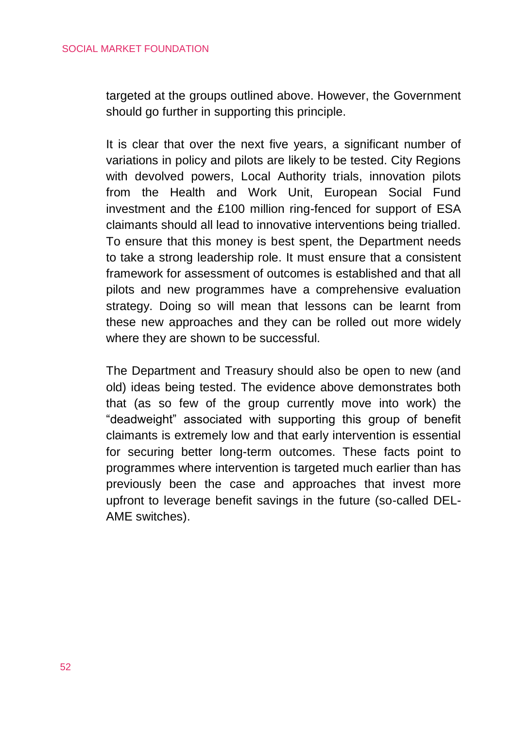targeted at the groups outlined above. However, the Government should go further in supporting this principle.

It is clear that over the next five years, a significant number of variations in policy and pilots are likely to be tested. City Regions with devolved powers, Local Authority trials, innovation pilots from the Health and Work Unit, European Social Fund investment and the £100 million ring-fenced for support of ESA claimants should all lead to innovative interventions being trialled. To ensure that this money is best spent, the Department needs to take a strong leadership role. It must ensure that a consistent framework for assessment of outcomes is established and that all pilots and new programmes have a comprehensive evaluation strategy. Doing so will mean that lessons can be learnt from these new approaches and they can be rolled out more widely where they are shown to be successful.

The Department and Treasury should also be open to new (and old) ideas being tested. The evidence above demonstrates both that (as so few of the group currently move into work) the "deadweight" associated with supporting this group of benefit claimants is extremely low and that early intervention is essential for securing better long-term outcomes. These facts point to programmes where intervention is targeted much earlier than has previously been the case and approaches that invest more upfront to leverage benefit savings in the future (so-called DEL-AME switches).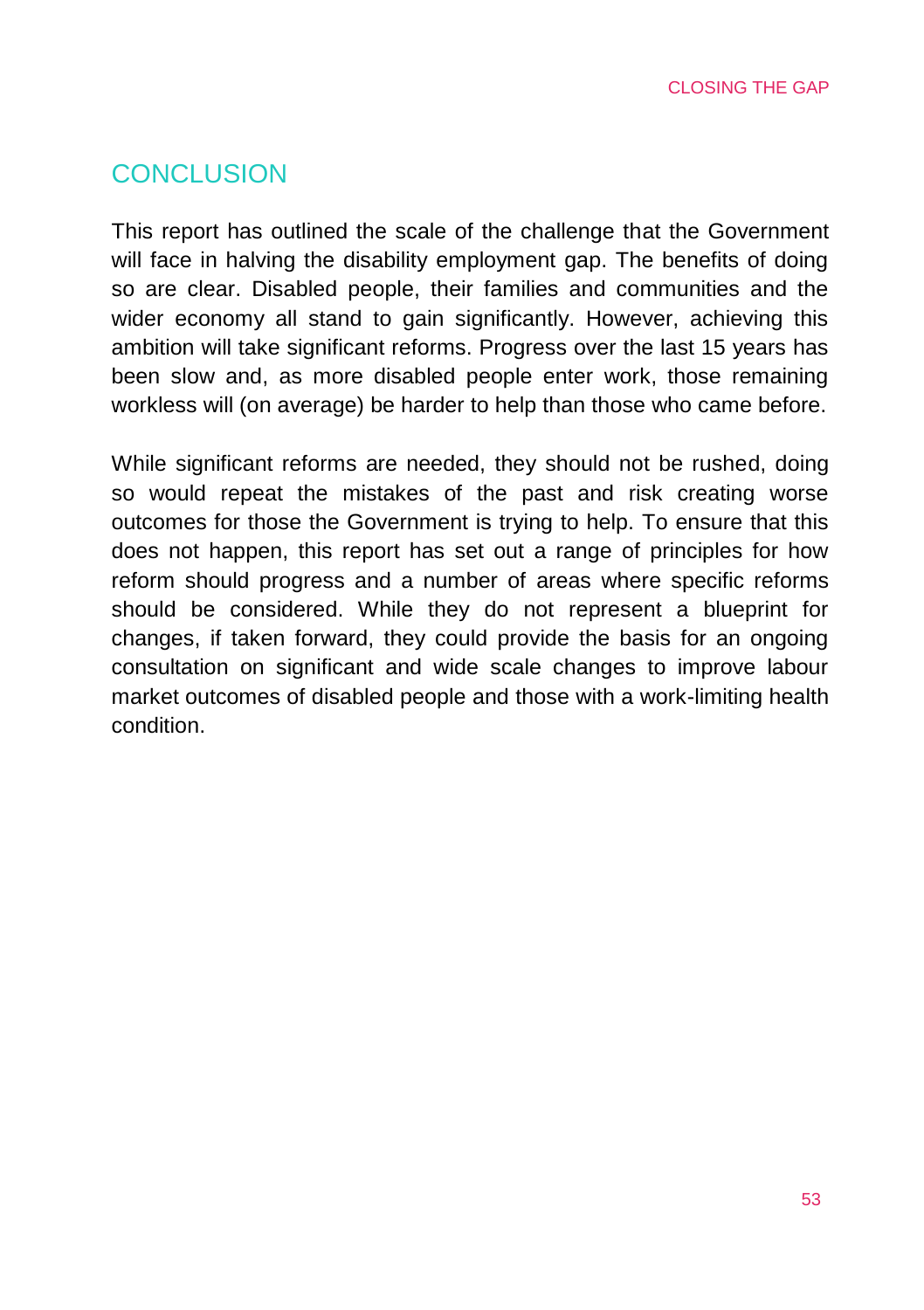## CONCLUSION

This report has outlined the scale of the challenge that the Government will face in halving the disability employment gap. The benefits of doing so are clear. Disabled people, their families and communities and the wider economy all stand to gain significantly. However, achieving this ambition will take significant reforms. Progress over the last 15 years has been slow and, as more disabled people enter work, those remaining workless will (on average) be harder to help than those who came before.

While significant reforms are needed, they should not be rushed, doing so would repeat the mistakes of the past and risk creating worse outcomes for those the Government is trying to help. To ensure that this does not happen, this report has set out a range of principles for how reform should progress and a number of areas where specific reforms should be considered. While they do not represent a blueprint for changes, if taken forward, they could provide the basis for an ongoing consultation on significant and wide scale changes to improve labour market outcomes of disabled people and those with a work-limiting health condition.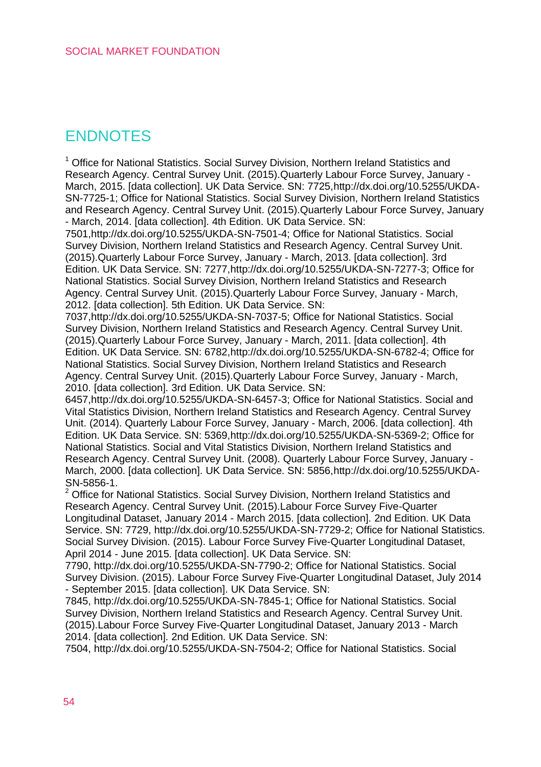## ENDNOTES

[1] Office for National Statistics. Social Survey Division, Northern Ireland Statistics and Research Agency. Central Survey Unit. (2015).Quarterly Labour Force Survey, January - March, 2015. [data collection]. UK Data Service. SN: 7725,http://dx.doi.org/10.5255/UKDA-SN-7725-1; Office for National Statistics. Social Survey Division, Northern Ireland Statistics and Research Agency. Central Survey Unit. (2015).Quarterly Labour Force Survey, January - March, 2014. [data collection]. 4th Edition. UK Data Service. SN: 7501,http://dx.doi.org/10.5255/UKDA-SN-7501-4; Office for National Statistics. Social Survey Division, Northern Ireland Statistics and Research Agency. Central Survey Unit. (2015).Quarterly Labour Force Survey, January - March, 2013. [data collection]. 3rd Edition. UK Data Service. SN: 7277,http://dx.doi.org/10.5255/UKDA-SN-7277-3; Office for National Statistics. Social Survey Division, Northern Ireland Statistics and Research Agency. Central Survey Unit. (2015).Quarterly Labour Force Survey, January - March, 2012. [data collection]. 5th Edition. UK Data Service. SN: 7037,http://dx.doi.org/10.5255/UKDA-SN-7037-5; Office for National Statistics. Social Survey Division, Northern Ireland Statistics and Research Agency. Central Survey Unit. (2015).Quarterly Labour Force Survey, January - March, 2011. [data collection]. 4th Edition. UK Data Service. SN: 6782,http://dx.doi.org/10.5255/UKDA-SN-6782-4; Office for National Statistics. Social Survey Division, Northern Ireland Statistics and Research Agency. Central Survey Unit. (2015).Quarterly Labour Force Survey, January - March, 2010. [data collection]. 3rd Edition. UK Data Service. SN: 6457,http://dx.doi.org/10.5255/UKDA-SN-6457-3; Office for National Statistics. Social and Vital Statistics Division, Northern Ireland Statistics and Research Agency. Central Survey Unit. (2014). Quarterly Labour Force Survey, January - March, 2006. [data collection]. 4th Edition. UK Data Service. SN: 5369,http://dx.doi.org/10.5255/UKDA-SN-5369-2; Office for National Statistics. Social and Vital Statistics Division, Northern Ireland Statistics and Research Agency. Central Survey Unit. (2008). Quarterly Labour Force Survey, January - March, 2000. [data collection]. UK Data Service. SN: 5856,http://dx.doi.org/10.5255/UKDA-SN-5856-1.

[2] Office for National Statistics. Social Survey Division, Northern Ireland Statistics and Research Agency. Central Survey Unit. (2015).Labour Force Survey Five-Quarter Longitudinal Dataset, January 2014 - March 2015. [data collection]. 2nd Edition. UK Data Service. SN: 7729, http://dx.doi.org/10.5255/UKDA-SN-7729-2; Office for National Statistics. Social Survey Division. (2015). Labour Force Survey Five-Quarter Longitudinal Dataset, April 2014 - June 2015. [data collection]. UK Data Service. SN: 7790, http://dx.doi.org/10.5255/UKDA-SN-7790-2; Office for National Statistics. Social Survey Division. (2015). Labour Force Survey Five-Quarter Longitudinal Dataset, July 2014 - September 2015. [data collection]. UK Data Service. SN: 7845, http://dx.doi.org/10.5255/UKDA-SN-7845-1; Office for National Statistics. Social Survey Division, Northern Ireland Statistics and Research Agency. Central Survey Unit. (2015).Labour Force Survey Five-Quarter Longitudinal Dataset, January 2013 - March 2014. [data collection]. 2nd Edition. UK Data Service. SN: 7504, http://dx.doi.org/10.5255/UKDA-SN-7504-2; Office for National Statistics. Social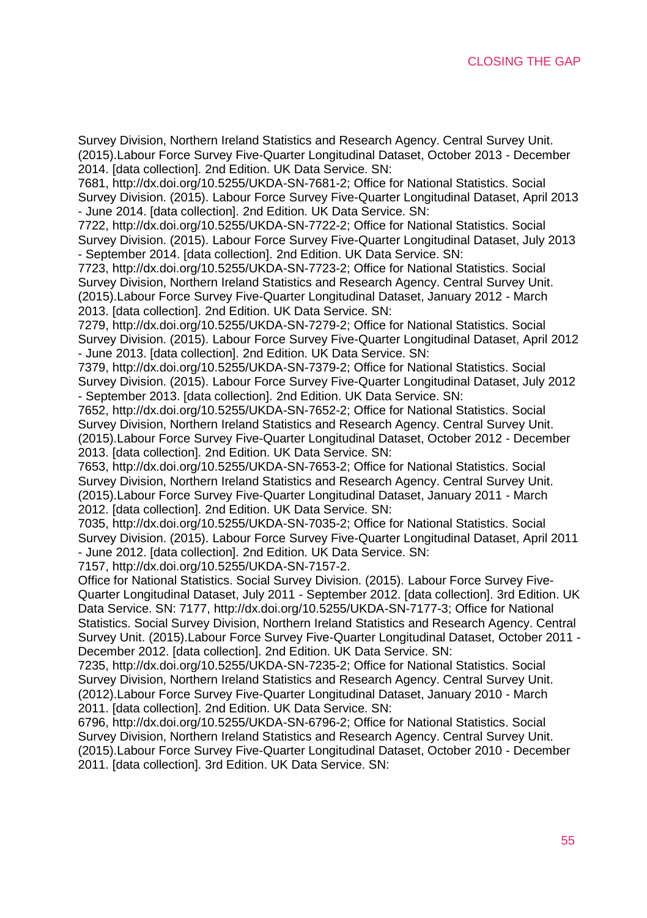Survey Division, Northern Ireland Statistics and Research Agency. Central Survey Unit. (2015).Labour Force Survey Five-Quarter Longitudinal Dataset, October 2013 - December 2014. [data collection]. 2nd Edition. UK Data Service. SN: 7681, http://dx.doi.org/10.5255/UKDA-SN-7681-2; Office for National Statistics. Social Survey Division. (2015). Labour Force Survey Five-Quarter Longitudinal Dataset, April 2013 - June 2014. [data collection]. 2nd Edition. UK Data Service. SN: 7722, http://dx.doi.org/10.5255/UKDA-SN-7722-2; Office for National Statistics. Social Survey Division. (2015). Labour Force Survey Five-Quarter Longitudinal Dataset, July 2013 - September 2014. [data collection]. 2nd Edition. UK Data Service. SN: 7723, http://dx.doi.org/10.5255/UKDA-SN-7723-2; Office for National Statistics. Social Survey Division, Northern Ireland Statistics and Research Agency. Central Survey Unit. (2015).Labour Force Survey Five-Quarter Longitudinal Dataset, January 2012 - March 2013. [data collection]. 2nd Edition. UK Data Service. SN: 7279, http://dx.doi.org/10.5255/UKDA-SN-7279-2; Office for National Statistics. Social Survey Division. (2015). Labour Force Survey Five-Quarter Longitudinal Dataset, April 2012 - June 2013. [data collection]. 2nd Edition. UK Data Service. SN: 7379, http://dx.doi.org/10.5255/UKDA-SN-7379-2; Office for National Statistics. Social Survey Division. (2015). Labour Force Survey Five-Quarter Longitudinal Dataset, July 2012 - September 2013. [data collection]. 2nd Edition. UK Data Service. SN: 7652, http://dx.doi.org/10.5255/UKDA-SN-7652-2; Office for National Statistics. Social Survey Division, Northern Ireland Statistics and Research Agency. Central Survey Unit. (2015).Labour Force Survey Five-Quarter Longitudinal Dataset, October 2012 - December 2013. [data collection]. 2nd Edition. UK Data Service. SN: 7653, http://dx.doi.org/10.5255/UKDA-SN-7653-2; Office for National Statistics. Social Survey Division, Northern Ireland Statistics and Research Agency. Central Survey Unit. (2015).Labour Force Survey Five-Quarter Longitudinal Dataset, January 2011 - March 2012. [data collection]. 2nd Edition. UK Data Service. SN: 7035, http://dx.doi.org/10.5255/UKDA-SN-7035-2; Office for National Statistics. Social Survey Division. (2015). Labour Force Survey Five-Quarter Longitudinal Dataset, April 2011 - June 2012. [data collection]. 2nd Edition. UK Data Service. SN: 7157, http://dx.doi.org/10.5255/UKDA-SN-7157-2.

Office for National Statistics. Social Survey Division. (2015). Labour Force Survey Five-Quarter Longitudinal Dataset, July 2011 - September 2012. [data collection]. 3rd Edition. UK Data Service. SN: 7177, http://dx.doi.org/10.5255/UKDA-SN-7177-3; Office for National Statistics. Social Survey Division, Northern Ireland Statistics and Research Agency. Central Survey Unit. (2015).Labour Force Survey Five-Quarter Longitudinal Dataset, October 2011 - December 2012. [data collection]. 2nd Edition. UK Data Service. SN: 7235, http://dx.doi.org/10.5255/UKDA-SN-7235-2; Office for National Statistics. Social Survey Division, Northern Ireland Statistics and Research Agency. Central Survey Unit. (2012).Labour Force Survey Five-Quarter Longitudinal Dataset, January 2010 - March 2011. [data collection]. 2nd Edition. UK Data Service. SN: 6796, http://dx.doi.org/10.5255/UKDA-SN-6796-2; Office for National Statistics. Social Survey Division, Northern Ireland Statistics and Research Agency. Central Survey Unit. (2015).Labour Force Survey Five-Quarter Longitudinal Dataset, October 2010 - December 2011. [data collection]. 3rd Edition. UK Data Service. SN: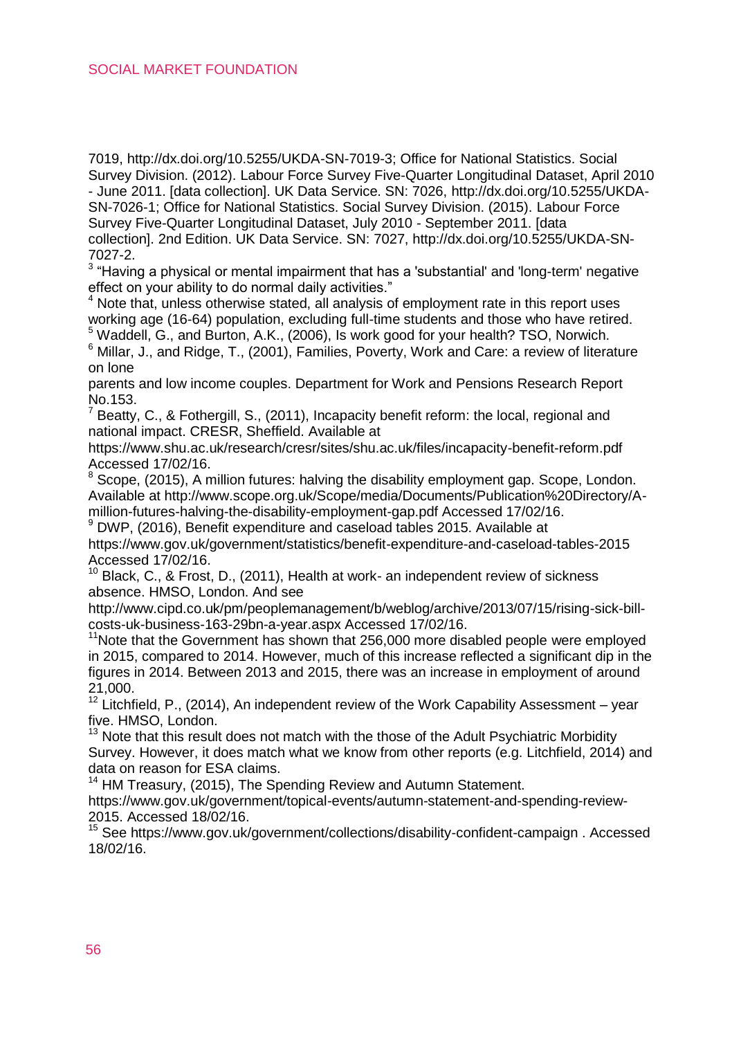7019, http://dx.doi.org/10.5255/UKDA-SN-7019-3; Office for National Statistics. Social Survey Division. (2012). Labour Force Survey Five-Quarter Longitudinal Dataset, April 2010 - June 2011. [data collection]. UK Data Service. SN: 7026, http://dx.doi.org/10.5255/UKDA-SN-7026-1; Office for National Statistics. Social Survey Division. (2015). Labour Force Survey Five-Quarter Longitudinal Dataset, July 2010 - September 2011. [data collection]. 2nd Edition. UK Data Service. SN: 7027, http://dx.doi.org/10.5255/UKDA-SN-7027-2.

[3] "Having a physical or mental impairment that has a 'substantial' and 'long-term' negative effect on your ability to do normal daily activities."

[4] Note that, unless otherwise stated, all analysis of employment rate in this report uses working age (16-64) population, excluding full-time students and those who have retired.

[5] Waddell, G., and Burton, A.K., (2006), Is work good for your health? TSO, Norwich.

[6] Millar, J., and Ridge, T., (2001), Families, Poverty, Work and Care: a review of literature on lone parents and low income couples. Department for Work and Pensions Research Report No.153.

[7] Beatty, C., & Fothergill, S., (2011), Incapacity benefit reform: the local, regional and national impact. CRESR, Sheffield. Available at https://www.shu.ac.uk/research/cresr/sites/shu.ac.uk/files/incapacity-benefit-reform.pdf Accessed 17/02/16.

[8] Scope, (2015), A million futures: halving the disability employment gap. Scope, London. Available at http://www.scope.org.uk/Scope/media/Documents/Publication%20Directory/A-million-futures-halving-the-disability-employment-gap.pdf Accessed 17/02/16.

[9] DWP, (2016), Benefit expenditure and caseload tables 2015. Available at https://www.gov.uk/government/statistics/benefit-expenditure-and-caseload-tables-2015 Accessed 17/02/16.

[10] Black, C., & Frost, D., (2011), Health at work- an independent review of sickness absence. HMSO, London. And see http://www.cipd.co.uk/pm/peoplemanagement/b/weblog/archive/2013/07/15/rising-sick-bill-costs-uk-business-163-29bn-a-year.aspx Accessed 17/02/16.

[11] Note that the Government has shown that 256,000 more disabled people were employed in 2015, compared to 2014. However, much of this increase reflected a significant dip in the figures in 2014. Between 2013 and 2015, there was an increase in employment of around 21,000.

[12] Litchfield, P., (2014), An independent review of the Work Capability Assessment – year five. HMSO, London.

[13] Note that this result does not match with the those of the Adult Psychiatric Morbidity Survey. However, it does match what we know from other reports (e.g. Litchfield, 2014) and data on reason for ESA claims.

[14] HM Treasury, (2015), The Spending Review and Autumn Statement. https://www.gov.uk/government/topical-events/autumn-statement-and-spending-review-2015. Accessed 18/02/16.

[15] See https://www.gov.uk/government/collections/disability-confident-campaign . Accessed 18/02/16.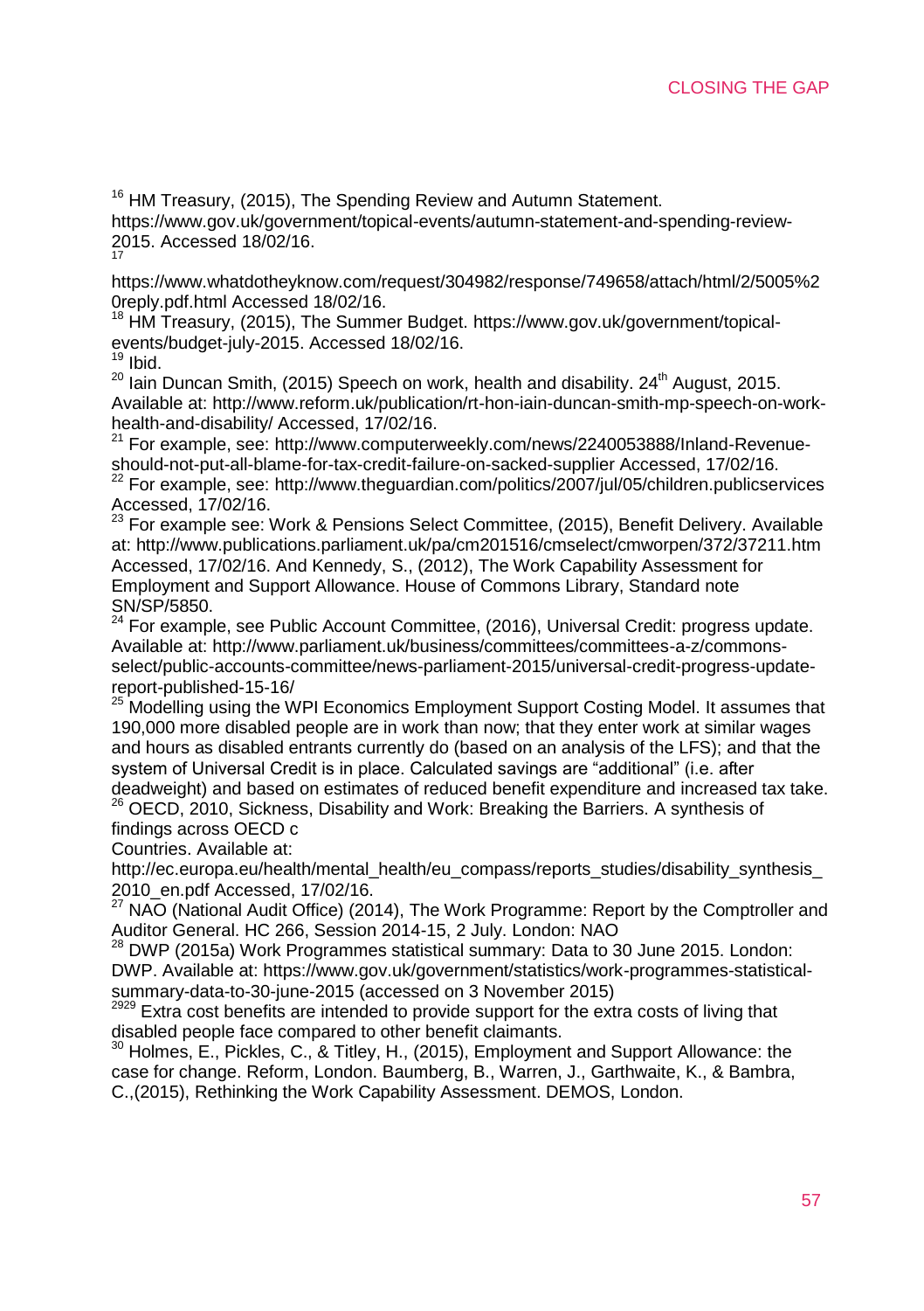[16] HM Treasury, (2015), The Spending Review and Autumn Statement. https://www.gov.uk/government/topical-events/autumn-statement-and-spending-review-2015. Accessed 18/02/16.

[17] https://www.whatdotheyknow.com/request/304982/response/749658/attach/html/2/5005%20reply.pdf.html Accessed 18/02/16.

[18] HM Treasury, (2015), The Summer Budget. https://www.gov.uk/government/topical-events/budget-july-2015. Accessed 18/02/16.

[19] Ibid.

[20] Iain Duncan Smith, (2015) Speech on work, health and disability. 24th August, 2015. Available at: http://www.reform.uk/publication/rt-hon-iain-duncan-smith-mp-speech-on-work-health-and-disability/ Accessed, 17/02/16.

[21] For example, see: http://www.computerweekly.com/news/2240053888/Inland-Revenue-should-not-put-all-blame-for-tax-credit-failure-on-sacked-supplier Accessed, 17/02/16.

[22] For example, see: http://www.theguardian.com/politics/2007/jul/05/children.publicservices Accessed, 17/02/16.

[23] For example see: Work & Pensions Select Committee, (2015), Benefit Delivery. Available at: http://www.publications.parliament.uk/pa/cm201516/cmselect/cmworpen/372/37211.htm Accessed, 17/02/16. And Kennedy, S., (2012), The Work Capability Assessment for Employment and Support Allowance. House of Commons Library, Standard note SN/SP/5850.

[24] For example, see Public Account Committee, (2016), Universal Credit: progress update. Available at: http://www.parliament.uk/business/committees/committees-a-z/commons-select/public-accounts-committee/news-parliament-2015/universal-credit-progress-update-report-published-15-16/

[25] Modelling using the WPI Economics Employment Support Costing Model. It assumes that 190,000 more disabled people are in work than now; that they enter work at similar wages and hours as disabled entrants currently do (based on an analysis of the LFS); and that the system of Universal Credit is in place. Calculated savings are "additional" (i.e. after deadweight) and based on estimates of reduced benefit expenditure and increased tax take.

[26] OECD, 2010, Sickness, Disability and Work: Breaking the Barriers. A synthesis of findings across OECD c
Countries. Available at: http://ec.europa.eu/health/mental_health/eu_compass/reports_studies/disability_synthesis_2010_en.pdf Accessed, 17/02/16.

[27] NAO (National Audit Office) (2014), The Work Programme: Report by the Comptroller and Auditor General. HC 266, Session 2014-15, 2 July. London: NAO

[28] DWP (2015a) Work Programmes statistical summary: Data to 30 June 2015. London: DWP. Available at: https://www.gov.uk/government/statistics/work-programmes-statistical-summary-data-to-30-june-2015 (accessed on 3 November 2015)

[2929] Extra cost benefits are intended to provide support for the extra costs of living that disabled people face compared to other benefit claimants.

[30] Holmes, E., Pickles, C., & Titley, H., (2015), Employment and Support Allowance: the case for change. Reform, London. Baumberg, B., Warren, J., Garthwaite, K., & Bambra, C.,(2015), Rethinking the Work Capability Assessment. DEMOS, London.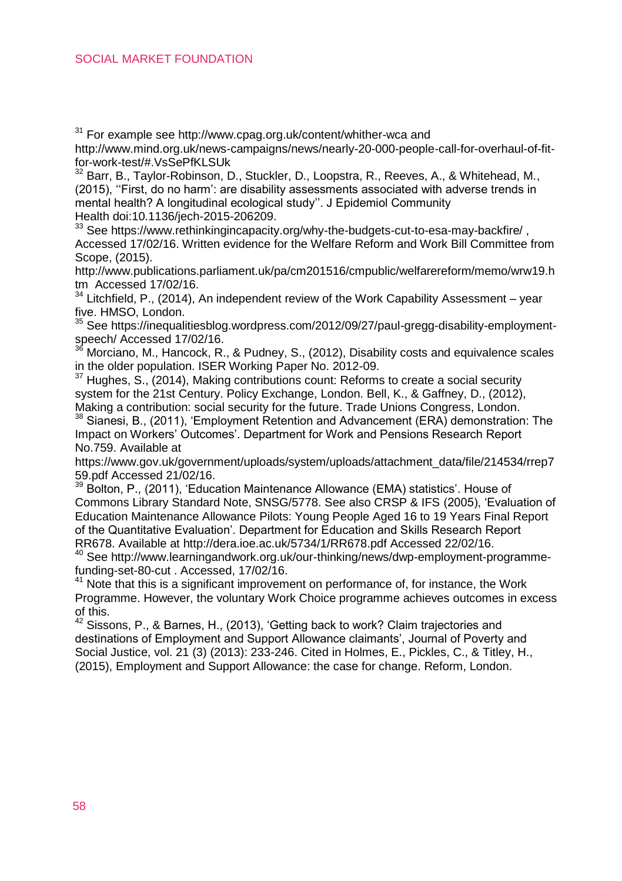[31] For example see http://www.cpag.org.uk/content/whither-wca and http://www.mind.org.uk/news-campaigns/news/nearly-20-000-people-call-for-overhaul-of-fit-for-work-test/#.VsSePfKLSUk

[32] Barr, B., Taylor-Robinson, D., Stuckler, D., Loopstra, R., Reeves, A., & Whitehead, M., (2015), ''First, do no harm': are disability assessments associated with adverse trends in mental health? A longitudinal ecological study''. J Epidemiol Community Health doi:10.1136/jech-2015-206209.

[33] See https://www.rethinkingincapacity.org/why-the-budgets-cut-to-esa-may-backfire/ , Accessed 17/02/16. Written evidence for the Welfare Reform and Work Bill Committee from Scope, (2015). http://www.publications.parliament.uk/pa/cm201516/cmpublic/welfarereform/memo/wrw19.htm Accessed 17/02/16.

[34] Litchfield, P., (2014), An independent review of the Work Capability Assessment – year five. HMSO, London.

[35] See https://inequalitiesblog.wordpress.com/2012/09/27/paul-gregg-disability-employment-speech/ Accessed 17/02/16.

[36] Morciano, M., Hancock, R., & Pudney, S., (2012), Disability costs and equivalence scales in the older population. ISER Working Paper No. 2012-09.

[37] Hughes, S., (2014), Making contributions count: Reforms to create a social security system for the 21st Century. Policy Exchange, London. Bell, K., & Gaffney, D., (2012), Making a contribution: social security for the future. Trade Unions Congress, London.

[38] Sianesi, B., (2011), 'Employment Retention and Advancement (ERA) demonstration: The Impact on Workers' Outcomes'. Department for Work and Pensions Research Report No.759. Available at https://www.gov.uk/government/uploads/system/uploads/attachment_data/file/214534/rrep759.pdf Accessed 21/02/16.

[39] Bolton, P., (2011), 'Education Maintenance Allowance (EMA) statistics'. House of Commons Library Standard Note, SNSG/5778. See also CRSP & IFS (2005), 'Evaluation of Education Maintenance Allowance Pilots: Young People Aged 16 to 19 Years Final Report of the Quantitative Evaluation'. Department for Education and Skills Research Report RR678. Available at http://dera.ioe.ac.uk/5734/1/RR678.pdf Accessed 22/02/16.

[40] See http://www.learningandwork.org.uk/our-thinking/news/dwp-employment-programme-funding-set-80-cut . Accessed, 17/02/16.

[41] Note that this is a significant improvement on performance of, for instance, the Work Programme. However, the voluntary Work Choice programme achieves outcomes in excess of this.

[42] Sissons, P., & Barnes, H., (2013), 'Getting back to work? Claim trajectories and destinations of Employment and Support Allowance claimants', Journal of Poverty and Social Justice, vol. 21 (3) (2013): 233-246. Cited in Holmes, E., Pickles, C., & Titley, H., (2015), Employment and Support Allowance: the case for change. Reform, London.